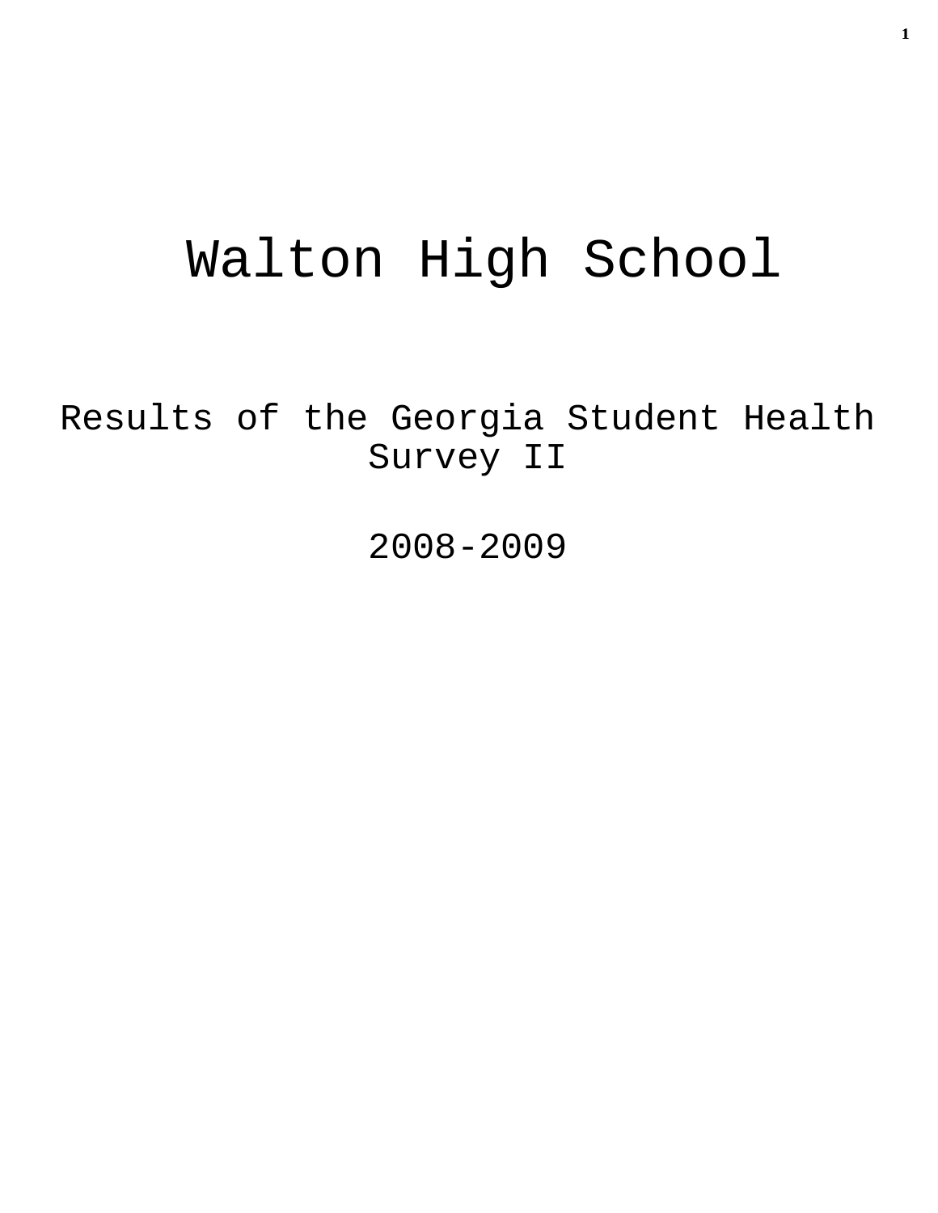# Walton High School

## Results of the Georgia Student Health Survey II

## 2008-2009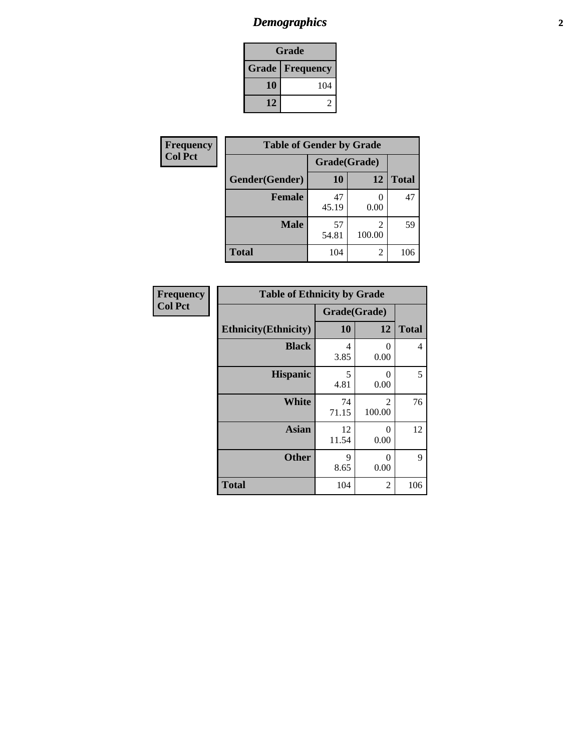# Demographics

| Grade | |
|---|---|
| **Grade** | **Frequency** |
| **10** | 104 |
| **12** | 2 |

**Frequency**
**Col Pct**

| Table of Gender by Grade | | | |
|---|---|---|---|
| | Grade(Grade) | | |
| **Gender(Gender)** | **10** | **12** | **Total** |
| **Female** | 47<br>45.19 | 0<br>0.00 | 47 |
| **Male** | 57<br>54.81 | 2<br>100.00 | 59 |
| **Total** | 104 | 2 | 106 |

**Frequency**
**Col Pct**

| Table of Ethnicity by Grade | | | |
|---|---|---|---|
| | Grade(Grade) | | |
| **Ethnicity(Ethnicity)** | **10** | **12** | **Total** |
| **Black** | 4<br>3.85 | 0<br>0.00 | 4 |
| **Hispanic** | 5<br>4.81 | 0<br>0.00 | 5 |
| **White** | 74<br>71.15 | 2<br>100.00 | 76 |
| **Asian** | 12<br>11.54 | 0<br>0.00 | 12 |
| **Other** | 9<br>8.65 | 0<br>0.00 | 9 |
| **Total** | 104 | 2 | 106 |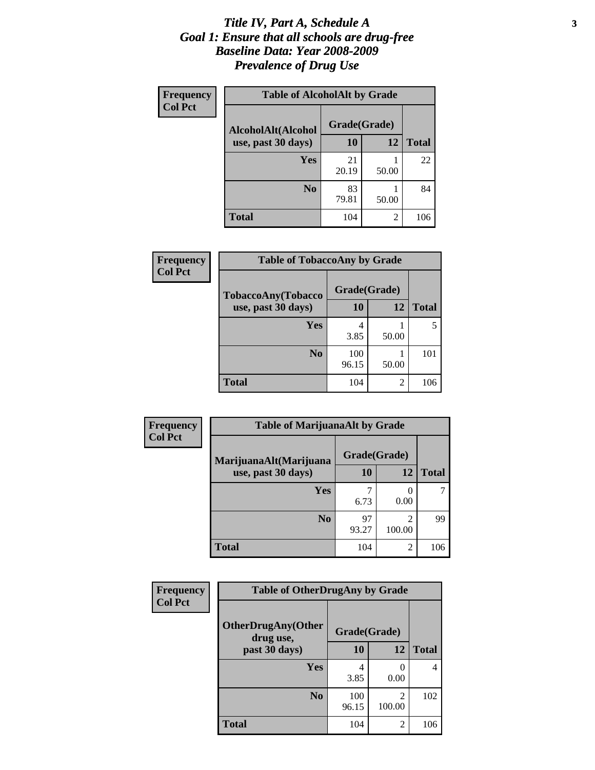# *Title IV, Part A, Schedule A*
# *Goal 1: Ensure that all schools are drug-free*
# *Baseline Data: Year 2008-2009*
# *Prevalence of Drug Use*

**Frequency**
**Col Pct**

| Table of AlcoholAlt by Grade | | | |
|---|---|---|---|
| AlcoholAlt(Alcohol use, past 30 days) | Grade(Grade) | | |
| | 10 | 12 | Total |
| Yes | 21<br>20.19 | 1<br>50.00 | 22 |
| No | 83<br>79.81 | 1<br>50.00 | 84 |
| Total | 104 | 2 | 106 |

**Frequency**
**Col Pct**

| Table of TobaccoAny by Grade | | | |
|---|---|---|---|
| TobaccoAny(Tobacco use, past 30 days) | Grade(Grade) | | |
| | 10 | 12 | Total |
| Yes | 4<br>3.85 | 1<br>50.00 | 5 |
| No | 100<br>96.15 | 1<br>50.00 | 101 |
| Total | 104 | 2 | 106 |

**Frequency**
**Col Pct**

| Table of MarijuanaAlt by Grade | | | |
|---|---|---|---|
| MarijuanaAlt(Marijuana use, past 30 days) | Grade(Grade) | | |
| | 10 | 12 | Total |
| Yes | 7<br>6.73 | 0<br>0.00 | 7 |
| No | 97<br>93.27 | 2<br>100.00 | 99 |
| Total | 104 | 2 | 106 |

**Frequency**
**Col Pct**

| Table of OtherDrugAny by Grade | | | |
|---|---|---|---|
| OtherDrugAny(Other drug use, past 30 days) | Grade(Grade) | | |
| | 10 | 12 | Total |
| Yes | 4<br>3.85 | 0<br>0.00 | 4 |
| No | 100<br>96.15 | 2<br>100.00 | 102 |
| Total | 104 | 2 | 106 |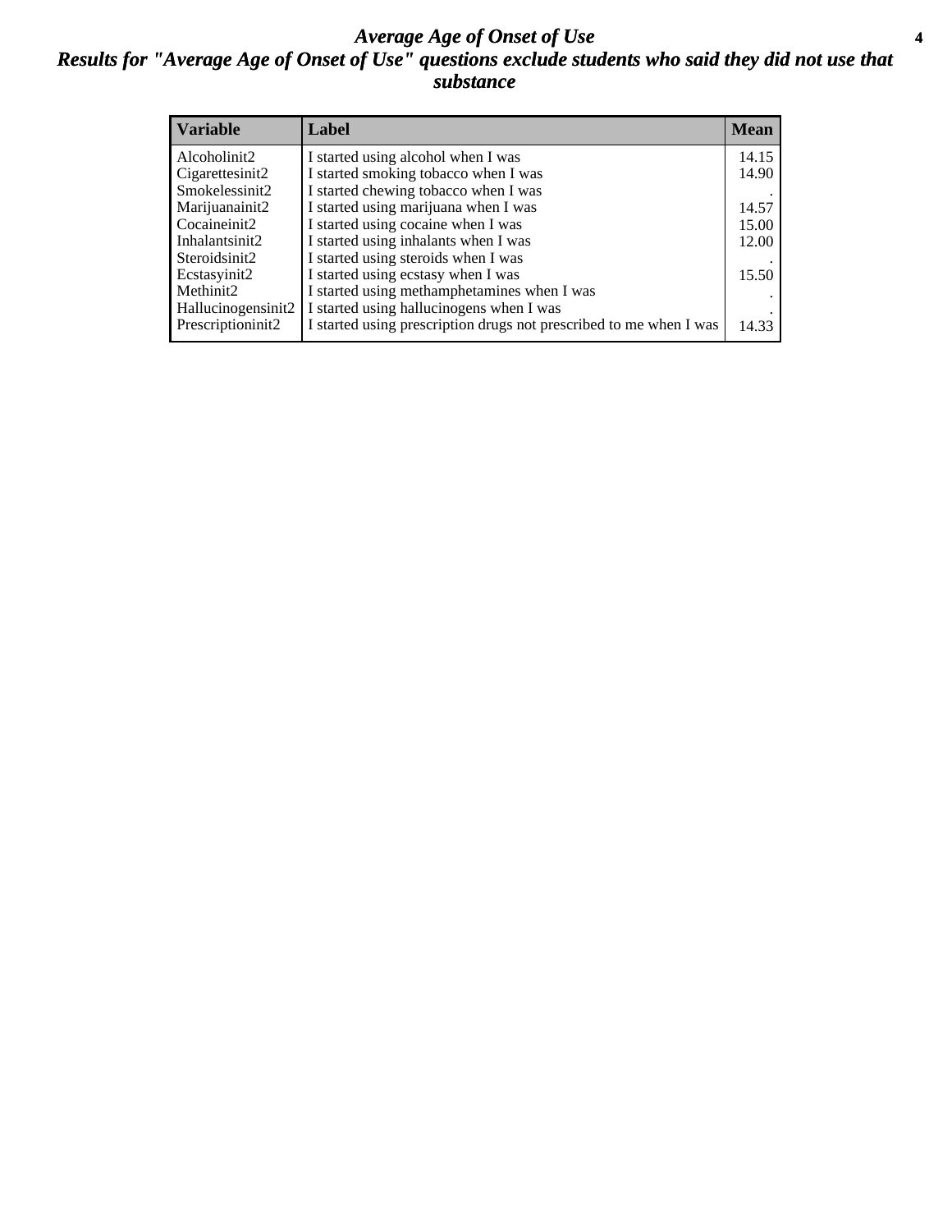# Average Age of Onset of Use

## Results for "Average Age of Onset of Use" questions exclude students who said they did not use that substance

| Variable | Label | Mean |
|---|---|---|
| Alcoholinit2 | I started using alcohol when I was | 14.15 |
| Cigarettesinit2 | I started smoking tobacco when I was | 14.90 |
| Smokelessinit2 | I started chewing tobacco when I was | . |
| Marijuanainit2 | I started using marijuana when I was | 14.57 |
| Cocaineinit2 | I started using cocaine when I was | 15.00 |
| Inhalantsinit2 | I started using inhalants when I was | 12.00 |
| Steroidsinit2 | I started using steroids when I was | . |
| Ecstasyinit2 | I started using ecstasy when I was | 15.50 |
| Methinit2 | I started using methamphetamines when I was | . |
| Hallucinogensinit2 | I started using hallucinogens when I was | . |
| Prescriptioninit2 | I started using prescription drugs not prescribed to me when I was | 14.33 |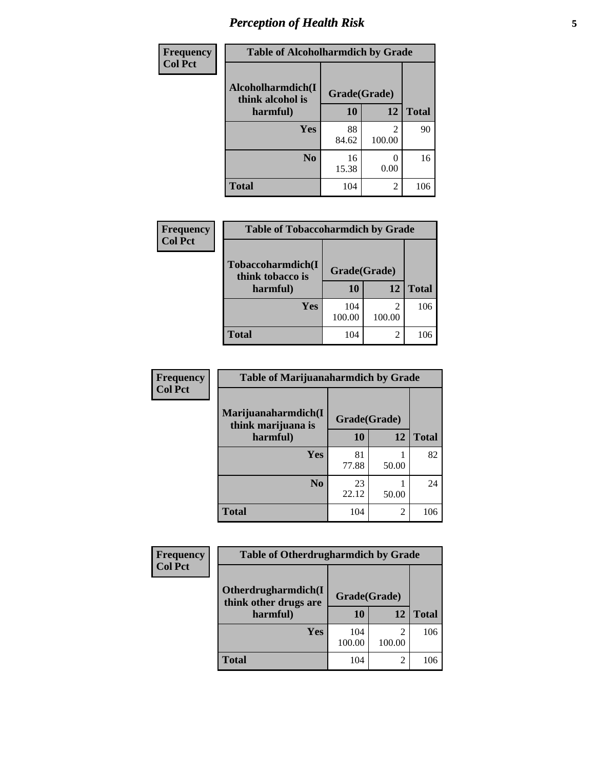# *Perception of Health Risk*

| Frequency Col Pct | Table of Alcoholharmdich by Grade | | |
|---|---|---|---|
| Alcoholharmdich(I think alcohol is harmful) | Grade(Grade) | | |
| | 10 | 12 | Total |
| Yes | 88<br>84.62 | 2<br>100.00 | 90 |
| No | 16<br>15.38 | 0<br>0.00 | 16 |
| Total | 104 | 2 | 106 |

| Frequency Col Pct | Table of Tobaccoharmdich by Grade | | |
|---|---|---|---|
| Tobaccoharmdich(I think tobacco is harmful) | Grade(Grade) | | |
| | 10 | 12 | Total |
| Yes | 104<br>100.00 | 2<br>100.00 | 106 |
| Total | 104 | 2 | 106 |

| Frequency Col Pct | Table of Marijuanaharmdich by Grade | | |
|---|---|---|---|
| Marijuanaharmdich(I think marijuana is harmful) | Grade(Grade) | | |
| | 10 | 12 | Total |
| Yes | 81<br>77.88 | 1<br>50.00 | 82 |
| No | 23<br>22.12 | 1<br>50.00 | 24 |
| Total | 104 | 2 | 106 |

| Frequency Col Pct | Table of Otherdrugharmdich by Grade | | |
|---|---|---|---|
| Otherdrugharmdich(I think other drugs are harmful) | Grade(Grade) | | |
| | 10 | 12 | Total |
| Yes | 104<br>100.00 | 2<br>100.00 | 106 |
| Total | 104 | 2 | 106 |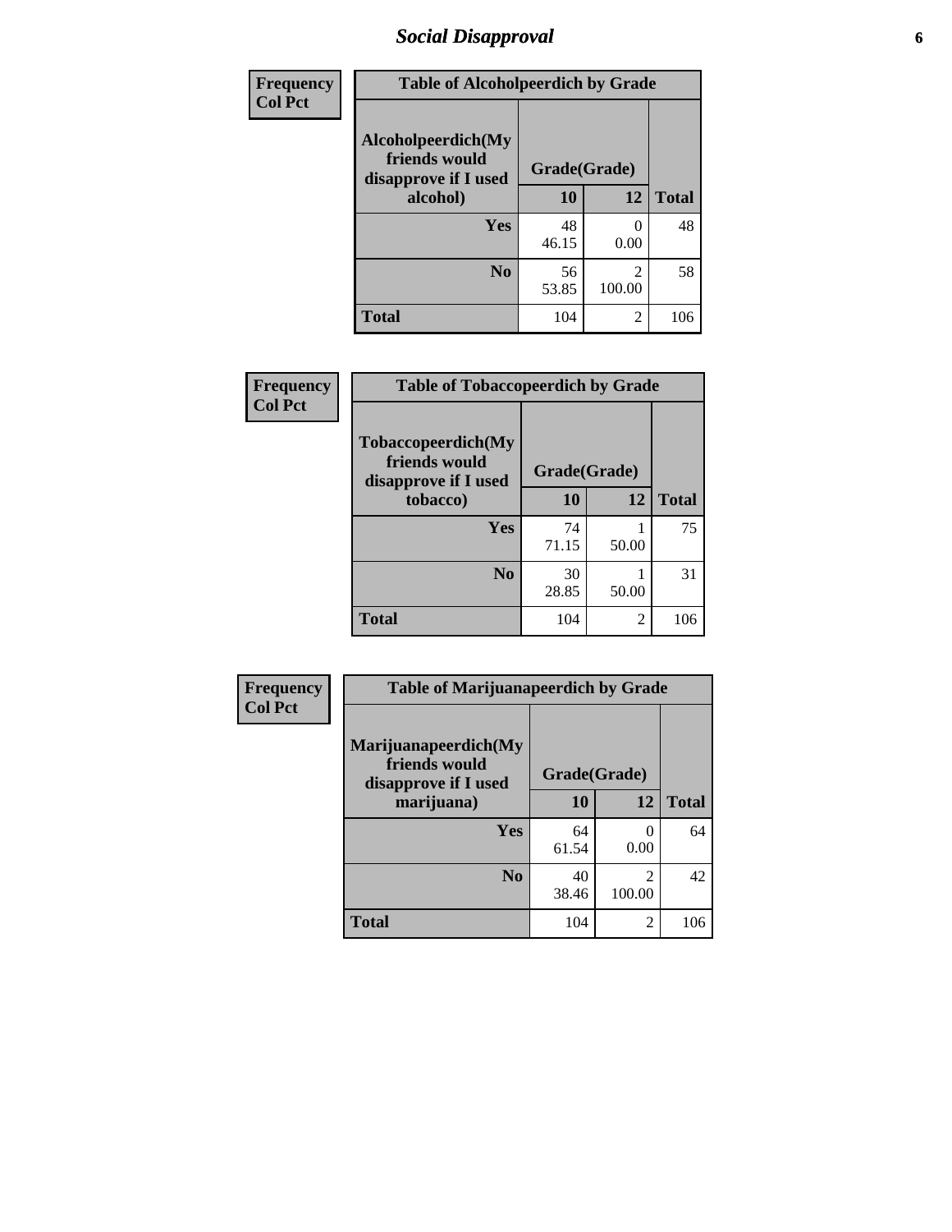# Social Disapproval

| Frequency<br>Col Pct | | | |
|---|---|---|---|

**Table of Alcoholpeerdich by Grade**

| Alcoholpeerdich(My friends would disapprove if I used alcohol) | Grade(Grade) 10 | 12 | Total |
|---|---|---|---|
| Yes | 48<br>46.15 | 0<br>0.00 | 48 |
| No | 56<br>53.85 | 2<br>100.00 | 58 |
| Total | 104 | 2 | 106 |

| Frequency<br>Col Pct | | | |
|---|---|---|---|

**Table of Tobaccopeerdich by Grade**

| Tobaccopeerdich(My friends would disapprove if I used tobacco) | Grade(Grade) 10 | 12 | Total |
|---|---|---|---|
| Yes | 74<br>71.15 | 1<br>50.00 | 75 |
| No | 30<br>28.85 | 1<br>50.00 | 31 |
| Total | 104 | 2 | 106 |

| Frequency<br>Col Pct | | | |
|---|---|---|---|

**Table of Marijuanapeerdich by Grade**

| Marijuanapeerdich(My friends would disapprove if I used marijuana) | Grade(Grade) 10 | 12 | Total |
|---|---|---|---|
| Yes | 64<br>61.54 | 0<br>0.00 | 64 |
| No | 40<br>38.46 | 2<br>100.00 | 42 |
| Total | 104 | 2 | 106 |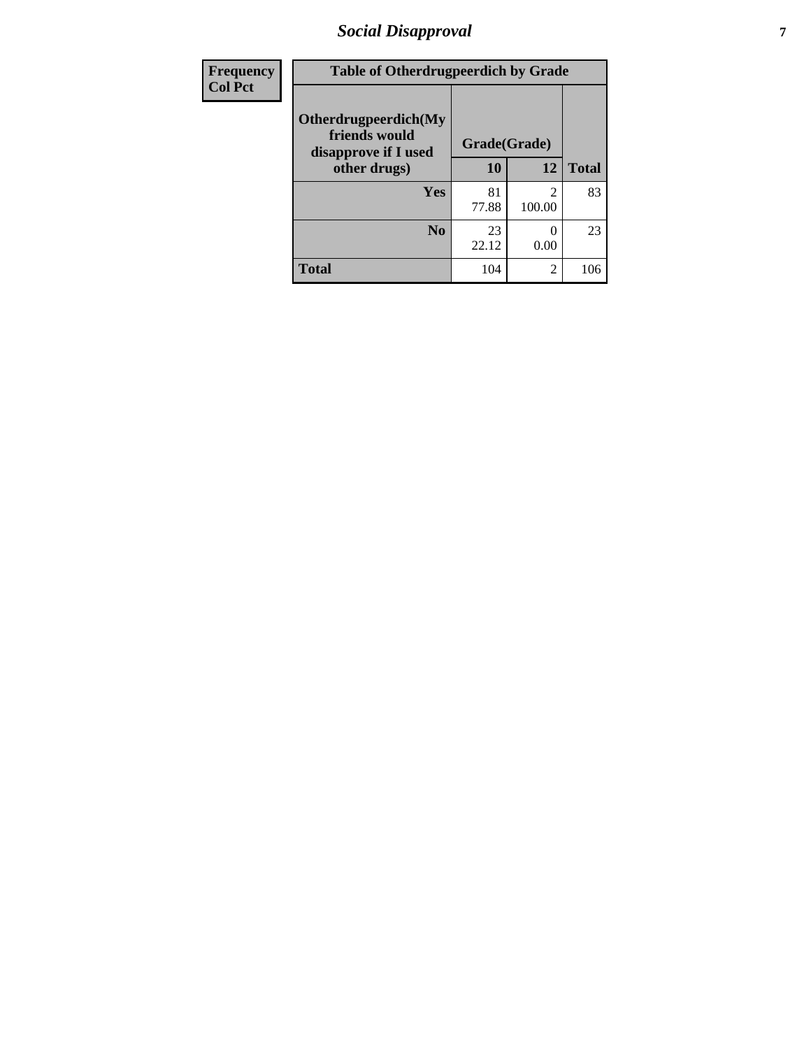| Frequency<br>Col Pct | Table of Otherdrugpeerdich by Grade | | | |
|---|---|---|---|---|
| | Otherdrugpeerdich(My friends would disapprove if I used other drugs) | Grade(Grade) | | |
| | | 10 | 12 | Total |
| | Yes | 81<br>77.88 | 2<br>100.00 | 83 |
| | No | 23<br>22.12 | 0<br>0.00 | 23 |
| | Total | 104 | 2 | 106 |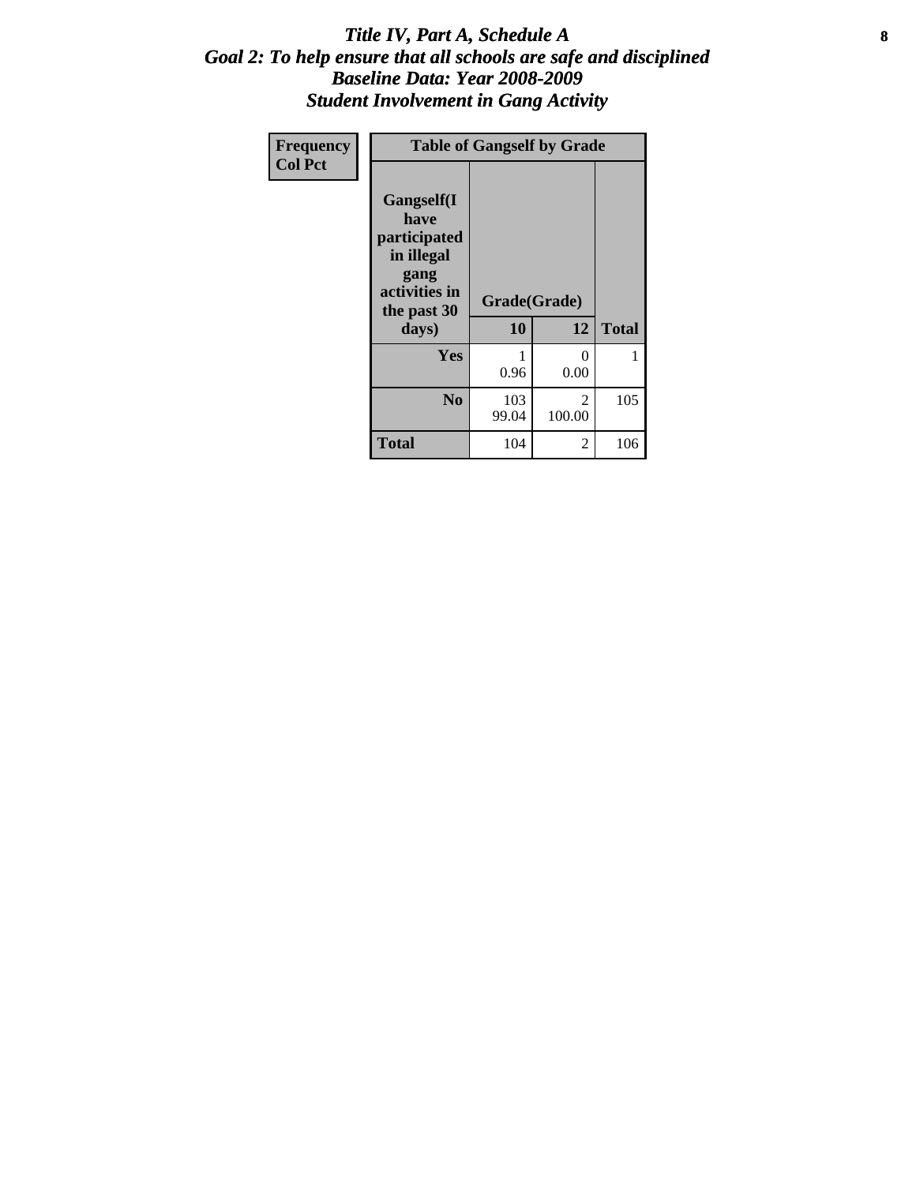# *Title IV, Part A, Schedule A*
## *Goal 2: To help ensure that all schools are safe and disciplined*
## *Baseline Data: Year 2008-2009*
## *Student Involvement in Gang Activity*

| Frequency<br>Col Pct | Table of Gangself by Grade | | |
|---|---|---|---|
| **Gangself(I have participated in illegal gang activities in the past 30 days)** | **Grade(Grade)** | | |
| | **10** | **12** | **Total** |
| **Yes** | 1<br>0.96 | 0<br>0.00 | 1 |
| **No** | 103<br>99.04 | 2<br>100.00 | 105 |
| **Total** | 104 | 2 | 106 |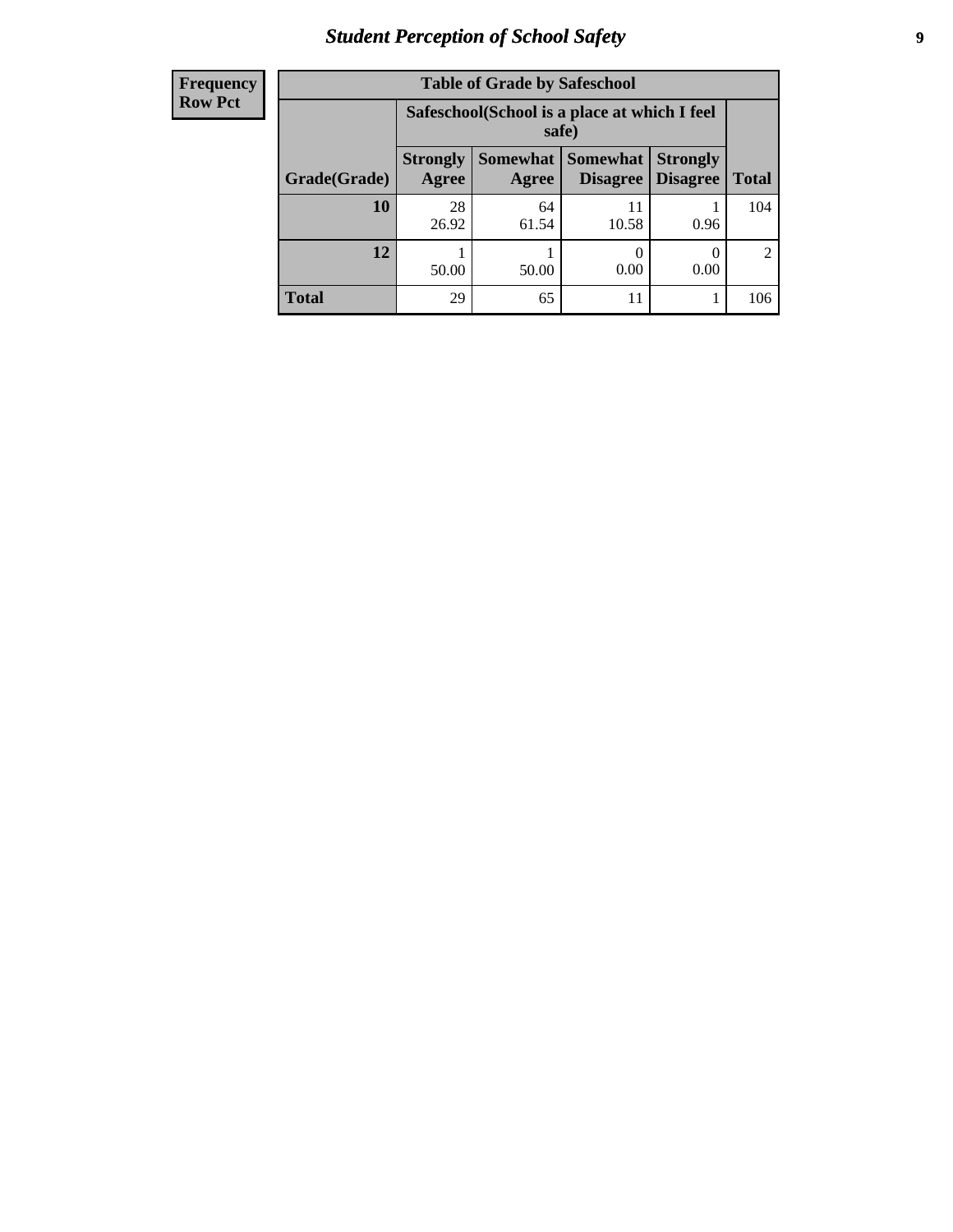| Frequency Row Pct |
|---|

| Table of Grade by Safeschool | | | | | |
|---|---|---|---|---|---|
| | Safeschool(School is a place at which I feel safe) | | | | |
| Grade(Grade) | Strongly Agree | Somewhat Agree | Somewhat Disagree | Strongly Disagree | Total |
| 10 | 28<br>26.92 | 64<br>61.54 | 11<br>10.58 | 1<br>0.96 | 104 |
| 12 | 1<br>50.00 | 1<br>50.00 | 0<br>0.00 | 0<br>0.00 | 2 |
| Total | 29 | 65 | 11 | 1 | 106 |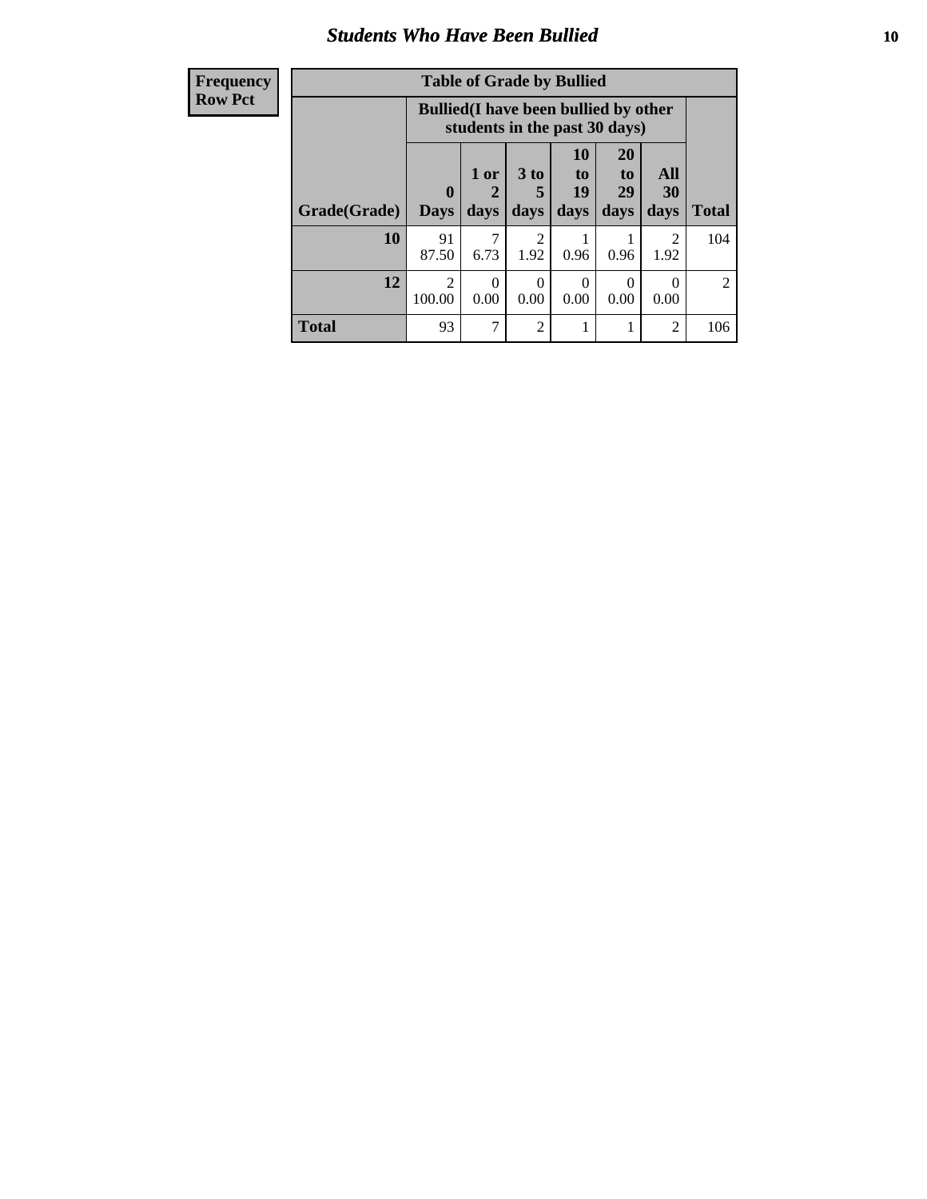# *Students Who Have Been Bullied*

| Frequency<br>Row Pct |
|---|

**Table of Grade by Bullied**

| Grade(Grade) | Bullied(I have been bullied by other students in the past 30 days) | | | | | | Total |
|---|---|---|---|---|---|---|---|
| | 0 Days | 1 or 2 days | 3 to 5 days | 10 to 19 days | 20 to 29 days | All 30 days | |
| **10** | 91<br>87.50 | 7<br>6.73 | 2<br>1.92 | 1<br>0.96 | 1<br>0.96 | 2<br>1.92 | 104 |
| **12** | 2<br>100.00 | 0<br>0.00 | 0<br>0.00 | 0<br>0.00 | 0<br>0.00 | 0<br>0.00 | 2 |
| **Total** | 93 | 7 | 2 | 1 | 1 | 2 | 106 |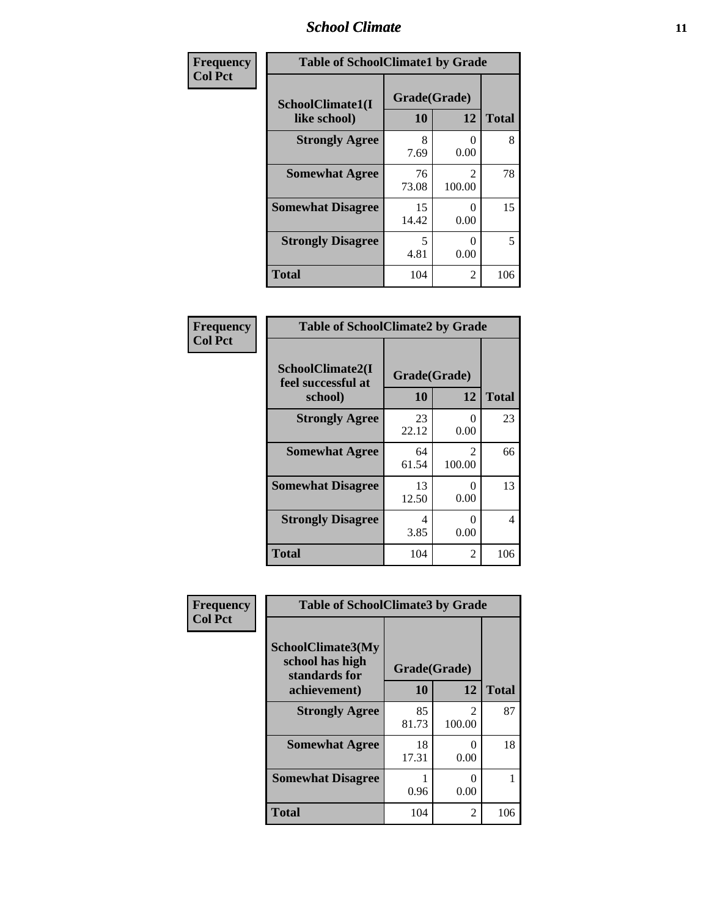| Frequency<br>Col Pct | Table of SchoolClimate1 by Grade | | |
|---|---|---|---|
| SchoolClimate1(I like school) | Grade(Grade) 10 | 12 | Total |
| Strongly Agree | 8<br>7.69 | 0<br>0.00 | 8 |
| Somewhat Agree | 76<br>73.08 | 2<br>100.00 | 78 |
| Somewhat Disagree | 15<br>14.42 | 0<br>0.00 | 15 |
| Strongly Disagree | 5<br>4.81 | 0<br>0.00 | 5 |
| Total | 104 | 2 | 106 |

| Frequency<br>Col Pct | Table of SchoolClimate2 by Grade | | |
|---|---|---|---|
| SchoolClimate2(I feel successful at school) | Grade(Grade) 10 | 12 | Total |
| Strongly Agree | 23<br>22.12 | 0<br>0.00 | 23 |
| Somewhat Agree | 64<br>61.54 | 2<br>100.00 | 66 |
| Somewhat Disagree | 13<br>12.50 | 0<br>0.00 | 13 |
| Strongly Disagree | 4<br>3.85 | 0<br>0.00 | 4 |
| Total | 104 | 2 | 106 |

| Frequency<br>Col Pct | Table of SchoolClimate3 by Grade | | |
|---|---|---|---|
| SchoolClimate3(My school has high standards for achievement) | Grade(Grade) 10 | 12 | Total |
| Strongly Agree | 85<br>81.73 | 2<br>100.00 | 87 |
| Somewhat Agree | 18<br>17.31 | 0<br>0.00 | 18 |
| Somewhat Disagree | 1<br>0.96 | 0<br>0.00 | 1 |
| Total | 104 | 2 | 106 |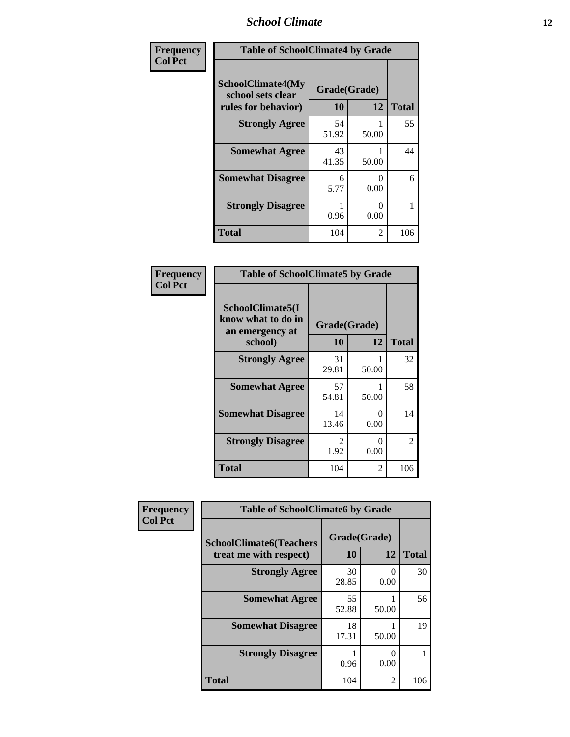| Frequency<br>Col Pct | Table of SchoolClimate4 by Grade | | |
|---|---|---|---|
| SchoolClimate4(My school sets clear rules for behavior) | Grade(Grade) | | |
| | 10 | 12 | Total |
| Strongly Agree | 54<br>51.92 | 1<br>50.00 | 55 |
| Somewhat Agree | 43<br>41.35 | 1<br>50.00 | 44 |
| Somewhat Disagree | 6<br>5.77 | 0<br>0.00 | 6 |
| Strongly Disagree | 1<br>0.96 | 0<br>0.00 | 1 |
| Total | 104 | 2 | 106 |

| Frequency<br>Col Pct | Table of SchoolClimate5 by Grade | | |
|---|---|---|---|
| SchoolClimate5(I know what to do in an emergency at school) | Grade(Grade) | | |
| | 10 | 12 | Total |
| Strongly Agree | 31<br>29.81 | 1<br>50.00 | 32 |
| Somewhat Agree | 57<br>54.81 | 1<br>50.00 | 58 |
| Somewhat Disagree | 14<br>13.46 | 0<br>0.00 | 14 |
| Strongly Disagree | 2<br>1.92 | 0<br>0.00 | 2 |
| Total | 104 | 2 | 106 |

| Frequency<br>Col Pct | Table of SchoolClimate6 by Grade | | |
|---|---|---|---|
| SchoolClimate6(Teachers treat me with respect) | Grade(Grade) | | |
| | 10 | 12 | Total |
| Strongly Agree | 30<br>28.85 | 0<br>0.00 | 30 |
| Somewhat Agree | 55<br>52.88 | 1<br>50.00 | 56 |
| Somewhat Disagree | 18<br>17.31 | 1<br>50.00 | 19 |
| Strongly Disagree | 1<br>0.96 | 0<br>0.00 | 1 |
| Total | 104 | 2 | 106 |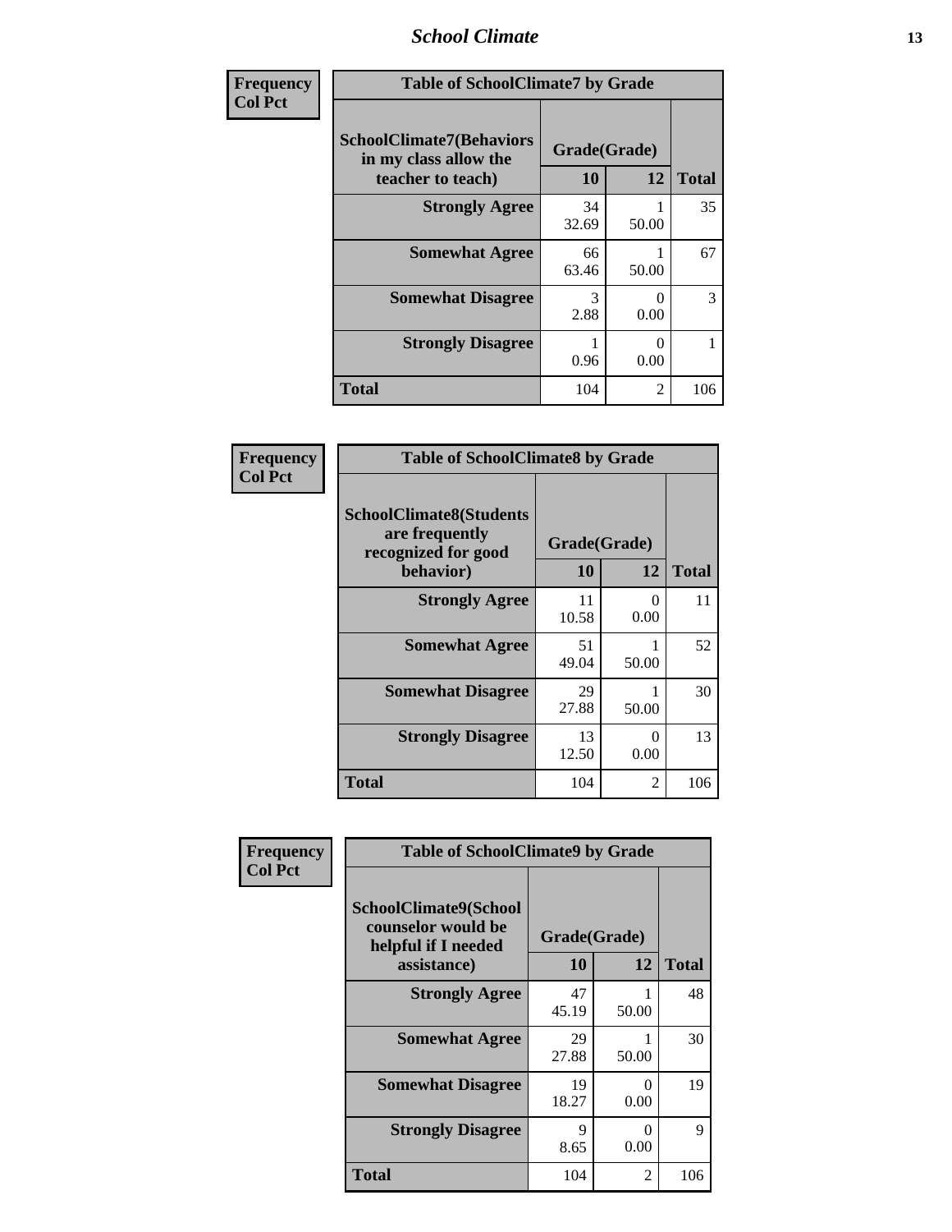| Frequency<br>Col Pct | Table of SchoolClimate7 by Grade | | |
|---|---|---|---|
| SchoolClimate7(Behaviors in my class allow the teacher to teach) | Grade(Grade) | | |
| | 10 | 12 | Total |
| Strongly Agree | 34<br>32.69 | 1<br>50.00 | 35 |
| Somewhat Agree | 66<br>63.46 | 1<br>50.00 | 67 |
| Somewhat Disagree | 3<br>2.88 | 0<br>0.00 | 3 |
| Strongly Disagree | 1<br>0.96 | 0<br>0.00 | 1 |
| Total | 104 | 2 | 106 |

| Frequency<br>Col Pct | Table of SchoolClimate8 by Grade | | |
|---|---|---|---|
| SchoolClimate8(Students are frequently recognized for good behavior) | Grade(Grade) | | |
| | 10 | 12 | Total |
| Strongly Agree | 11<br>10.58 | 0<br>0.00 | 11 |
| Somewhat Agree | 51<br>49.04 | 1<br>50.00 | 52 |
| Somewhat Disagree | 29<br>27.88 | 1<br>50.00 | 30 |
| Strongly Disagree | 13<br>12.50 | 0<br>0.00 | 13 |
| Total | 104 | 2 | 106 |

| Frequency<br>Col Pct | Table of SchoolClimate9 by Grade | | |
|---|---|---|---|
| SchoolClimate9(School counselor would be helpful if I needed assistance) | Grade(Grade) | | |
| | 10 | 12 | Total |
| Strongly Agree | 47<br>45.19 | 1<br>50.00 | 48 |
| Somewhat Agree | 29<br>27.88 | 1<br>50.00 | 30 |
| Somewhat Disagree | 19<br>18.27 | 0<br>0.00 | 19 |
| Strongly Disagree | 9<br>8.65 | 0<br>0.00 | 9 |
| Total | 104 | 2 | 106 |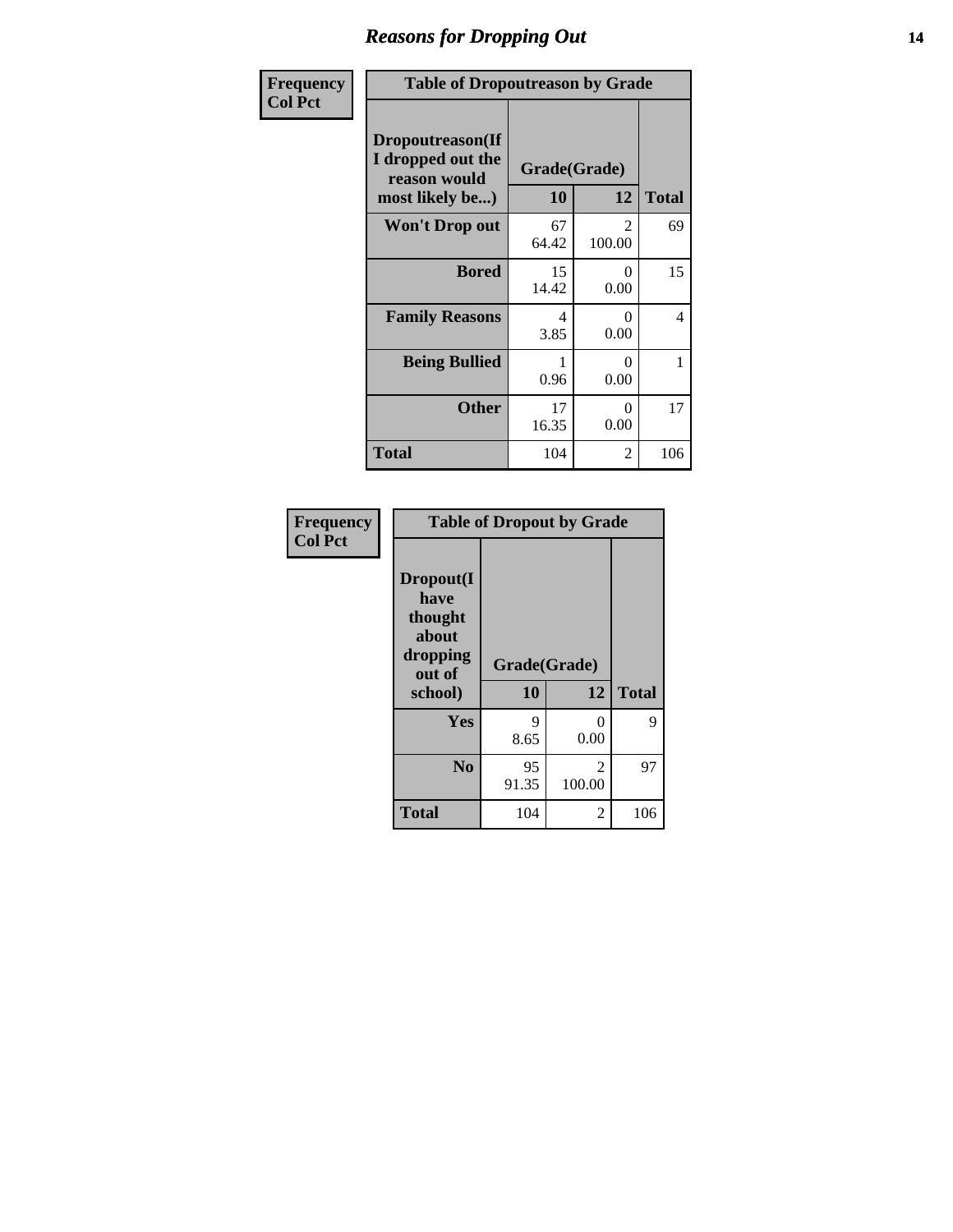## Reasons for Dropping Out

Frequency
Col Pct

**Table of Dropoutreason by Grade**

| Dropoutreason(If I dropped out the reason would most likely be...) | Grade(Grade) | | |
|---|---|---|---|
| | 10 | 12 | Total |
| Won't Drop out | 67<br>64.42 | 2<br>100.00 | 69 |
| Bored | 15<br>14.42 | 0<br>0.00 | 15 |
| Family Reasons | 4<br>3.85 | 0<br>0.00 | 4 |
| Being Bullied | 1<br>0.96 | 0<br>0.00 | 1 |
| Other | 17<br>16.35 | 0<br>0.00 | 17 |
| Total | 104 | 2 | 106 |

Frequency
Col Pct

**Table of Dropout by Grade**

| Dropout(I have thought about dropping out of school) | Grade(Grade) | | |
|---|---|---|---|
| | 10 | 12 | Total |
| Yes | 9<br>8.65 | 0<br>0.00 | 9 |
| No | 95<br>91.35 | 2<br>100.00 | 97 |
| Total | 104 | 2 | 106 |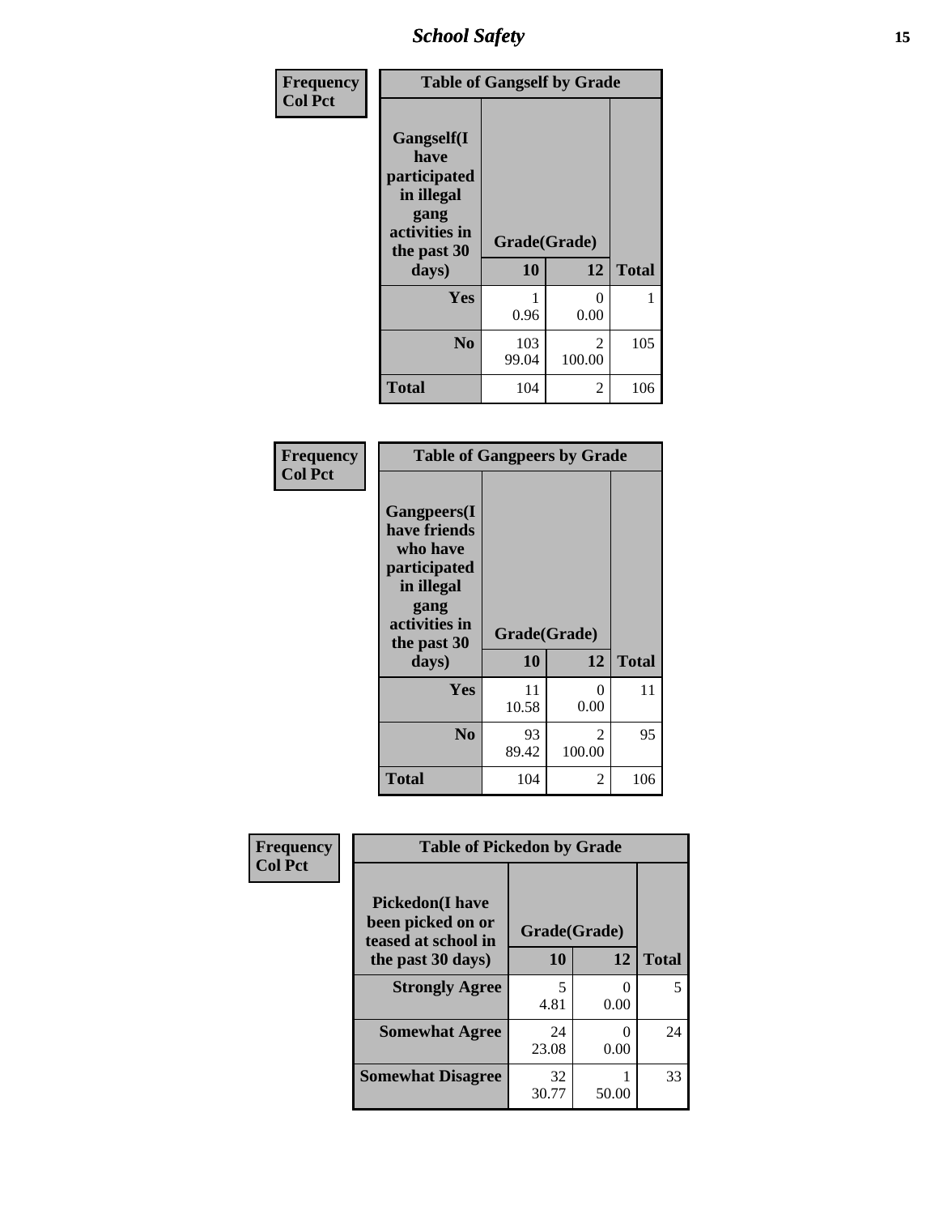| Frequency<br>Col Pct | Table of Gangself by Grade | | |
|---|---|---|---|
| Gangself(I have participated in illegal gang activities in the past 30 days) | Grade(Grade) | | |
| | 10 | 12 | Total |
| Yes | 1<br>0.96 | 0<br>0.00 | 1 |
| No | 103<br>99.04 | 2<br>100.00 | 105 |
| Total | 104 | 2 | 106 |

| Frequency<br>Col Pct | Table of Gangpeers by Grade | | |
|---|---|---|---|
| Gangpeers(I have friends who have participated in illegal gang activities in the past 30 days) | Grade(Grade) | | |
| | 10 | 12 | Total |
| Yes | 11<br>10.58 | 0<br>0.00 | 11 |
| No | 93<br>89.42 | 2<br>100.00 | 95 |
| Total | 104 | 2 | 106 |

| Frequency<br>Col Pct | Table of Pickedon by Grade | | |
|---|---|---|---|
| Pickedon(I have been picked on or teased at school in the past 30 days) | Grade(Grade) | | |
| | 10 | 12 | Total |
| Strongly Agree | 5<br>4.81 | 0<br>0.00 | 5 |
| Somewhat Agree | 24<br>23.08 | 0<br>0.00 | 24 |
| Somewhat Disagree | 32<br>30.77 | 1<br>50.00 | 33 |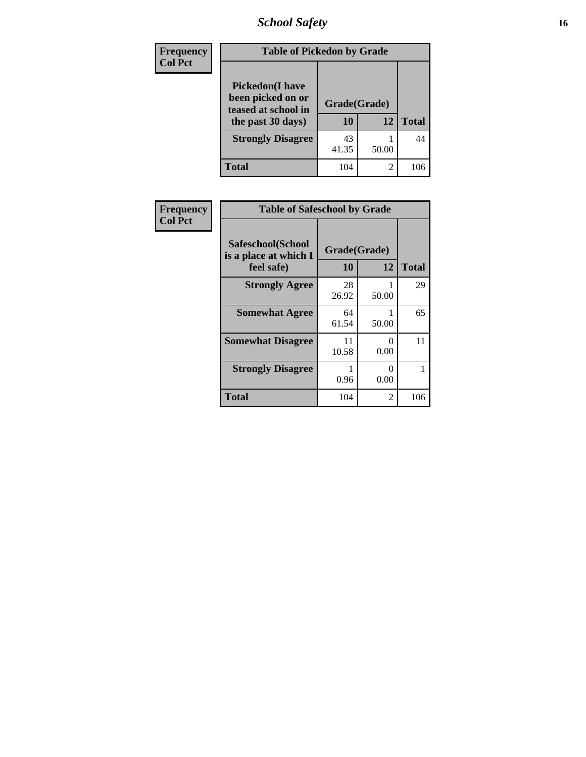# School Safety

| Frequency Col Pct | Table of Pickedon by Grade | | |
|---|---|---|---|
| **Pickedon(I have been picked on or teased at school in the past 30 days)** | **Grade(Grade)** | | **Total** |
| | **10** | **12** | |
| **Strongly Disagree** | 43<br>41.35 | 1<br>50.00 | 44 |
| **Total** | 104 | 2 | 106 |

| Frequency Col Pct | Table of Safeschool by Grade | | |
|---|---|---|---|
| **Safeschool(School is a place at which I feel safe)** | **Grade(Grade)** | | **Total** |
| | **10** | **12** | |
| **Strongly Agree** | 28<br>26.92 | 1<br>50.00 | 29 |
| **Somewhat Agree** | 64<br>61.54 | 1<br>50.00 | 65 |
| **Somewhat Disagree** | 11<br>10.58 | 0<br>0.00 | 11 |
| **Strongly Disagree** | 1<br>0.96 | 0<br>0.00 | 1 |
| **Total** | 104 | 2 | 106 |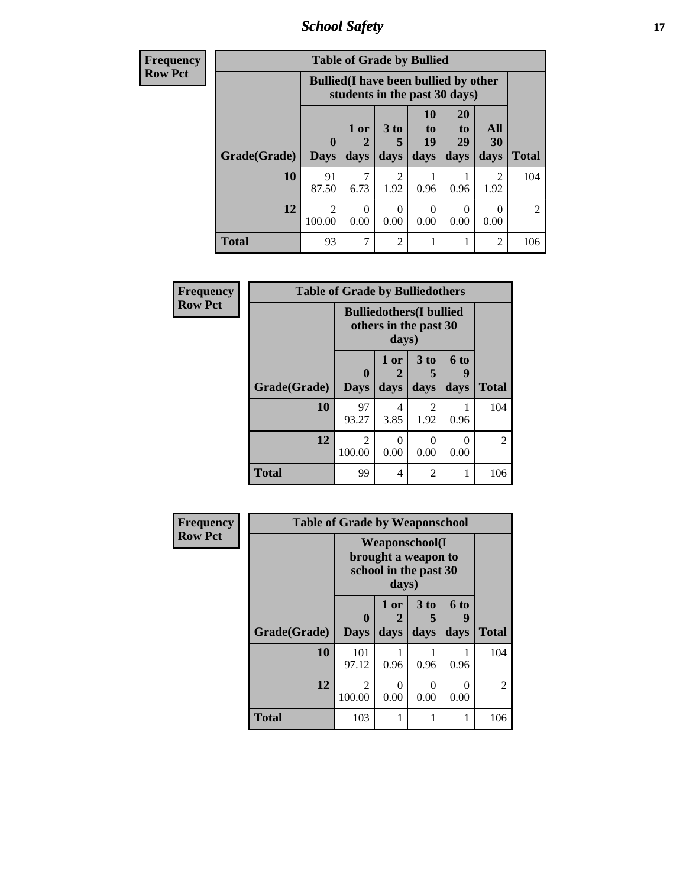## School Safety

**Frequency**
**Row Pct**

| Table of Grade by Bullied | | | | | | | |
|---|---|---|---|---|---|---|---|
| | Bullied(I have been bullied by other students in the past 30 days) | | | | | | |
| Grade(Grade) | 0 Days | 1 or 2 days | 3 to 5 days | 10 to 19 days | 20 to 29 days | All 30 days | Total |
| 10 | 91<br>87.50 | 7<br>6.73 | 2<br>1.92 | 1<br>0.96 | 1<br>0.96 | 2<br>1.92 | 104 |
| 12 | 2<br>100.00 | 0<br>0.00 | 0<br>0.00 | 0<br>0.00 | 0<br>0.00 | 0<br>0.00 | 2 |
| Total | 93 | 7 | 2 | 1 | 1 | 2 | 106 |

**Frequency**
**Row Pct**

| Table of Grade by Bulliedothers | | | | | |
|---|---|---|---|---|---|
| | Bulliedothers(I bullied others in the past 30 days) | | | | |
| Grade(Grade) | 0 Days | 1 or 2 days | 3 to 5 days | 6 to 9 days | Total |
| 10 | 97<br>93.27 | 4<br>3.85 | 2<br>1.92 | 1<br>0.96 | 104 |
| 12 | 2<br>100.00 | 0<br>0.00 | 0<br>0.00 | 0<br>0.00 | 2 |
| Total | 99 | 4 | 2 | 1 | 106 |

**Frequency**
**Row Pct**

| Table of Grade by Weaponschool | | | | | |
|---|---|---|---|---|---|
| | Weaponschool(I brought a weapon to school in the past 30 days) | | | | |
| Grade(Grade) | 0 Days | 1 or 2 days | 3 to 5 days | 6 to 9 days | Total |
| 10 | 101<br>97.12 | 1<br>0.96 | 1<br>0.96 | 1<br>0.96 | 104 |
| 12 | 2<br>100.00 | 0<br>0.00 | 0<br>0.00 | 0<br>0.00 | 2 |
| Total | 103 | 1 | 1 | 1 | 106 |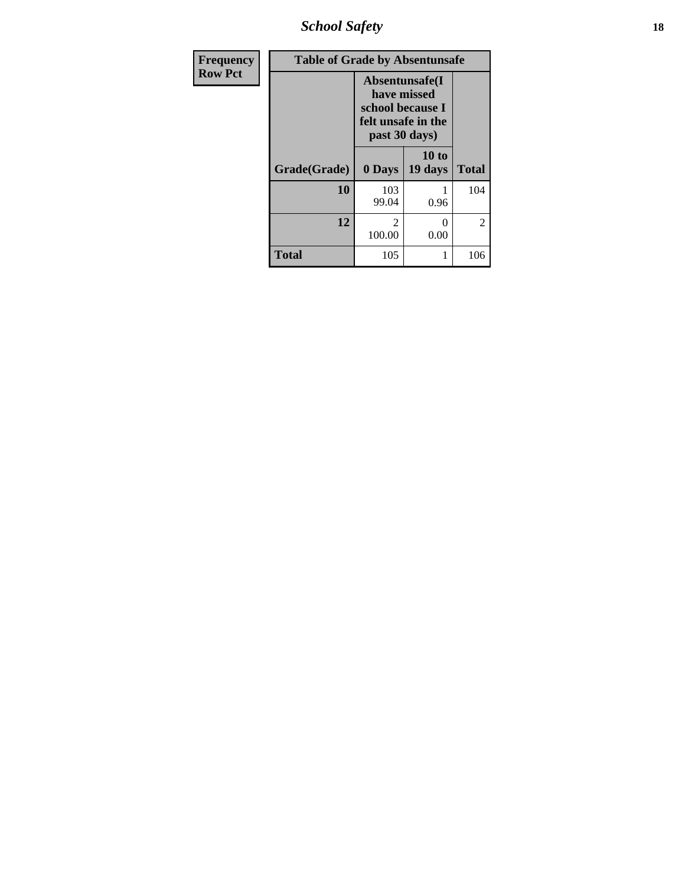| Frequency Row Pct | Table of Grade by Absentunsafe | | |
|---|---|---|---|
| | Absentunsafe(I have missed school because I felt unsafe in the past 30 days) | | |
| Grade(Grade) | 0 Days | 10 to 19 days | Total |
| **10** | 103<br>99.04 | 1<br>0.96 | 104 |
| **12** | 2<br>100.00 | 0<br>0.00 | 2 |
| **Total** | 105 | 1 | 106 |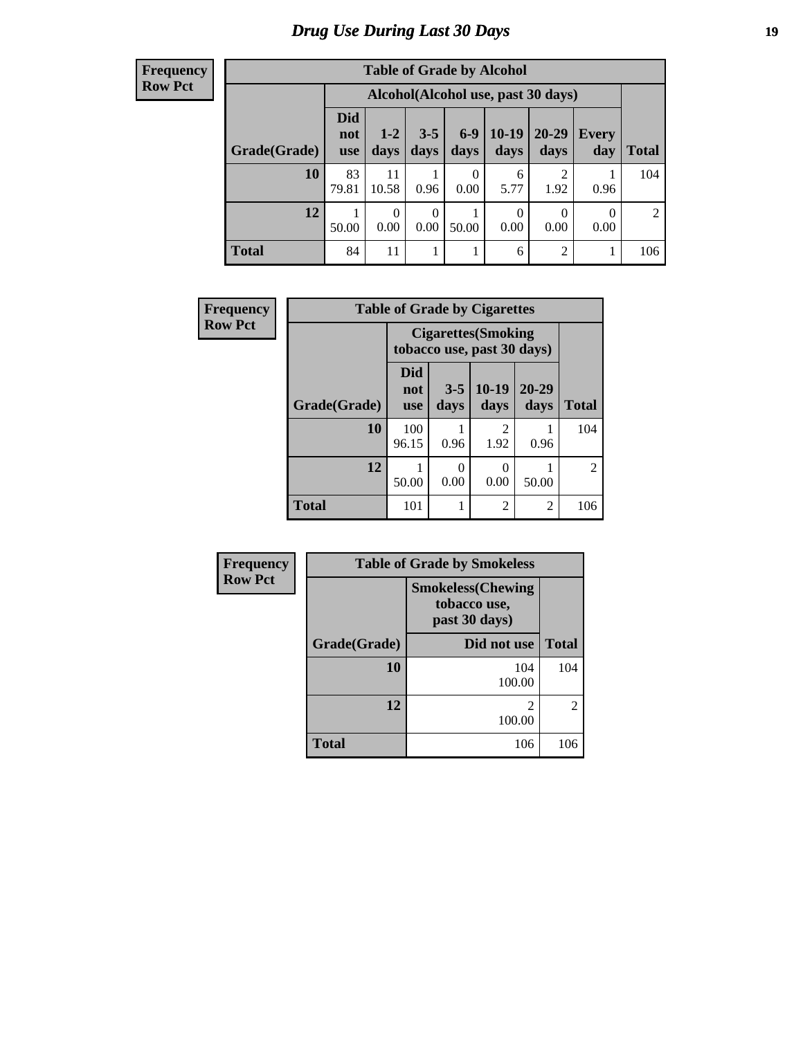# Drug Use During Last 30 Days

| Frequency<br>Row Pct | | | | | | | | |
|---|---|---|---|---|---|---|---|---|
| **Table of Grade by Alcohol** | | | | | | | | |
| | **Alcohol(Alcohol use, past 30 days)** | | | | | | | |
| **Grade(Grade)** | **Did not use** | **1-2 days** | **3-5 days** | **6-9 days** | **10-19 days** | **20-29 days** | **Every day** | **Total** |
| **10** | 83<br>79.81 | 11<br>10.58 | 1<br>0.96 | 0<br>0.00 | 6<br>5.77 | 2<br>1.92 | 1<br>0.96 | 104 |
| **12** | 1<br>50.00 | 0<br>0.00 | 0<br>0.00 | 1<br>50.00 | 0<br>0.00 | 0<br>0.00 | 0<br>0.00 | 2 |
| **Total** | 84 | 11 | 1 | 1 | 6 | 2 | 1 | 106 |

| Frequency<br>Row Pct | | | | | |
|---|---|---|---|---|---|
| **Table of Grade by Cigarettes** | | | | | |
| | **Cigarettes(Smoking tobacco use, past 30 days)** | | | | |
| **Grade(Grade)** | **Did not use** | **3-5 days** | **10-19 days** | **20-29 days** | **Total** |
| **10** | 100<br>96.15 | 1<br>0.96 | 2<br>1.92 | 1<br>0.96 | 104 |
| **12** | 1<br>50.00 | 0<br>0.00 | 0<br>0.00 | 1<br>50.00 | 2 |
| **Total** | 101 | 1 | 2 | 2 | 106 |

| Frequency<br>Row Pct | | |
|---|---|---|
| **Table of Grade by Smokeless** | | |
| | **Smokeless(Chewing tobacco use, past 30 days)** | |
| **Grade(Grade)** | **Did not use** | **Total** |
| **10** | 104<br>100.00 | 104 |
| **12** | 2<br>100.00 | 2 |
| **Total** | 106 | 106 |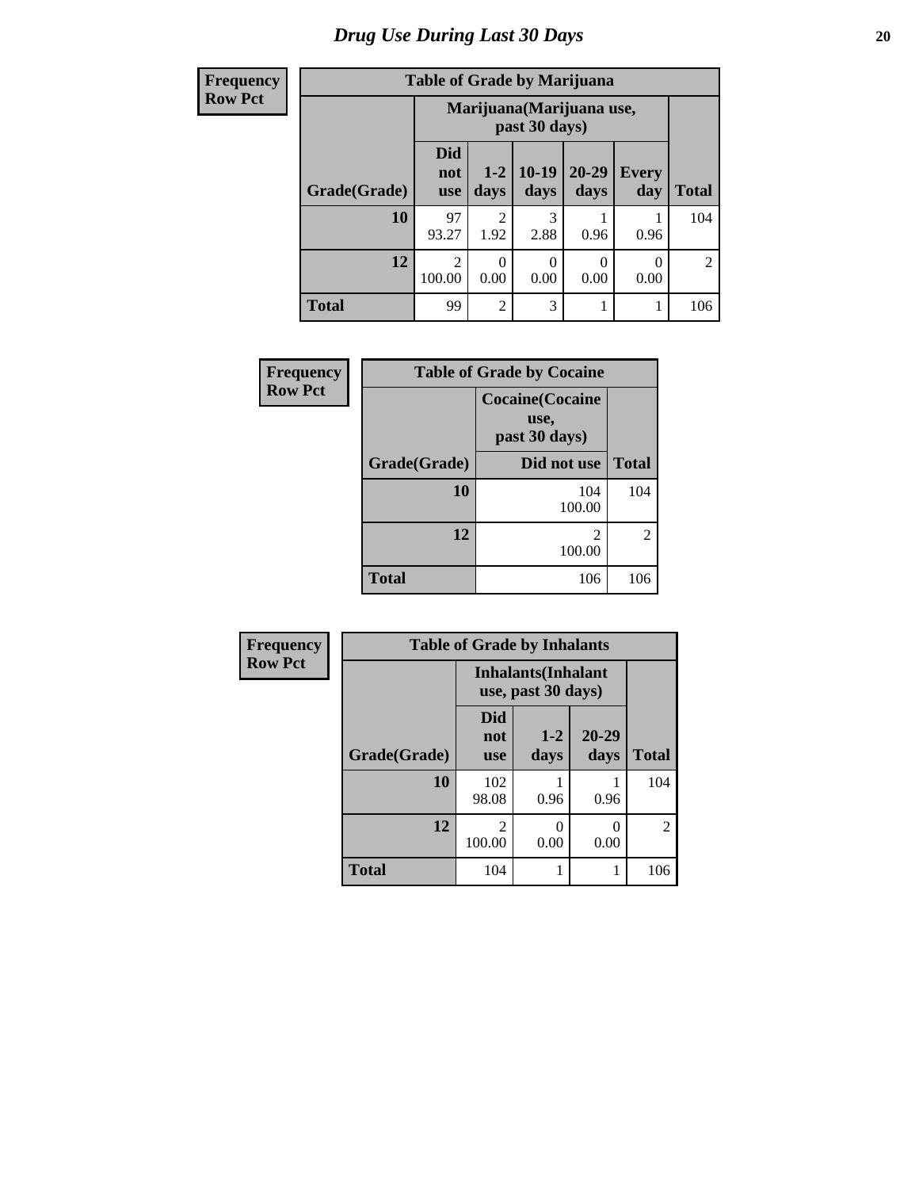# Drug Use During Last 30 Days

**Frequency**
**Row Pct**

| Table of Grade by Marijuana | | | | | | |
|---|---|---|---|---|---|---|
| | Marijuana(Marijuana use, past 30 days) | | | | | |
| Grade(Grade) | Did not use | 1-2 days | 10-19 days | 20-29 days | Every day | Total |
| 10 | 97<br>93.27 | 2<br>1.92 | 3<br>2.88 | 1<br>0.96 | 1<br>0.96 | 104 |
| 12 | 2<br>100.00 | 0<br>0.00 | 0<br>0.00 | 0<br>0.00 | 0<br>0.00 | 2 |
| Total | 99 | 2 | 3 | 1 | 1 | 106 |

**Frequency**
**Row Pct**

| Table of Grade by Cocaine | | |
|---|---|---|
| | Cocaine(Cocaine use, past 30 days) | |
| Grade(Grade) | Did not use | Total |
| 10 | 104<br>100.00 | 104 |
| 12 | 2<br>100.00 | 2 |
| Total | 106 | 106 |

**Frequency**
**Row Pct**

| Table of Grade by Inhalants | | | | |
|---|---|---|---|---|
| | Inhalants(Inhalant use, past 30 days) | | | |
| Grade(Grade) | Did not use | 1-2 days | 20-29 days | Total |
| 10 | 102<br>98.08 | 1<br>0.96 | 1<br>0.96 | 104 |
| 12 | 2<br>100.00 | 0<br>0.00 | 0<br>0.00 | 2 |
| Total | 104 | 1 | 1 | 106 |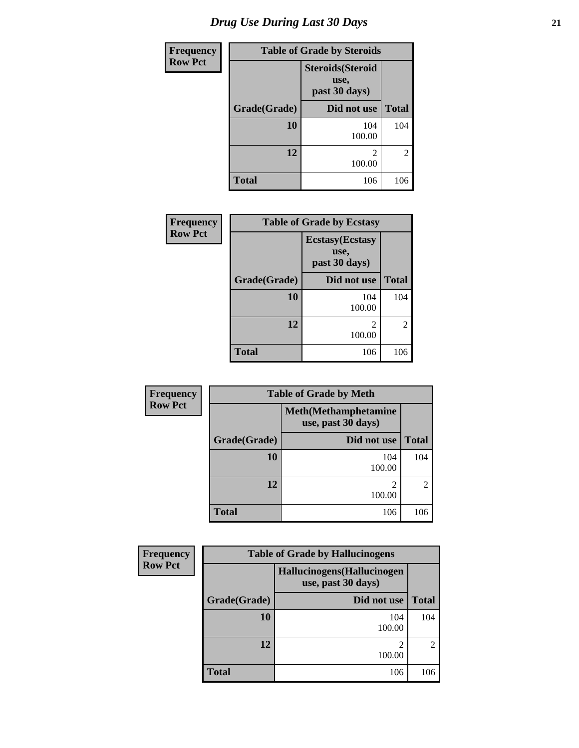## Drug Use During Last 30 Days

| Frequency Row Pct | Table of Grade by Steroids | |
|---|---|---|
| | Steroids(Steroid use, past 30 days) | |
| Grade(Grade) | Did not use | Total |
| 10 | 104<br>100.00 | 104 |
| 12 | 2<br>100.00 | 2 |
| Total | 106 | 106 |

| Frequency Row Pct | Table of Grade by Ecstasy | |
|---|---|---|
| | Ecstasy(Ecstasy use, past 30 days) | |
| Grade(Grade) | Did not use | Total |
| 10 | 104<br>100.00 | 104 |
| 12 | 2<br>100.00 | 2 |
| Total | 106 | 106 |

| Frequency Row Pct | Table of Grade by Meth | |
|---|---|---|
| | Meth(Methamphetamine use, past 30 days) | |
| Grade(Grade) | Did not use | Total |
| 10 | 104<br>100.00 | 104 |
| 12 | 2<br>100.00 | 2 |
| Total | 106 | 106 |

| Frequency Row Pct | Table of Grade by Hallucinogens | |
|---|---|---|
| | Hallucinogens(Hallucinogen use, past 30 days) | |
| Grade(Grade) | Did not use | Total |
| 10 | 104<br>100.00 | 104 |
| 12 | 2<br>100.00 | 2 |
| Total | 106 | 106 |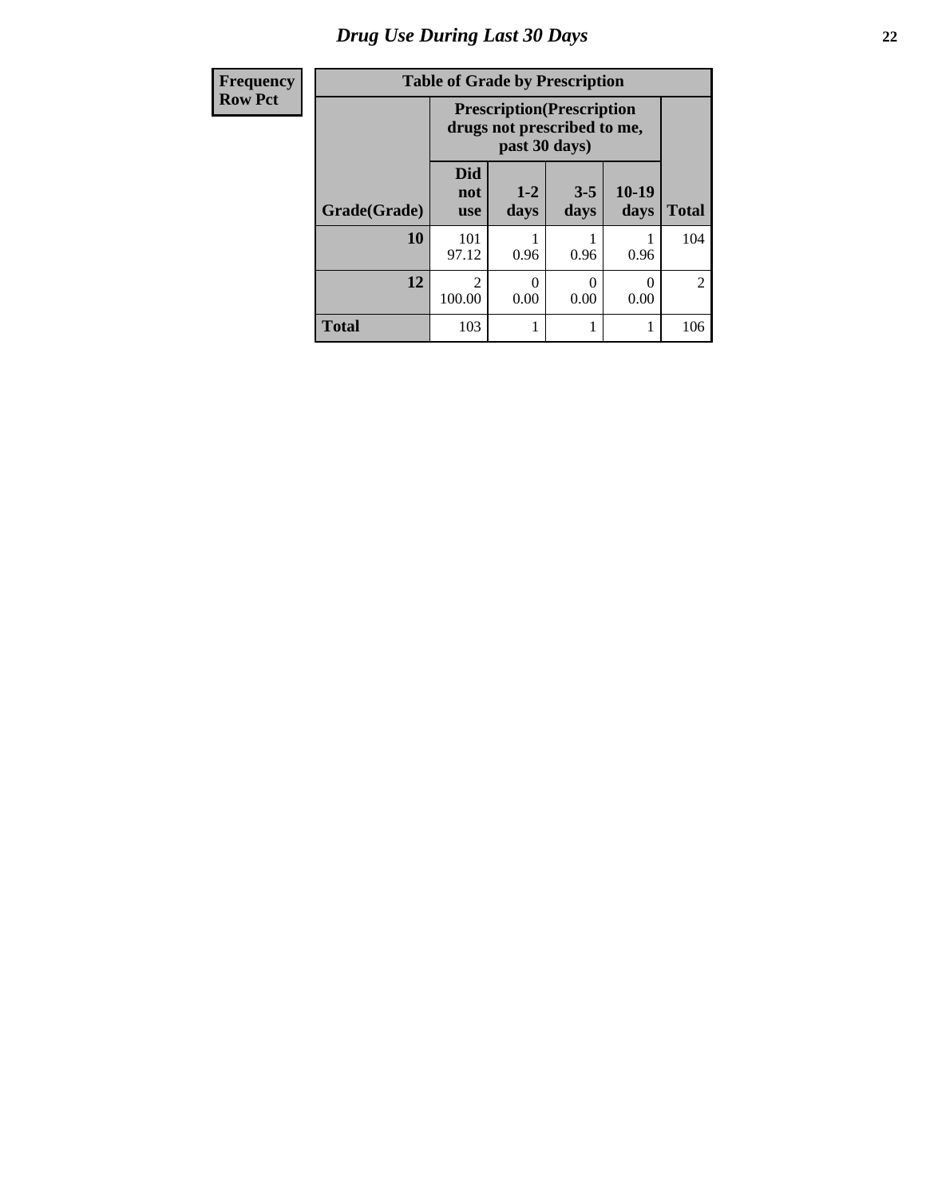# Drug Use During Last 30 Days

| Frequency Row Pct |
|---|

**Table of Grade by Prescription**

| Grade(Grade) | Prescription(Prescription drugs not prescribed to me, past 30 days) | | | | Total |
|---|---|---|---|---|---|
| | Did not use | 1-2 days | 3-5 days | 10-19 days | |
| **10** | 101<br>97.12 | 1<br>0.96 | 1<br>0.96 | 1<br>0.96 | 104 |
| **12** | 2<br>100.00 | 0<br>0.00 | 0<br>0.00 | 0<br>0.00 | 2 |
| **Total** | 103 | 1 | 1 | 1 | 106 |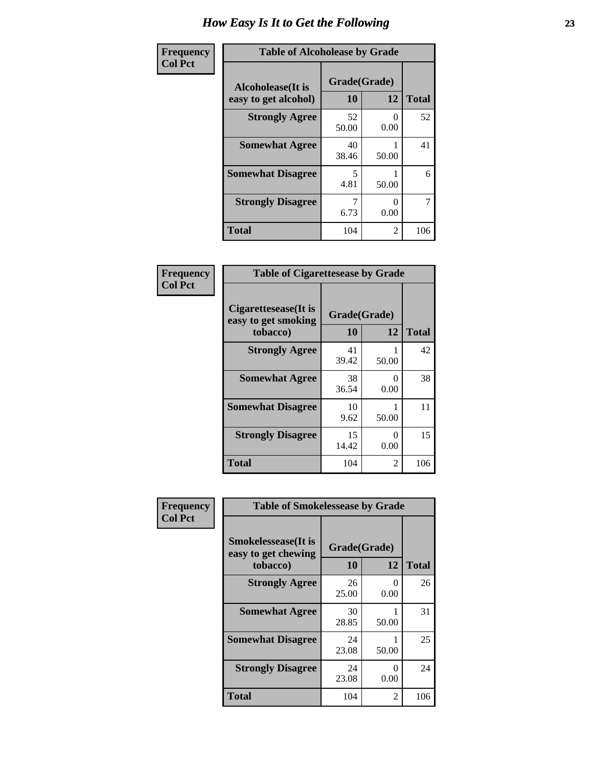# How Easy Is It to Get the Following

**Frequency**
**Col Pct**

**Table of Alcoholease by Grade**

| Alcoholease(It is easy to get alcohol) | Grade(Grade) | | Total |
|---|---|---|---|
| | 10 | 12 | |
| **Strongly Agree** | 52<br>50.00 | 0<br>0.00 | 52 |
| **Somewhat Agree** | 40<br>38.46 | 1<br>50.00 | 41 |
| **Somewhat Disagree** | 5<br>4.81 | 1<br>50.00 | 6 |
| **Strongly Disagree** | 7<br>6.73 | 0<br>0.00 | 7 |
| **Total** | 104 | 2 | 106 |

**Frequency**
**Col Pct**

**Table of Cigarettesease by Grade**

| Cigarettesease(It is easy to get smoking tobacco) | Grade(Grade) | | Total |
|---|---|---|---|
| | 10 | 12 | |
| **Strongly Agree** | 41<br>39.42 | 1<br>50.00 | 42 |
| **Somewhat Agree** | 38<br>36.54 | 0<br>0.00 | 38 |
| **Somewhat Disagree** | 10<br>9.62 | 1<br>50.00 | 11 |
| **Strongly Disagree** | 15<br>14.42 | 0<br>0.00 | 15 |
| **Total** | 104 | 2 | 106 |

**Frequency**
**Col Pct**

**Table of Smokelessease by Grade**

| Smokelessease(It is easy to get chewing tobacco) | Grade(Grade) | | Total |
|---|---|---|---|
| | 10 | 12 | |
| **Strongly Agree** | 26<br>25.00 | 0<br>0.00 | 26 |
| **Somewhat Agree** | 30<br>28.85 | 1<br>50.00 | 31 |
| **Somewhat Disagree** | 24<br>23.08 | 1<br>50.00 | 25 |
| **Strongly Disagree** | 24<br>23.08 | 0<br>0.00 | 24 |
| **Total** | 104 | 2 | 106 |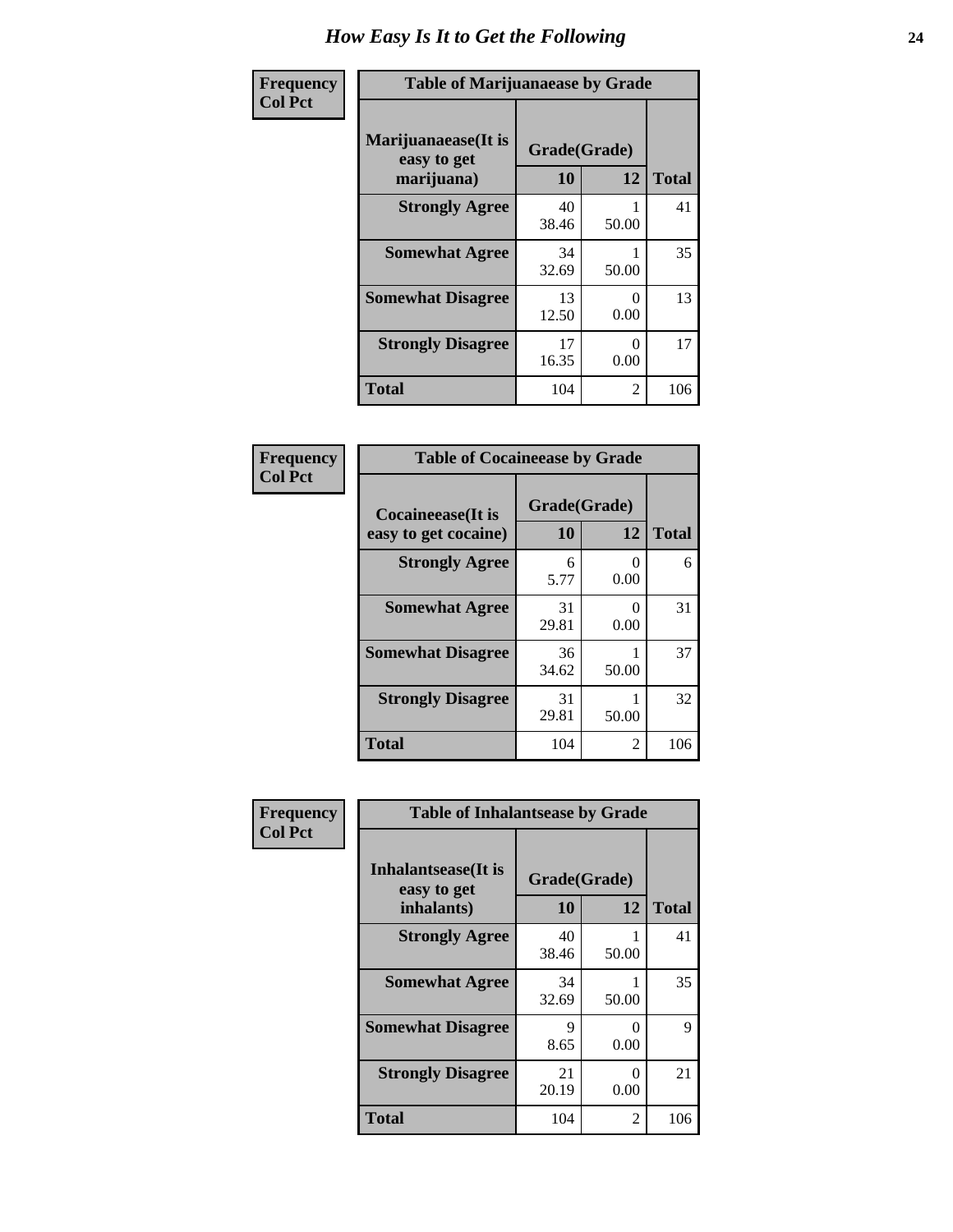# How Easy Is It to Get the Following

**Frequency / Col Pct**

**Table of Marijuanaease by Grade**

| Marijuanaease(It is easy to get marijuana) | Grade(Grade) | | Total |
|---|---|---|---|
| | 10 | 12 | |
| **Strongly Agree** | 40<br>38.46 | 1<br>50.00 | 41 |
| **Somewhat Agree** | 34<br>32.69 | 1<br>50.00 | 35 |
| **Somewhat Disagree** | 13<br>12.50 | 0<br>0.00 | 13 |
| **Strongly Disagree** | 17<br>16.35 | 0<br>0.00 | 17 |
| **Total** | 104 | 2 | 106 |

**Frequency / Col Pct**

**Table of Cocaineease by Grade**

| Cocaineease(It is easy to get cocaine) | Grade(Grade) | | Total |
|---|---|---|---|
| | 10 | 12 | |
| **Strongly Agree** | 6<br>5.77 | 0<br>0.00 | 6 |
| **Somewhat Agree** | 31<br>29.81 | 0<br>0.00 | 31 |
| **Somewhat Disagree** | 36<br>34.62 | 1<br>50.00 | 37 |
| **Strongly Disagree** | 31<br>29.81 | 1<br>50.00 | 32 |
| **Total** | 104 | 2 | 106 |

**Frequency / Col Pct**

**Table of Inhalantsease by Grade**

| Inhalantsease(It is easy to get inhalants) | Grade(Grade) | | Total |
|---|---|---|---|
| | 10 | 12 | |
| **Strongly Agree** | 40<br>38.46 | 1<br>50.00 | 41 |
| **Somewhat Agree** | 34<br>32.69 | 1<br>50.00 | 35 |
| **Somewhat Disagree** | 9<br>8.65 | 0<br>0.00 | 9 |
| **Strongly Disagree** | 21<br>20.19 | 0<br>0.00 | 21 |
| **Total** | 104 | 2 | 106 |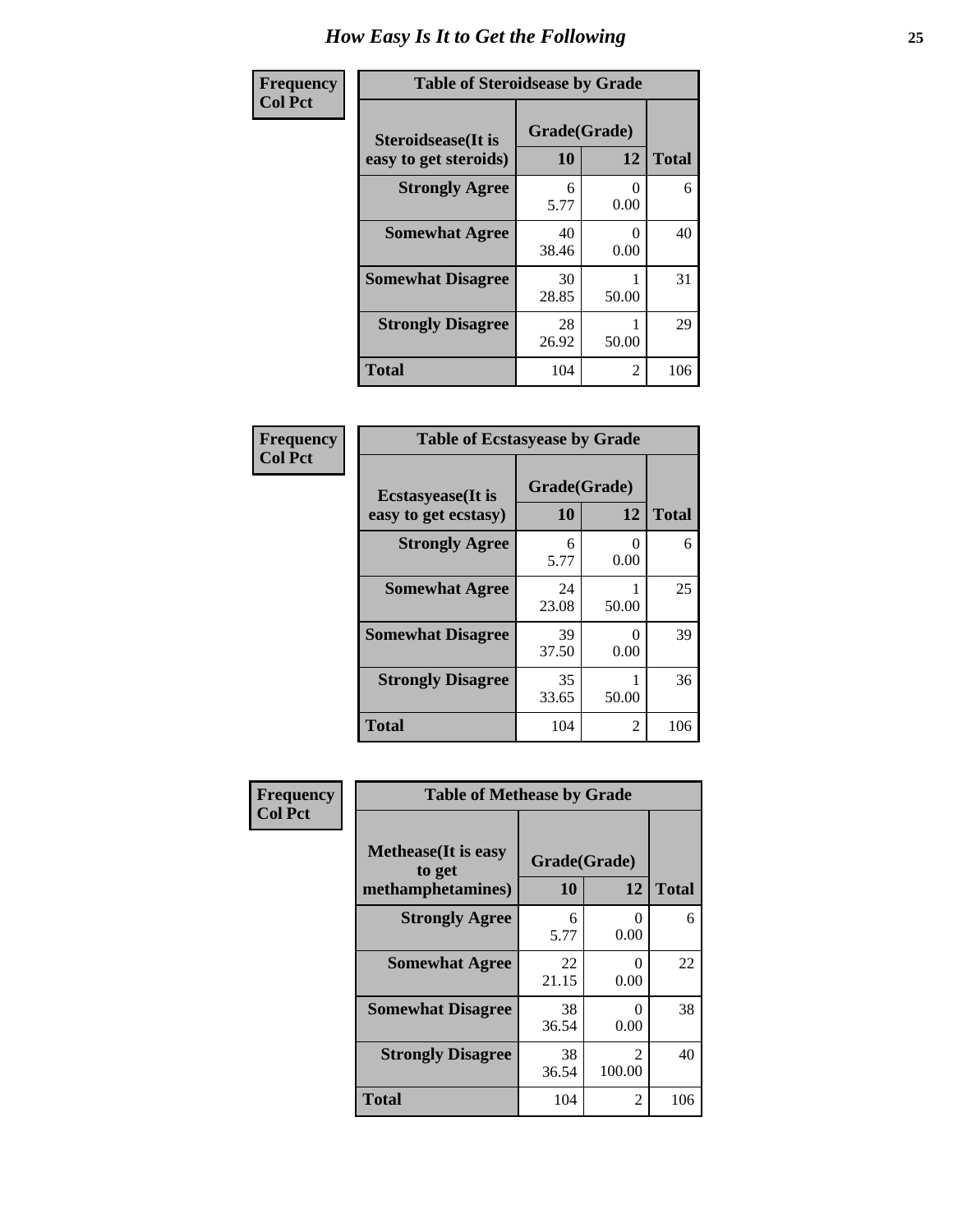# How Easy Is It to Get the Following

**Frequency**
**Col Pct**

**Table of Steroidsease by Grade**

| Steroidsease(It is easy to get steroids) | Grade(Grade) 10 | 12 | Total |
|---|---|---|---|
| **Strongly Agree** | 6<br>5.77 | 0<br>0.00 | 6 |
| **Somewhat Agree** | 40<br>38.46 | 0<br>0.00 | 40 |
| **Somewhat Disagree** | 30<br>28.85 | 1<br>50.00 | 31 |
| **Strongly Disagree** | 28<br>26.92 | 1<br>50.00 | 29 |
| **Total** | 104 | 2 | 106 |

**Frequency**
**Col Pct**

**Table of Ecstasyease by Grade**

| Ecstasyease(It is easy to get ecstasy) | Grade(Grade) 10 | 12 | Total |
|---|---|---|---|
| **Strongly Agree** | 6<br>5.77 | 0<br>0.00 | 6 |
| **Somewhat Agree** | 24<br>23.08 | 1<br>50.00 | 25 |
| **Somewhat Disagree** | 39<br>37.50 | 0<br>0.00 | 39 |
| **Strongly Disagree** | 35<br>33.65 | 1<br>50.00 | 36 |
| **Total** | 104 | 2 | 106 |

**Frequency**
**Col Pct**

**Table of Methease by Grade**

| Methease(It is easy to get methamphetamines) | Grade(Grade) 10 | 12 | Total |
|---|---|---|---|
| **Strongly Agree** | 6<br>5.77 | 0<br>0.00 | 6 |
| **Somewhat Agree** | 22<br>21.15 | 0<br>0.00 | 22 |
| **Somewhat Disagree** | 38<br>36.54 | 0<br>0.00 | 38 |
| **Strongly Disagree** | 38<br>36.54 | 2<br>100.00 | 40 |
| **Total** | 104 | 2 | 106 |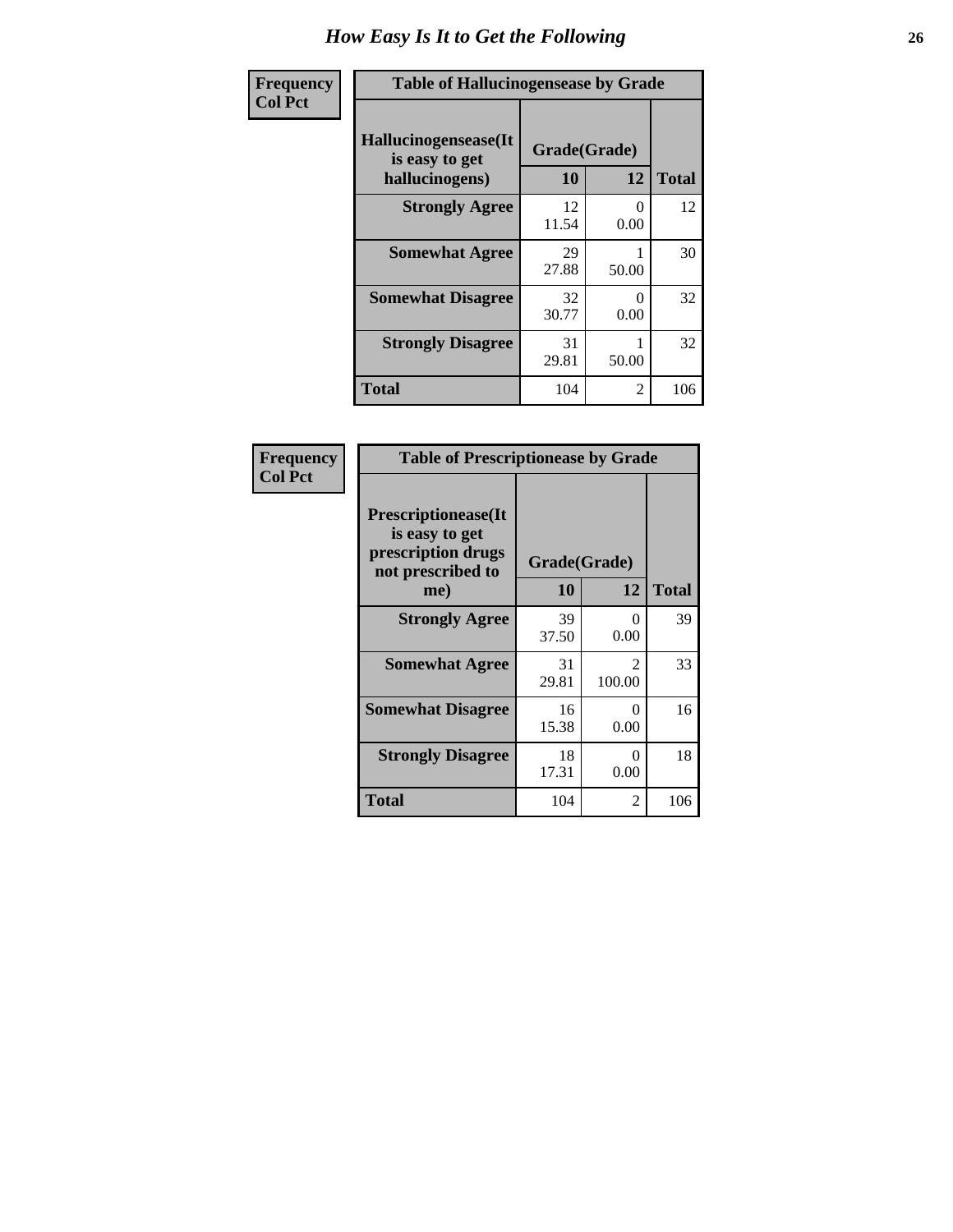# How Easy Is It to Get the Following

**Frequency**
**Col Pct**

| Table of Hallucinogensease by Grade | | | |
|---|---|---|---|
| **Hallucinogensease(It is easy to get hallucinogens)** | **Grade(Grade)** | | **Total** |
| | **10** | **12** | |
| **Strongly Agree** | 12<br>11.54 | 0<br>0.00 | 12 |
| **Somewhat Agree** | 29<br>27.88 | 1<br>50.00 | 30 |
| **Somewhat Disagree** | 32<br>30.77 | 0<br>0.00 | 32 |
| **Strongly Disagree** | 31<br>29.81 | 1<br>50.00 | 32 |
| **Total** | 104 | 2 | 106 |

**Frequency**
**Col Pct**

| Table of Prescriptionease by Grade | | | |
|---|---|---|---|
| **Prescriptionease(It is easy to get prescription drugs not prescribed to me)** | **Grade(Grade)** | | **Total** |
| | **10** | **12** | |
| **Strongly Agree** | 39<br>37.50 | 0<br>0.00 | 39 |
| **Somewhat Agree** | 31<br>29.81 | 2<br>100.00 | 33 |
| **Somewhat Disagree** | 16<br>15.38 | 0<br>0.00 | 16 |
| **Strongly Disagree** | 18<br>17.31 | 0<br>0.00 | 18 |
| **Total** | 104 | 2 | 106 |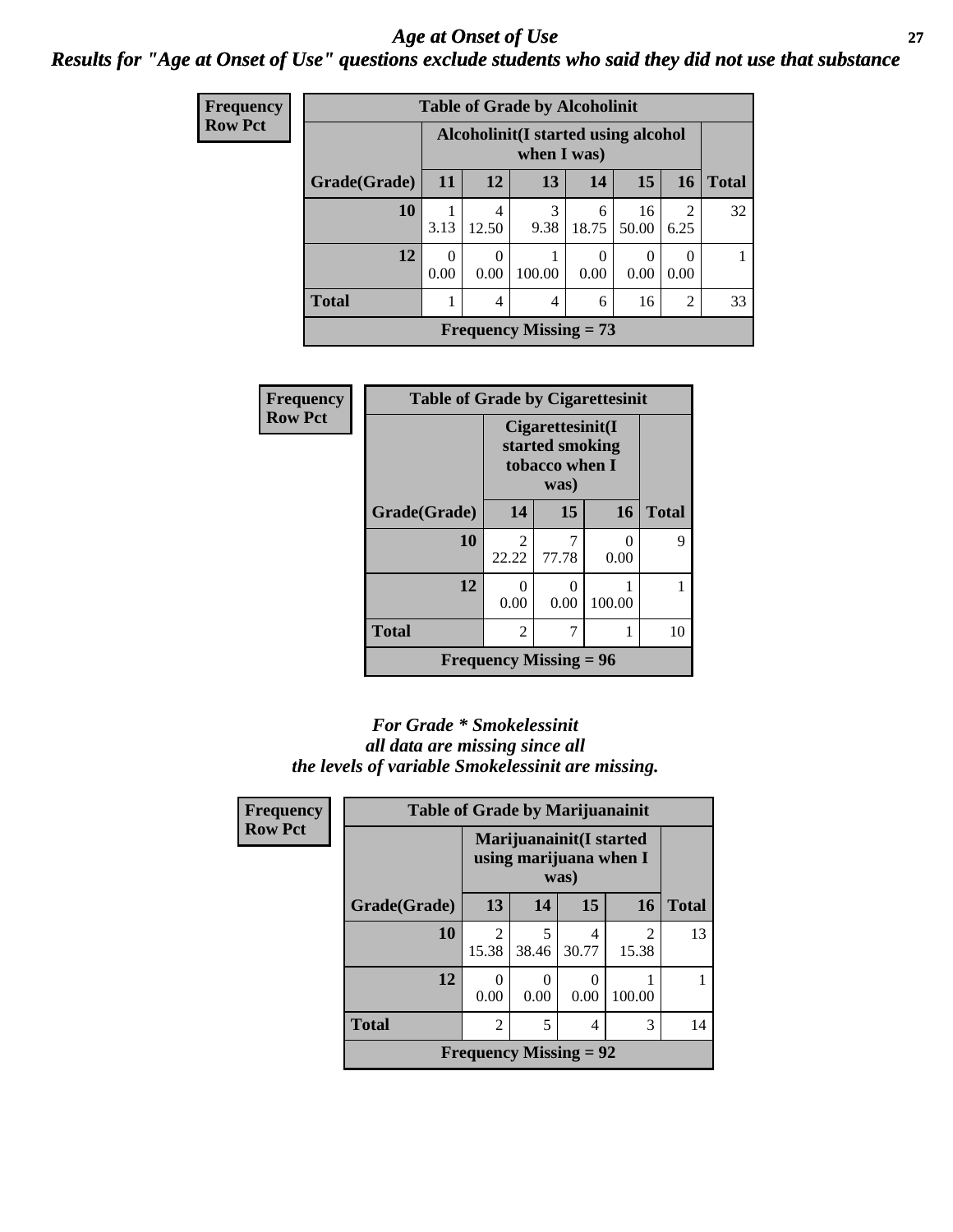# *Age at Onset of Use*

## *Results for "Age at Onset of Use" questions exclude students who said they did not use that substance*

**Frequency**
**Row Pct**

**Table of Grade by Alcoholinit**

| Grade(Grade) | Alcoholinit(I started using alcohol when I was) 11 | 12 | 13 | 14 | 15 | 16 | Total |
|---|---|---|---|---|---|---|---|
| **10** | 1<br>3.13 | 4<br>12.50 | 3<br>9.38 | 6<br>18.75 | 16<br>50.00 | 2<br>6.25 | 32 |
| **12** | 0<br>0.00 | 0<br>0.00 | 1<br>100.00 | 0<br>0.00 | 0<br>0.00 | 0<br>0.00 | 1 |
| **Total** | 1 | 4 | 4 | 6 | 16 | 2 | 33 |

**Frequency Missing = 73**

**Frequency**
**Row Pct**

**Table of Grade by Cigarettesinit**

| Grade(Grade) | Cigarettesinit(I started smoking tobacco when I was) 14 | 15 | 16 | Total |
|---|---|---|---|---|
| **10** | 2<br>22.22 | 7<br>77.78 | 0<br>0.00 | 9 |
| **12** | 0<br>0.00 | 0<br>0.00 | 1<br>100.00 | 1 |
| **Total** | 2 | 7 | 1 | 10 |

**Frequency Missing = 96**

***For Grade * Smokelessinit all data are missing since all the levels of variable Smokelessinit are missing.***

**Frequency**
**Row Pct**

**Table of Grade by Marijuanainit**

| Grade(Grade) | Marijuanainit(I started using marijuana when I was) 13 | 14 | 15 | 16 | Total |
|---|---|---|---|---|---|
| **10** | 2<br>15.38 | 5<br>38.46 | 4<br>30.77 | 2<br>15.38 | 13 |
| **12** | 0<br>0.00 | 0<br>0.00 | 0<br>0.00 | 1<br>100.00 | 1 |
| **Total** | 2 | 5 | 4 | 3 | 14 |

**Frequency Missing = 92**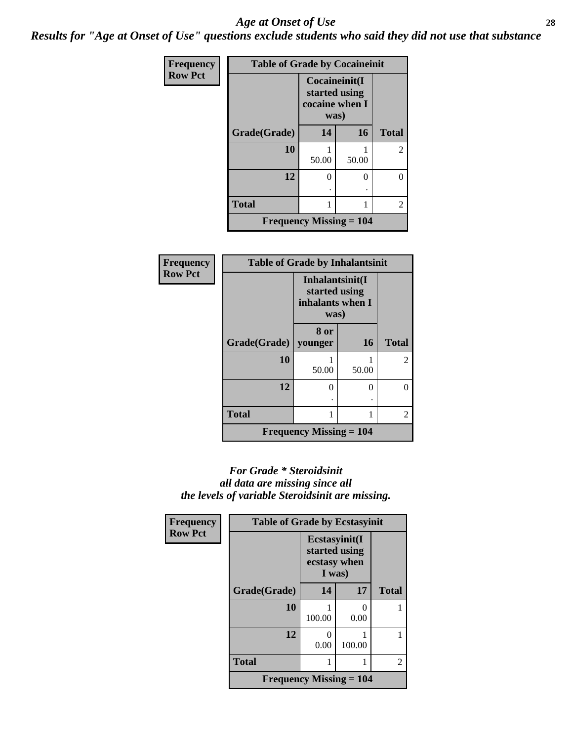# *Age at Onset of Use*

***Results for "Age at Onset of Use" questions exclude students who said they did not use that substance***

**Frequency**
**Row Pct**

| Table of Grade by Cocaineinit | | | |
|---|---|---|---|
| | Cocaineinit(I started using cocaine when I was) | | |
| Grade(Grade) | 14 | 16 | Total |
| 10 | 1<br>50.00 | 1<br>50.00 | 2 |
| 12 | 0<br>. | 0<br>. | 0 |
| Total | 1 | 1 | 2 |
| Frequency Missing = 104 | | | |

**Frequency**
**Row Pct**

| Table of Grade by Inhalantsinit | | | |
|---|---|---|---|
| | Inhalantsinit(I started using inhalants when I was) | | |
| Grade(Grade) | 8 or younger | 16 | Total |
| 10 | 1<br>50.00 | 1<br>50.00 | 2 |
| 12 | 0<br>. | 0<br>. | 0 |
| Total | 1 | 1 | 2 |
| Frequency Missing = 104 | | | |

***For Grade * Steroidsinit all data are missing since all the levels of variable Steroidsinit are missing.***

**Frequency**
**Row Pct**

| Table of Grade by Ecstasyinit | | | |
|---|---|---|---|
| | Ecstasyinit(I started using ecstasy when I was) | | |
| Grade(Grade) | 14 | 17 | Total |
| 10 | 1<br>100.00 | 0<br>0.00 | 1 |
| 12 | 0<br>0.00 | 1<br>100.00 | 1 |
| Total | 1 | 1 | 2 |
| Frequency Missing = 104 | | | |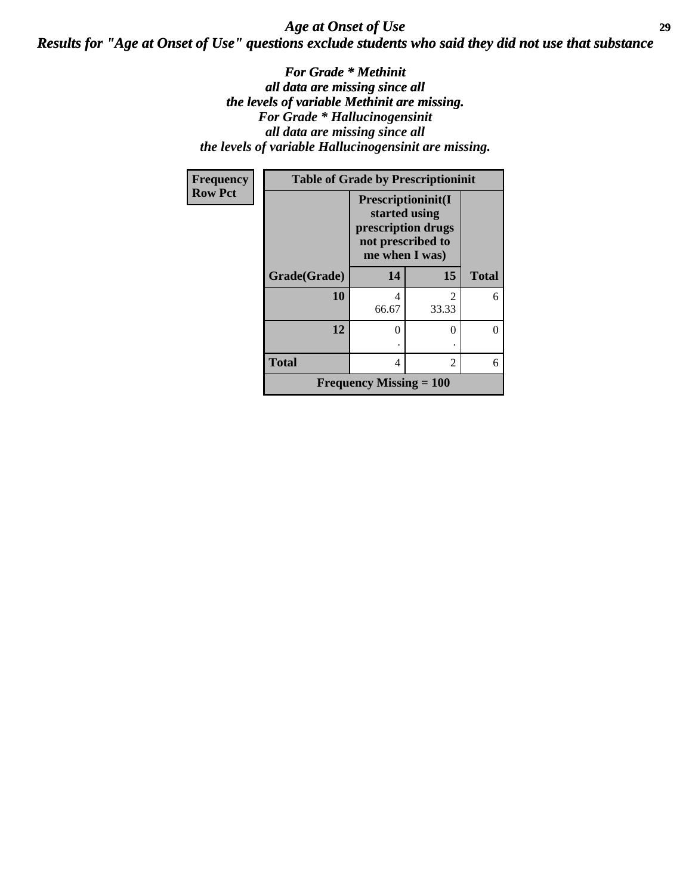# *Age at Onset of Use*

## *Results for "Age at Onset of Use" questions exclude students who said they did not use that substance*

*For Grade * Methinit all data are missing since all the levels of variable Methinit are missing.*
*For Grade * Hallucinogensinit all data are missing since all the levels of variable Hallucinogensinit are missing.*

| Frequency Row Pct | Table of Grade by Prescriptioninit | | |
|---|---|---|---|
| | Prescriptioninit(I started using prescription drugs not prescribed to me when I was) | | |
| Grade(Grade) | 14 | 15 | Total |
| 10 | 4<br>66.67 | 2<br>33.33 | 6 |
| 12 | 0<br>. | 0<br>. | 0 |
| Total | 4 | 2 | 6 |
| Frequency Missing = 100 | | | |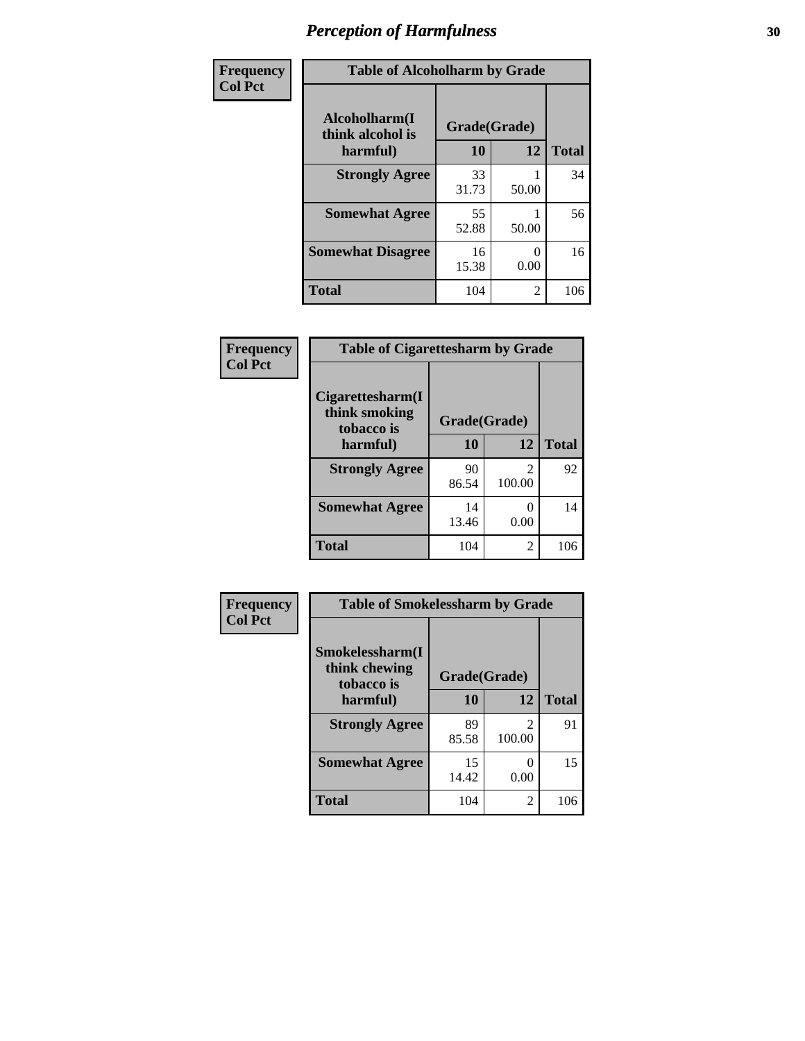# Perception of Harmfulness

**Frequency**
**Col Pct**

| Table of Alcoholharm by Grade | | | |
|---|---|---|---|
| Alcoholharm(I think alcohol is harmful) | Grade(Grade) | | |
| | 10 | 12 | Total |
| **Strongly Agree** | 33<br>31.73 | 1<br>50.00 | 34 |
| **Somewhat Agree** | 55<br>52.88 | 1<br>50.00 | 56 |
| **Somewhat Disagree** | 16<br>15.38 | 0<br>0.00 | 16 |
| **Total** | 104 | 2 | 106 |

**Frequency**
**Col Pct**

| Table of Cigarettesharm by Grade | | | |
|---|---|---|---|
| Cigarettesharm(I think smoking tobacco is harmful) | Grade(Grade) | | |
| | 10 | 12 | Total |
| **Strongly Agree** | 90<br>86.54 | 2<br>100.00 | 92 |
| **Somewhat Agree** | 14<br>13.46 | 0<br>0.00 | 14 |
| **Total** | 104 | 2 | 106 |

**Frequency**
**Col Pct**

| Table of Smokelessharm by Grade | | | |
|---|---|---|---|
| Smokelessharm(I think chewing tobacco is harmful) | Grade(Grade) | | |
| | 10 | 12 | Total |
| **Strongly Agree** | 89<br>85.58 | 2<br>100.00 | 91 |
| **Somewhat Agree** | 15<br>14.42 | 0<br>0.00 | 15 |
| **Total** | 104 | 2 | 106 |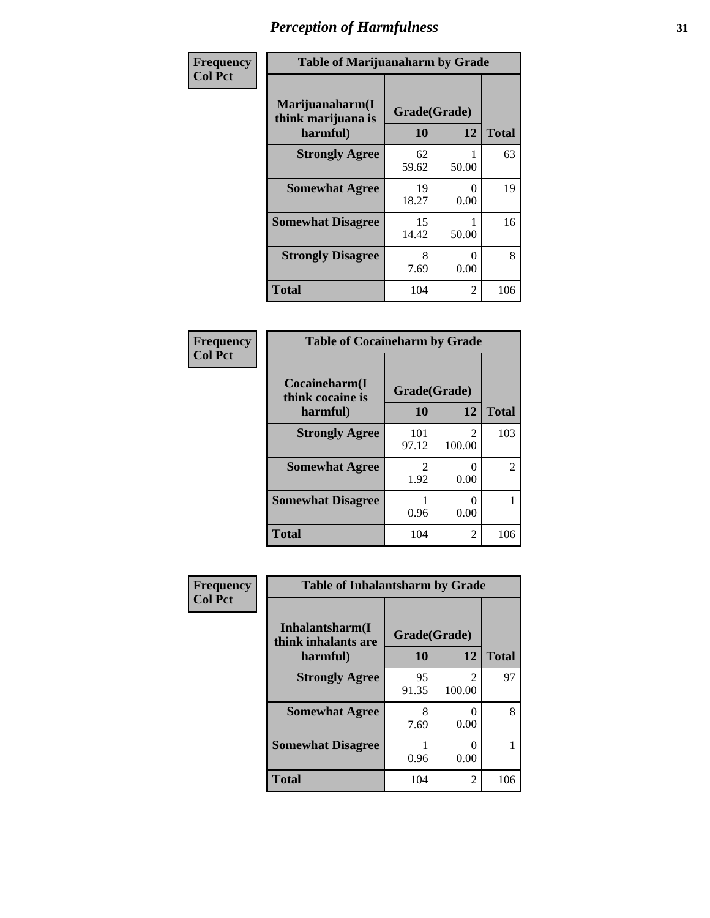# Perception of Harmfulness

| Frequency Col Pct | Table of Marijuanaharm by Grade | | |
|---|---|---|---|
| Marijuanaharm(I think marijuana is harmful) | Grade(Grade) | | |
| | 10 | 12 | Total |
| Strongly Agree | 62<br>59.62 | 1<br>50.00 | 63 |
| Somewhat Agree | 19<br>18.27 | 0<br>0.00 | 19 |
| Somewhat Disagree | 15<br>14.42 | 1<br>50.00 | 16 |
| Strongly Disagree | 8<br>7.69 | 0<br>0.00 | 8 |
| Total | 104 | 2 | 106 |

| Frequency Col Pct | Table of Cocaineharm by Grade | | |
|---|---|---|---|
| Cocaineharm(I think cocaine is harmful) | Grade(Grade) | | |
| | 10 | 12 | Total |
| Strongly Agree | 101<br>97.12 | 2<br>100.00 | 103 |
| Somewhat Agree | 2<br>1.92 | 0<br>0.00 | 2 |
| Somewhat Disagree | 1<br>0.96 | 0<br>0.00 | 1 |
| Total | 104 | 2 | 106 |

| Frequency Col Pct | Table of Inhalantsharm by Grade | | |
|---|---|---|---|
| Inhalantsharm(I think inhalants are harmful) | Grade(Grade) | | |
| | 10 | 12 | Total |
| Strongly Agree | 95<br>91.35 | 2<br>100.00 | 97 |
| Somewhat Agree | 8<br>7.69 | 0<br>0.00 | 8 |
| Somewhat Disagree | 1<br>0.96 | 0<br>0.00 | 1 |
| Total | 104 | 2 | 106 |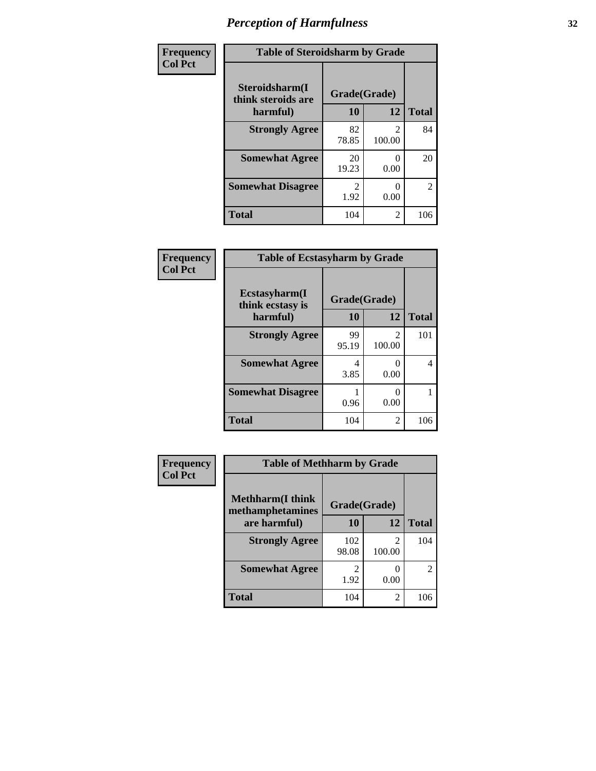# Perception of Harmfulness

**Frequency**
**Col Pct**

| Table of Steroidsharm by Grade | | | |
|---|---|---|---|
| **Steroidsharm(I think steroids are harmful)** | **Grade(Grade)** | | |
| | **10** | **12** | **Total** |
| **Strongly Agree** | 82<br>78.85 | 2<br>100.00 | 84 |
| **Somewhat Agree** | 20<br>19.23 | 0<br>0.00 | 20 |
| **Somewhat Disagree** | 2<br>1.92 | 0<br>0.00 | 2 |
| **Total** | 104 | 2 | 106 |

**Frequency**
**Col Pct**

| Table of Ecstasyharm by Grade | | | |
|---|---|---|---|
| **Ecstasyharm(I think ecstasy is harmful)** | **Grade(Grade)** | | |
| | **10** | **12** | **Total** |
| **Strongly Agree** | 99<br>95.19 | 2<br>100.00 | 101 |
| **Somewhat Agree** | 4<br>3.85 | 0<br>0.00 | 4 |
| **Somewhat Disagree** | 1<br>0.96 | 0<br>0.00 | 1 |
| **Total** | 104 | 2 | 106 |

**Frequency**
**Col Pct**

| Table of Methharm by Grade | | | |
|---|---|---|---|
| **Methharm(I think methamphetamines are harmful)** | **Grade(Grade)** | | |
| | **10** | **12** | **Total** |
| **Strongly Agree** | 102<br>98.08 | 2<br>100.00 | 104 |
| **Somewhat Agree** | 2<br>1.92 | 0<br>0.00 | 2 |
| **Total** | 104 | 2 | 106 |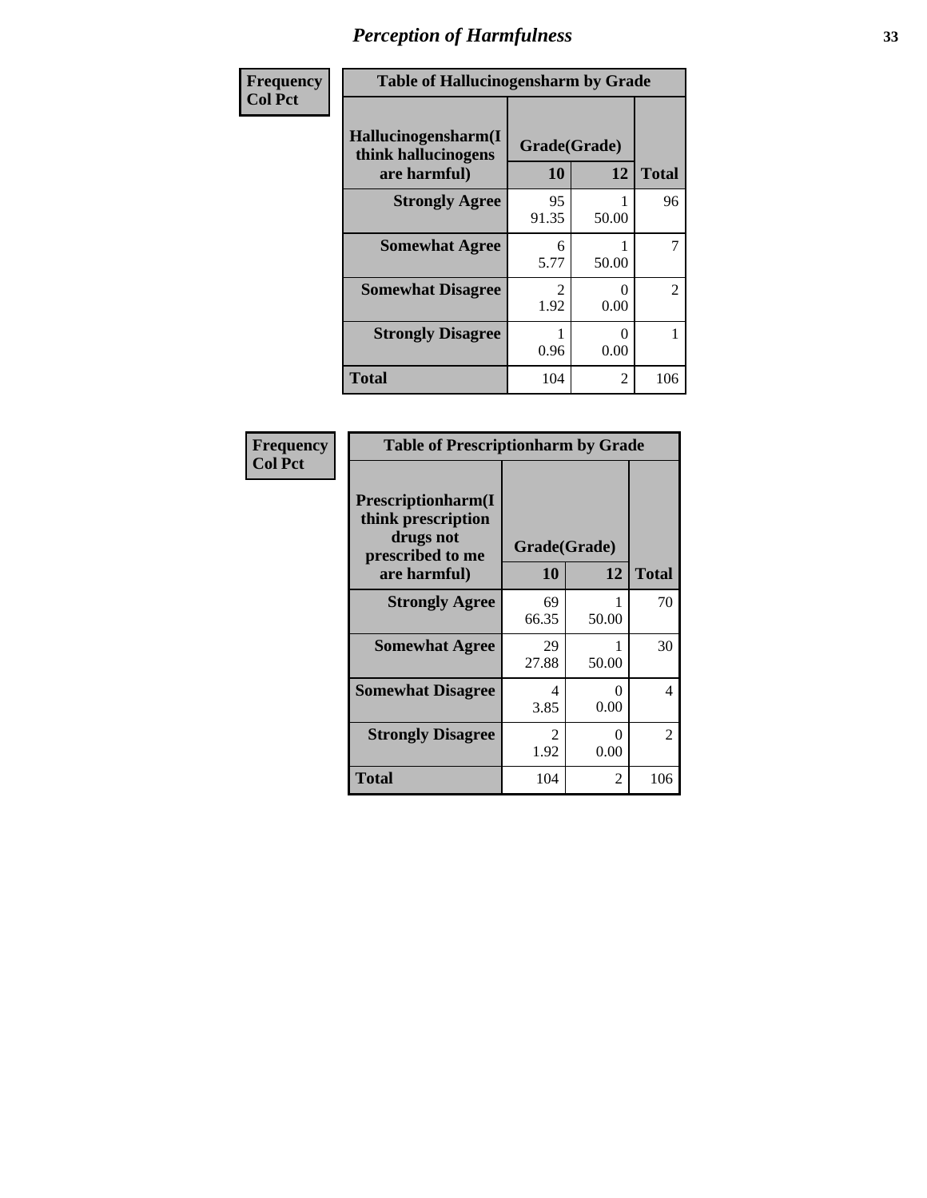# Perception of Harmfulness

| Frequency Col Pct | Table of Hallucinogensharm by Grade | | |
|---|---|---|---|
| Hallucinogensharm(I think hallucinogens are harmful) | Grade(Grade) | | |
| | 10 | 12 | Total |
| Strongly Agree | 95<br>91.35 | 1<br>50.00 | 96 |
| Somewhat Agree | 6<br>5.77 | 1<br>50.00 | 7 |
| Somewhat Disagree | 2<br>1.92 | 0<br>0.00 | 2 |
| Strongly Disagree | 1<br>0.96 | 0<br>0.00 | 1 |
| Total | 104 | 2 | 106 |

| Frequency Col Pct | Table of Prescriptionharm by Grade | | |
|---|---|---|---|
| Prescriptionharm(I think prescription drugs not prescribed to me are harmful) | Grade(Grade) | | |
| | 10 | 12 | Total |
| Strongly Agree | 69<br>66.35 | 1<br>50.00 | 70 |
| Somewhat Agree | 29<br>27.88 | 1<br>50.00 | 30 |
| Somewhat Disagree | 4<br>3.85 | 0<br>0.00 | 4 |
| Strongly Disagree | 2<br>1.92 | 0<br>0.00 | 2 |
| Total | 104 | 2 | 106 |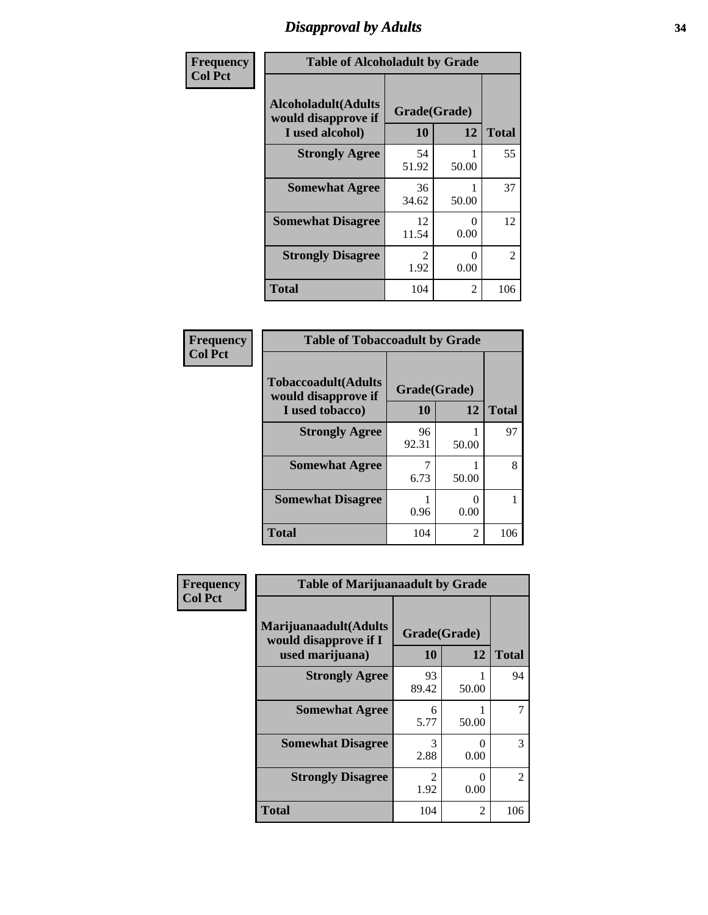# Disapproval by Adults

**Frequency**
**Col Pct**

**Table of Alcoholadult by Grade**

| Alcoholadult(Adults would disapprove if I used alcohol) | Grade(Grade) 10 | 12 | Total |
|---|---|---|---|
| **Strongly Agree** | 54<br>51.92 | 1<br>50.00 | 55 |
| **Somewhat Agree** | 36<br>34.62 | 1<br>50.00 | 37 |
| **Somewhat Disagree** | 12<br>11.54 | 0<br>0.00 | 12 |
| **Strongly Disagree** | 2<br>1.92 | 0<br>0.00 | 2 |
| **Total** | 104 | 2 | 106 |

**Frequency**
**Col Pct**

**Table of Tobaccoadult by Grade**

| Tobaccoadult(Adults would disapprove if I used tobacco) | Grade(Grade) 10 | 12 | Total |
|---|---|---|---|
| **Strongly Agree** | 96<br>92.31 | 1<br>50.00 | 97 |
| **Somewhat Agree** | 7<br>6.73 | 1<br>50.00 | 8 |
| **Somewhat Disagree** | 1<br>0.96 | 0<br>0.00 | 1 |
| **Total** | 104 | 2 | 106 |

**Frequency**
**Col Pct**

**Table of Marijuanaadult by Grade**

| Marijuanaadult(Adults would disapprove if I used marijuana) | Grade(Grade) 10 | 12 | Total |
|---|---|---|---|
| **Strongly Agree** | 93<br>89.42 | 1<br>50.00 | 94 |
| **Somewhat Agree** | 6<br>5.77 | 1<br>50.00 | 7 |
| **Somewhat Disagree** | 3<br>2.88 | 0<br>0.00 | 3 |
| **Strongly Disagree** | 2<br>1.92 | 0<br>0.00 | 2 |
| **Total** | 104 | 2 | 106 |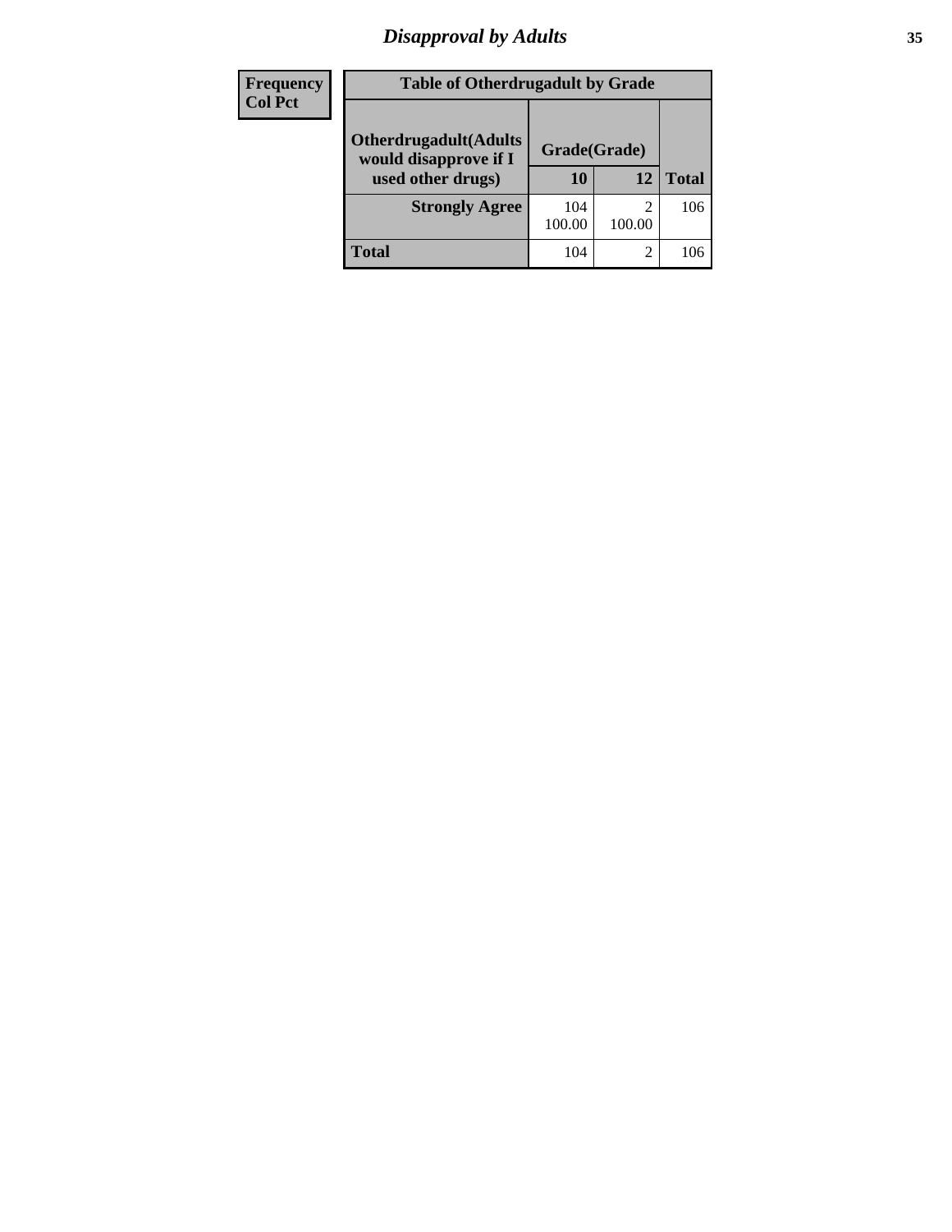| Frequency<br>Col Pct |
| --- |

| Table of Otherdrugadult by Grade | | | |
| --- | --- | --- | --- |
| Otherdrugadult(Adults would disapprove if I used other drugs) | Grade(Grade) | | |
| | 10 | 12 | Total |
| Strongly Agree | 104<br>100.00 | 2<br>100.00 | 106 |
| Total | 104 | 2 | 106 |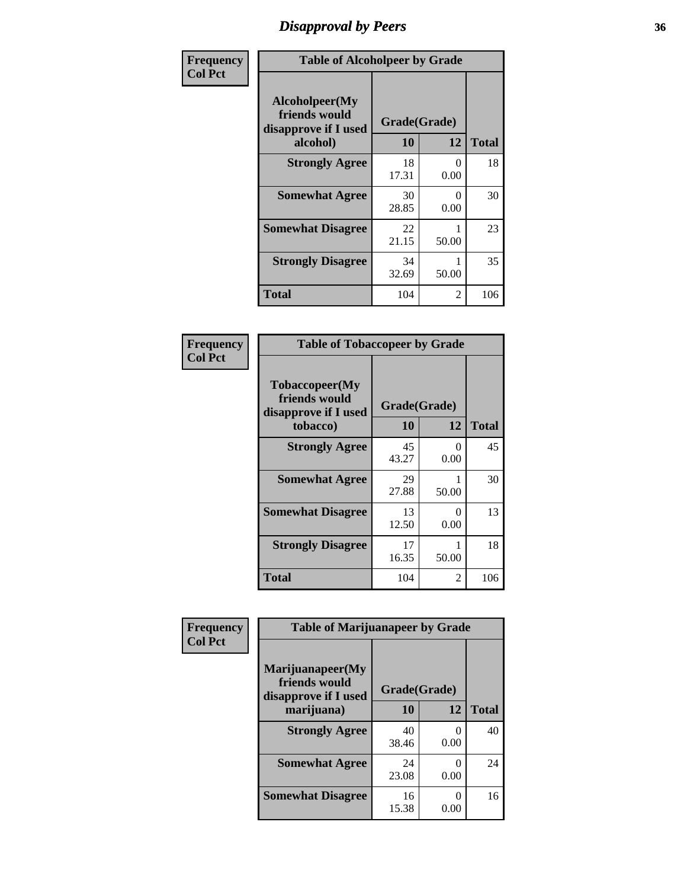# Disapproval by Peers

| Frequency Col Pct | Table of Alcoholpeer by Grade | | |
|---|---|---|---|
| **Alcoholpeer(My friends would disapprove if I used alcohol)** | **Grade(Grade)** | | |
| | **10** | **12** | **Total** |
| **Strongly Agree** | 18<br>17.31 | 0<br>0.00 | 18 |
| **Somewhat Agree** | 30<br>28.85 | 0<br>0.00 | 30 |
| **Somewhat Disagree** | 22<br>21.15 | 1<br>50.00 | 23 |
| **Strongly Disagree** | 34<br>32.69 | 1<br>50.00 | 35 |
| **Total** | 104 | 2 | 106 |

| Frequency Col Pct | Table of Tobaccopeer by Grade | | |
|---|---|---|---|
| **Tobaccopeer(My friends would disapprove if I used tobacco)** | **Grade(Grade)** | | |
| | **10** | **12** | **Total** |
| **Strongly Agree** | 45<br>43.27 | 0<br>0.00 | 45 |
| **Somewhat Agree** | 29<br>27.88 | 1<br>50.00 | 30 |
| **Somewhat Disagree** | 13<br>12.50 | 0<br>0.00 | 13 |
| **Strongly Disagree** | 17<br>16.35 | 1<br>50.00 | 18 |
| **Total** | 104 | 2 | 106 |

| Frequency Col Pct | Table of Marijuanapeer by Grade | | |
|---|---|---|---|
| **Marijuanapeer(My friends would disapprove if I used marijuana)** | **Grade(Grade)** | | |
| | **10** | **12** | **Total** |
| **Strongly Agree** | 40<br>38.46 | 0<br>0.00 | 40 |
| **Somewhat Agree** | 24<br>23.08 | 0<br>0.00 | 24 |
| **Somewhat Disagree** | 16<br>15.38 | 0<br>0.00 | 16 |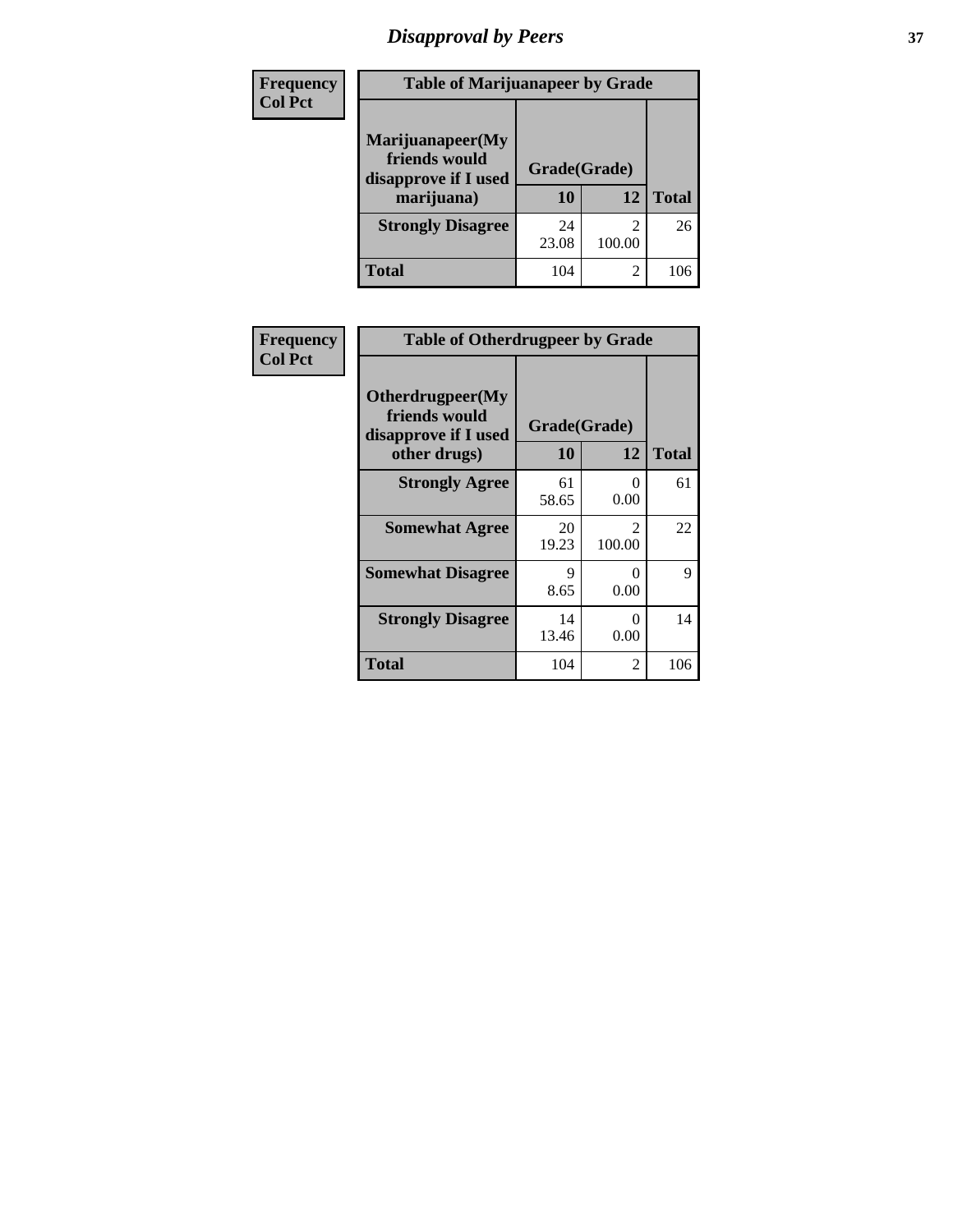## Disapproval by Peers

| Frequency Col Pct | Table of Marijuanapeer by Grade | | |
|---|---|---|---|
| Marijuanapeer(My friends would disapprove if I used marijuana) | Grade(Grade) | | |
| | 10 | 12 | Total |
| Strongly Disagree | 24<br>23.08 | 2<br>100.00 | 26 |
| Total | 104 | 2 | 106 |

| Frequency Col Pct | Table of Otherdrugpeer by Grade | | |
|---|---|---|---|
| Otherdrugpeer(My friends would disapprove if I used other drugs) | Grade(Grade) | | |
| | 10 | 12 | Total |
| Strongly Agree | 61<br>58.65 | 0<br>0.00 | 61 |
| Somewhat Agree | 20<br>19.23 | 2<br>100.00 | 22 |
| Somewhat Disagree | 9<br>8.65 | 0<br>0.00 | 9 |
| Strongly Disagree | 14<br>13.46 | 0<br>0.00 | 14 |
| Total | 104 | 2 | 106 |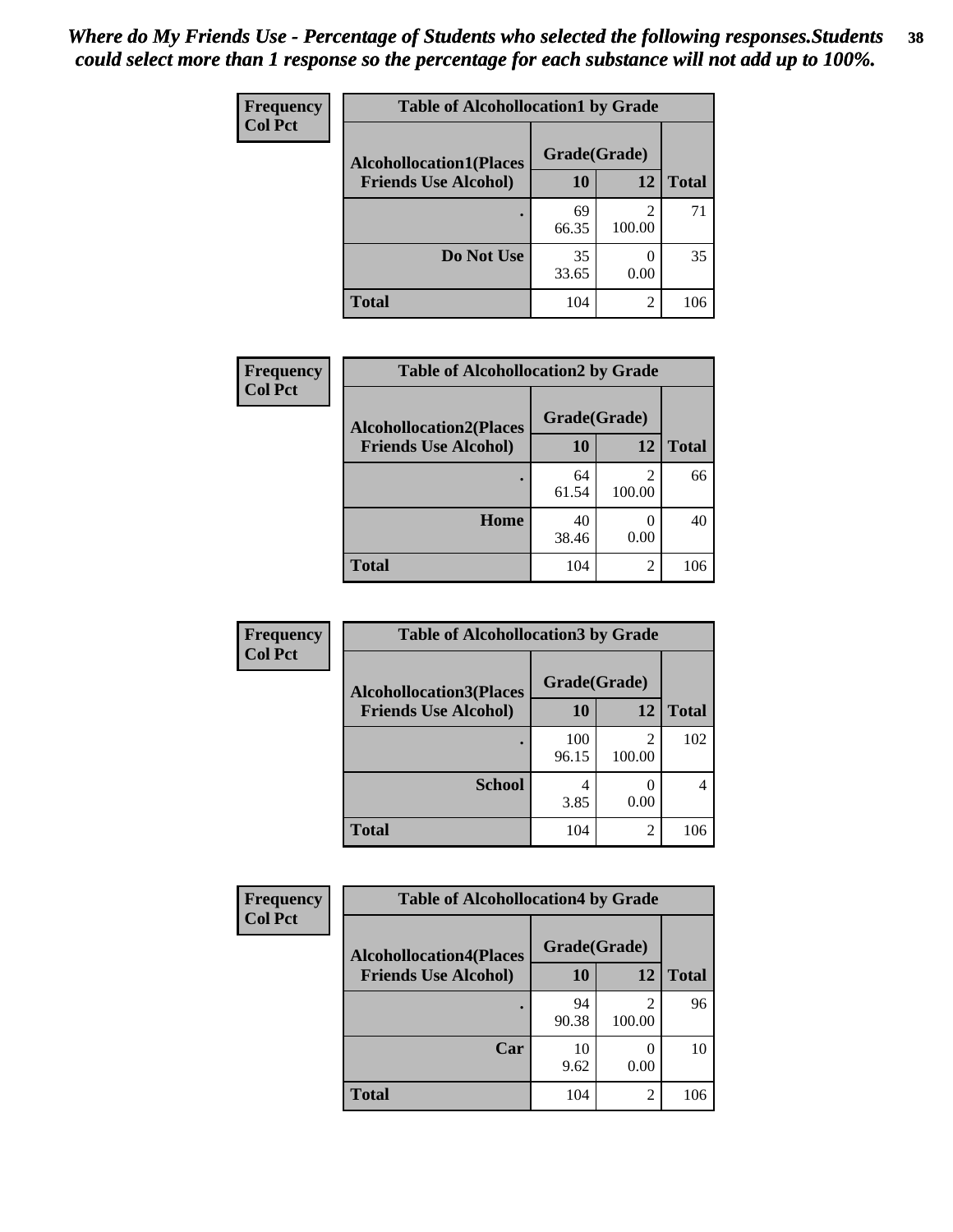*Where do My Friends Use - Percentage of Students who selected the following responses.Students could select more than 1 response so the percentage for each substance will not add up to 100%.*

**Frequency**
**Col Pct**

**Table of Alcohollocation1 by Grade**

| Alcohollocation1(Places Friends Use Alcohol) | Grade(Grade) 10 | 12 | Total |
|---|---|---|---|
| . | 69<br>66.35 | 2<br>100.00 | 71 |
| Do Not Use | 35<br>33.65 | 0<br>0.00 | 35 |
| Total | 104 | 2 | 106 |

**Frequency**
**Col Pct**

**Table of Alcohollocation2 by Grade**

| Alcohollocation2(Places Friends Use Alcohol) | Grade(Grade) 10 | 12 | Total |
|---|---|---|---|
| . | 64<br>61.54 | 2<br>100.00 | 66 |
| Home | 40<br>38.46 | 0<br>0.00 | 40 |
| Total | 104 | 2 | 106 |

**Frequency**
**Col Pct**

**Table of Alcohollocation3 by Grade**

| Alcohollocation3(Places Friends Use Alcohol) | Grade(Grade) 10 | 12 | Total |
|---|---|---|---|
| . | 100<br>96.15 | 2<br>100.00 | 102 |
| School | 4<br>3.85 | 0<br>0.00 | 4 |
| Total | 104 | 2 | 106 |

**Frequency**
**Col Pct**

**Table of Alcohollocation4 by Grade**

| Alcohollocation4(Places Friends Use Alcohol) | Grade(Grade) 10 | 12 | Total |
|---|---|---|---|
| . | 94<br>90.38 | 2<br>100.00 | 96 |
| Car | 10<br>9.62 | 0<br>0.00 | 10 |
| Total | 104 | 2 | 106 |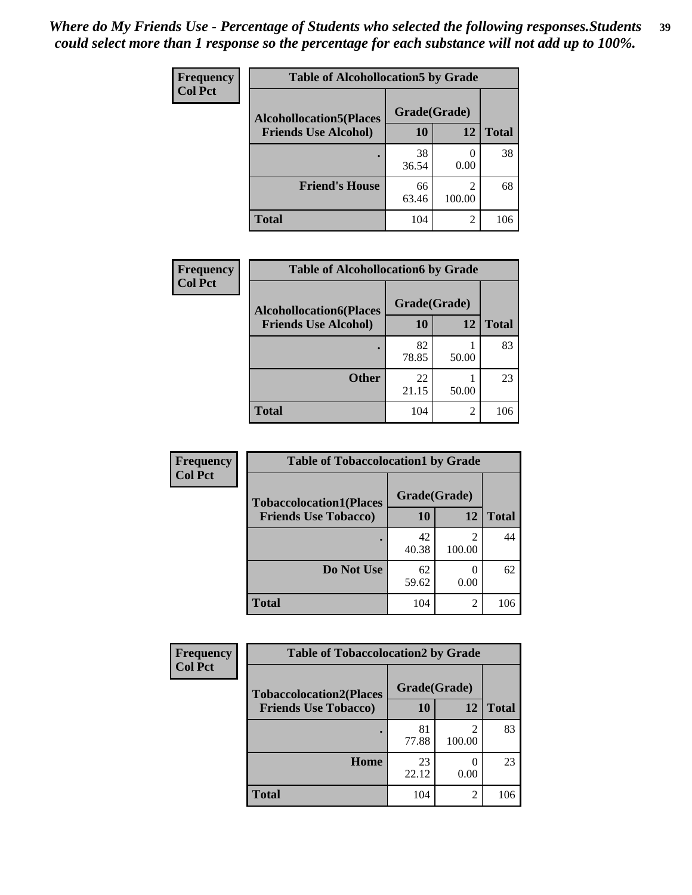*Where do My Friends Use - Percentage of Students who selected the following responses.Students could select more than 1 response so the percentage for each substance will not add up to 100%.*

**Frequency**
**Col Pct**

| Table of Alcohollocation5 by Grade | | | |
|---|---|---|---|
| Alcohollocation5(Places Friends Use Alcohol) | Grade(Grade) | | Total |
| | 10 | 12 | |
| . | 38<br>36.54 | 0<br>0.00 | 38 |
| Friend's House | 66<br>63.46 | 2<br>100.00 | 68 |
| Total | 104 | 2 | 106 |

**Frequency**
**Col Pct**

| Table of Alcohollocation6 by Grade | | | |
|---|---|---|---|
| Alcohollocation6(Places Friends Use Alcohol) | Grade(Grade) | | Total |
| | 10 | 12 | |
| . | 82<br>78.85 | 1<br>50.00 | 83 |
| Other | 22<br>21.15 | 1<br>50.00 | 23 |
| Total | 104 | 2 | 106 |

**Frequency**
**Col Pct**

| Table of Tobaccolocation1 by Grade | | | |
|---|---|---|---|
| Tobaccolocation1(Places Friends Use Tobacco) | Grade(Grade) | | Total |
| | 10 | 12 | |
| . | 42<br>40.38 | 2<br>100.00 | 44 |
| Do Not Use | 62<br>59.62 | 0<br>0.00 | 62 |
| Total | 104 | 2 | 106 |

**Frequency**
**Col Pct**

| Table of Tobaccolocation2 by Grade | | | |
|---|---|---|---|
| Tobaccolocation2(Places Friends Use Tobacco) | Grade(Grade) | | Total |
| | 10 | 12 | |
| . | 81<br>77.88 | 2<br>100.00 | 83 |
| Home | 23<br>22.12 | 0<br>0.00 | 23 |
| Total | 104 | 2 | 106 |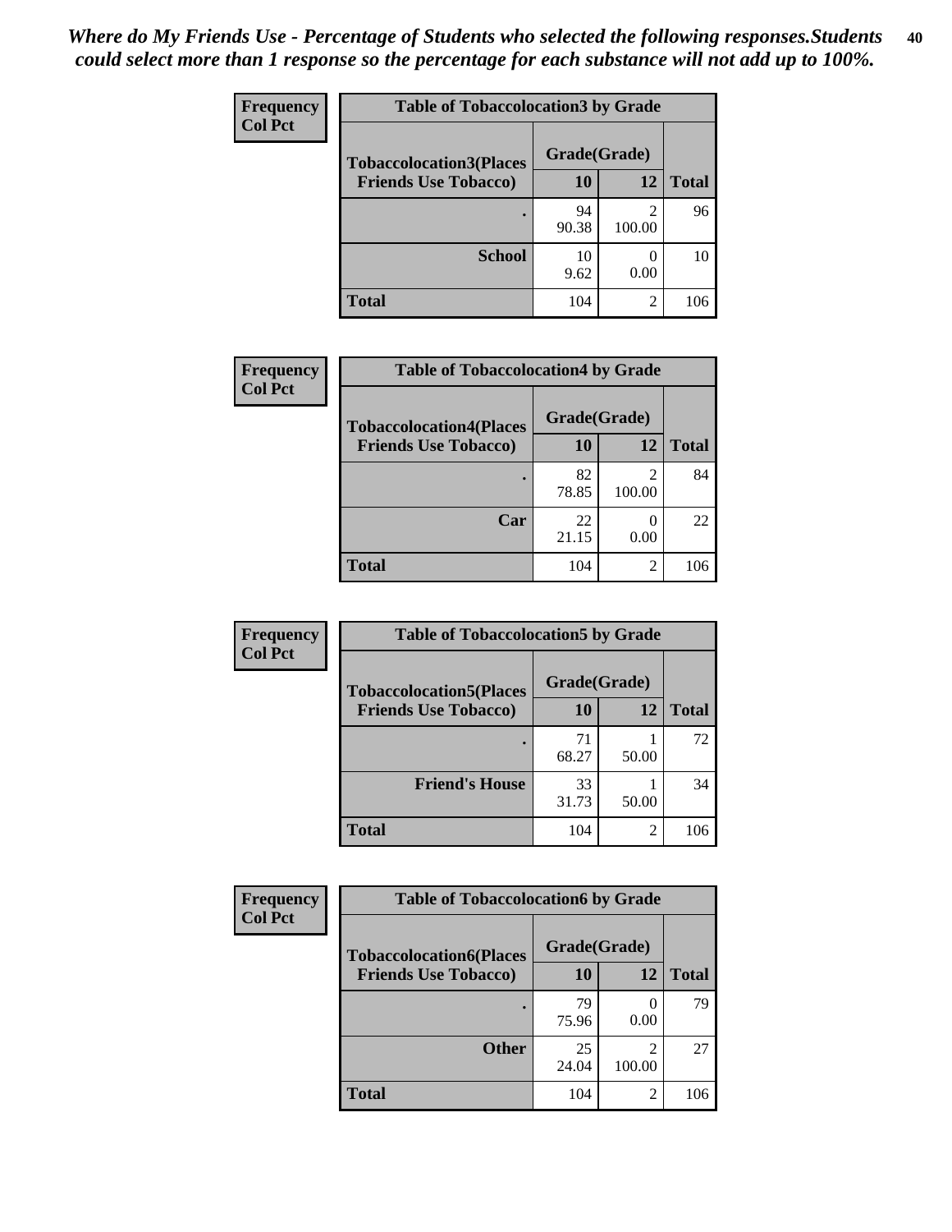*Where do My Friends Use - Percentage of Students who selected the following responses.Students could select more than 1 response so the percentage for each substance will not add up to 100%.*

**Frequency**
**Col Pct**

| Table of Tobaccolocation3 by Grade | | | |
|---|---|---|---|
| **Tobaccolocation3(Places Friends Use Tobacco)** | **Grade(Grade)** | | |
| | **10** | **12** | **Total** |
| **.** | 94<br>90.38 | 2<br>100.00 | 96 |
| **School** | 10<br>9.62 | 0<br>0.00 | 10 |
| **Total** | 104 | 2 | 106 |

**Frequency**
**Col Pct**

| Table of Tobaccolocation4 by Grade | | | |
|---|---|---|---|
| **Tobaccolocation4(Places Friends Use Tobacco)** | **Grade(Grade)** | | |
| | **10** | **12** | **Total** |
| **.** | 82<br>78.85 | 2<br>100.00 | 84 |
| **Car** | 22<br>21.15 | 0<br>0.00 | 22 |
| **Total** | 104 | 2 | 106 |

**Frequency**
**Col Pct**

| Table of Tobaccolocation5 by Grade | | | |
|---|---|---|---|
| **Tobaccolocation5(Places Friends Use Tobacco)** | **Grade(Grade)** | | |
| | **10** | **12** | **Total** |
| **.** | 71<br>68.27 | 1<br>50.00 | 72 |
| **Friend's House** | 33<br>31.73 | 1<br>50.00 | 34 |
| **Total** | 104 | 2 | 106 |

**Frequency**
**Col Pct**

| Table of Tobaccolocation6 by Grade | | | |
|---|---|---|---|
| **Tobaccolocation6(Places Friends Use Tobacco)** | **Grade(Grade)** | | |
| | **10** | **12** | **Total** |
| **.** | 79<br>75.96 | 0<br>0.00 | 79 |
| **Other** | 25<br>24.04 | 2<br>100.00 | 27 |
| **Total** | 104 | 2 | 106 |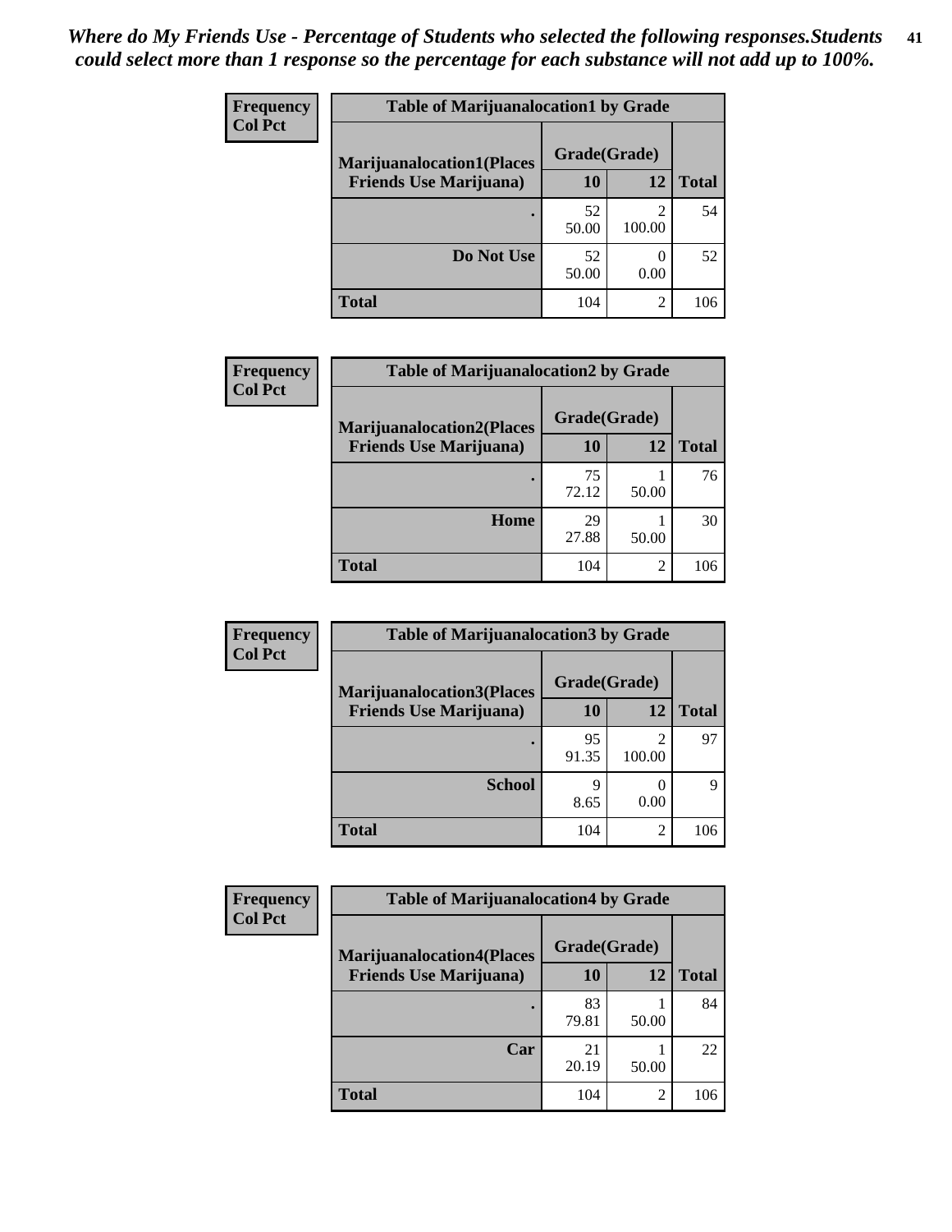*Where do My Friends Use - Percentage of Students who selected the following responses.Students could select more than 1 response so the percentage for each substance will not add up to 100%.*

**Frequency**
**Col Pct**

| Table of Marijuanalocation1 by Grade | | | |
|---|---|---|---|
| **Marijuanalocation1(Places Friends Use Marijuana)** | **Grade(Grade)** | | **Total** |
| | **10** | **12** | |
| **.** | 52<br>50.00 | 2<br>100.00 | 54 |
| **Do Not Use** | 52<br>50.00 | 0<br>0.00 | 52 |
| **Total** | 104 | 2 | 106 |

**Frequency**
**Col Pct**

| Table of Marijuanalocation2 by Grade | | | |
|---|---|---|---|
| **Marijuanalocation2(Places Friends Use Marijuana)** | **Grade(Grade)** | | **Total** |
| | **10** | **12** | |
| **.** | 75<br>72.12 | 1<br>50.00 | 76 |
| **Home** | 29<br>27.88 | 1<br>50.00 | 30 |
| **Total** | 104 | 2 | 106 |

**Frequency**
**Col Pct**

| Table of Marijuanalocation3 by Grade | | | |
|---|---|---|---|
| **Marijuanalocation3(Places Friends Use Marijuana)** | **Grade(Grade)** | | **Total** |
| | **10** | **12** | |
| **.** | 95<br>91.35 | 2<br>100.00 | 97 |
| **School** | 9<br>8.65 | 0<br>0.00 | 9 |
| **Total** | 104 | 2 | 106 |

**Frequency**
**Col Pct**

| Table of Marijuanalocation4 by Grade | | | |
|---|---|---|---|
| **Marijuanalocation4(Places Friends Use Marijuana)** | **Grade(Grade)** | | **Total** |
| | **10** | **12** | |
| **.** | 83<br>79.81 | 1<br>50.00 | 84 |
| **Car** | 21<br>20.19 | 1<br>50.00 | 22 |
| **Total** | 104 | 2 | 106 |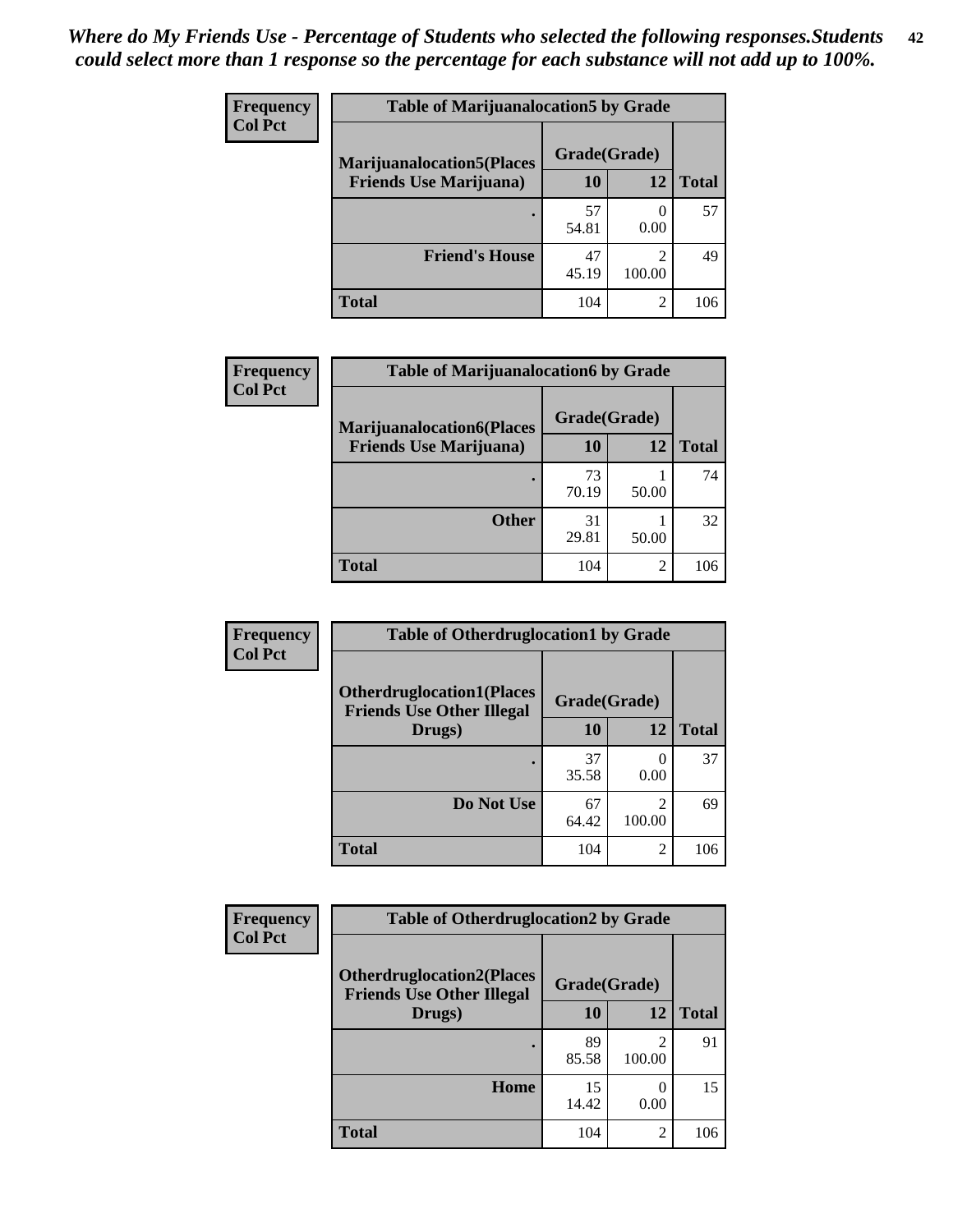*Where do My Friends Use - Percentage of Students who selected the following responses.Students could select more than 1 response so the percentage for each substance will not add up to 100%.*

**Frequency Col Pct**

| Table of Marijuanalocation5 by Grade | | | |
|---|---|---|---|
| **Marijuanalocation5(Places Friends Use Marijuana)** | **Grade(Grade)** | | **Total** |
| | **10** | **12** | |
| **.** | 57<br>54.81 | 0<br>0.00 | 57 |
| **Friend's House** | 47<br>45.19 | 2<br>100.00 | 49 |
| **Total** | 104 | 2 | 106 |

**Frequency Col Pct**

| Table of Marijuanalocation6 by Grade | | | |
|---|---|---|---|
| **Marijuanalocation6(Places Friends Use Marijuana)** | **Grade(Grade)** | | **Total** |
| | **10** | **12** | |
| **.** | 73<br>70.19 | 1<br>50.00 | 74 |
| **Other** | 31<br>29.81 | 1<br>50.00 | 32 |
| **Total** | 104 | 2 | 106 |

**Frequency Col Pct**

| Table of Otherdruglocation1 by Grade | | | |
|---|---|---|---|
| **Otherdruglocation1(Places Friends Use Other Illegal Drugs)** | **Grade(Grade)** | | **Total** |
| | **10** | **12** | |
| **.** | 37<br>35.58 | 0<br>0.00 | 37 |
| **Do Not Use** | 67<br>64.42 | 2<br>100.00 | 69 |
| **Total** | 104 | 2 | 106 |

**Frequency Col Pct**

| Table of Otherdruglocation2 by Grade | | | |
|---|---|---|---|
| **Otherdruglocation2(Places Friends Use Other Illegal Drugs)** | **Grade(Grade)** | | **Total** |
| | **10** | **12** | |
| **.** | 89<br>85.58 | 2<br>100.00 | 91 |
| **Home** | 15<br>14.42 | 0<br>0.00 | 15 |
| **Total** | 104 | 2 | 106 |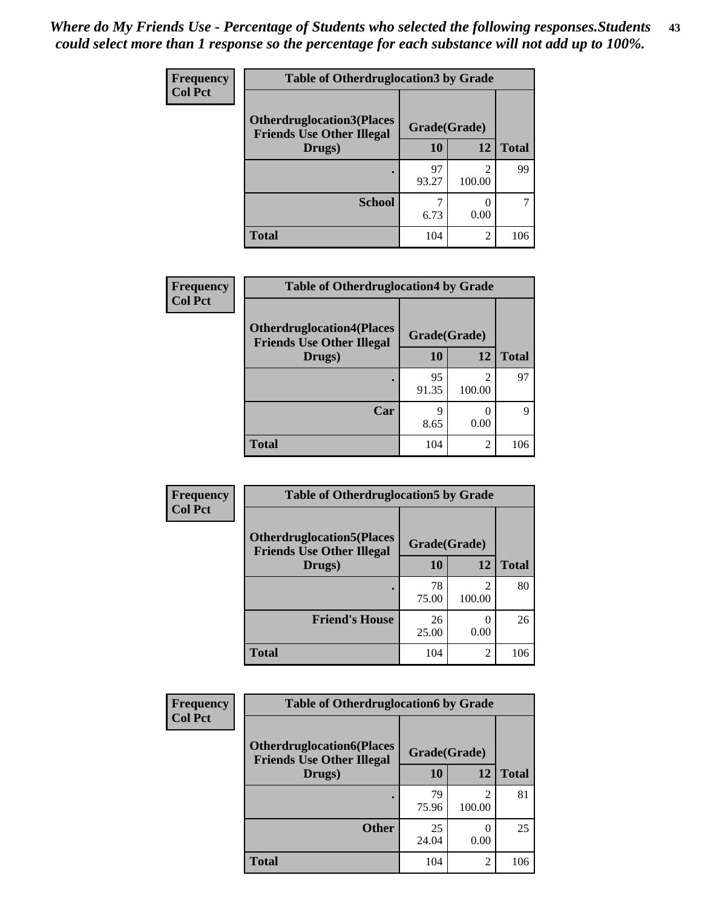*Where do My Friends Use - Percentage of Students who selected the following responses.Students could select more than 1 response so the percentage for each substance will not add up to 100%.*

| Frequency<br>Col Pct | Table of Otherdruglocation3 by Grade | | |
|---|---|---|---|
| Otherdruglocation3(Places Friends Use Other Illegal Drugs) | Grade(Grade) | | |
| | 10 | 12 | Total |
| . | 97<br>93.27 | 2<br>100.00 | 99 |
| School | 7<br>6.73 | 0<br>0.00 | 7 |
| Total | 104 | 2 | 106 |

| Frequency<br>Col Pct | Table of Otherdruglocation4 by Grade | | |
|---|---|---|---|
| Otherdruglocation4(Places Friends Use Other Illegal Drugs) | Grade(Grade) | | |
| | 10 | 12 | Total |
| . | 95<br>91.35 | 2<br>100.00 | 97 |
| Car | 9<br>8.65 | 0<br>0.00 | 9 |
| Total | 104 | 2 | 106 |

| Frequency<br>Col Pct | Table of Otherdruglocation5 by Grade | | |
|---|---|---|---|
| Otherdruglocation5(Places Friends Use Other Illegal Drugs) | Grade(Grade) | | |
| | 10 | 12 | Total |
| . | 78<br>75.00 | 2<br>100.00 | 80 |
| Friend's House | 26<br>25.00 | 0<br>0.00 | 26 |
| Total | 104 | 2 | 106 |

| Frequency<br>Col Pct | Table of Otherdruglocation6 by Grade | | |
|---|---|---|---|
| Otherdruglocation6(Places Friends Use Other Illegal Drugs) | Grade(Grade) | | |
| | 10 | 12 | Total |
| . | 79<br>75.96 | 2<br>100.00 | 81 |
| Other | 25<br>24.04 | 0<br>0.00 | 25 |
| Total | 104 | 2 | 106 |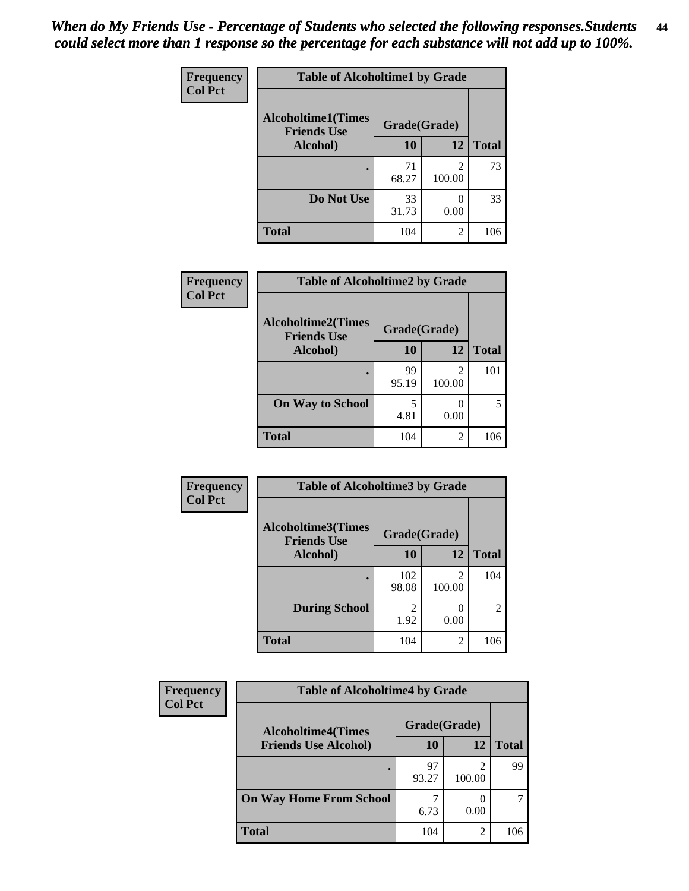*When do My Friends Use - Percentage of Students who selected the following responses.Students could select more than 1 response so the percentage for each substance will not add up to 100%.*

**Frequency**
**Col Pct**

**Table of Alcoholtime1 by Grade**

| Alcoholtime1(Times Friends Use Alcohol) | Grade(Grade) | | Total |
|---|---|---|---|
| | 10 | 12 | |
| . | 71<br>68.27 | 2<br>100.00 | 73 |
| Do Not Use | 33<br>31.73 | 0<br>0.00 | 33 |
| Total | 104 | 2 | 106 |

**Frequency**
**Col Pct**

**Table of Alcoholtime2 by Grade**

| Alcoholtime2(Times Friends Use Alcohol) | Grade(Grade) | | Total |
|---|---|---|---|
| | 10 | 12 | |
| . | 99<br>95.19 | 2<br>100.00 | 101 |
| On Way to School | 5<br>4.81 | 0<br>0.00 | 5 |
| Total | 104 | 2 | 106 |

**Frequency**
**Col Pct**

**Table of Alcoholtime3 by Grade**

| Alcoholtime3(Times Friends Use Alcohol) | Grade(Grade) | | Total |
|---|---|---|---|
| | 10 | 12 | |
| . | 102<br>98.08 | 2<br>100.00 | 104 |
| During School | 2<br>1.92 | 0<br>0.00 | 2 |
| Total | 104 | 2 | 106 |

**Frequency**
**Col Pct**

**Table of Alcoholtime4 by Grade**

| Alcoholtime4(Times Friends Use Alcohol) | Grade(Grade) | | Total |
|---|---|---|---|
| | 10 | 12 | |
| . | 97<br>93.27 | 2<br>100.00 | 99 |
| On Way Home From School | 7<br>6.73 | 0<br>0.00 | 7 |
| Total | 104 | 2 | 106 |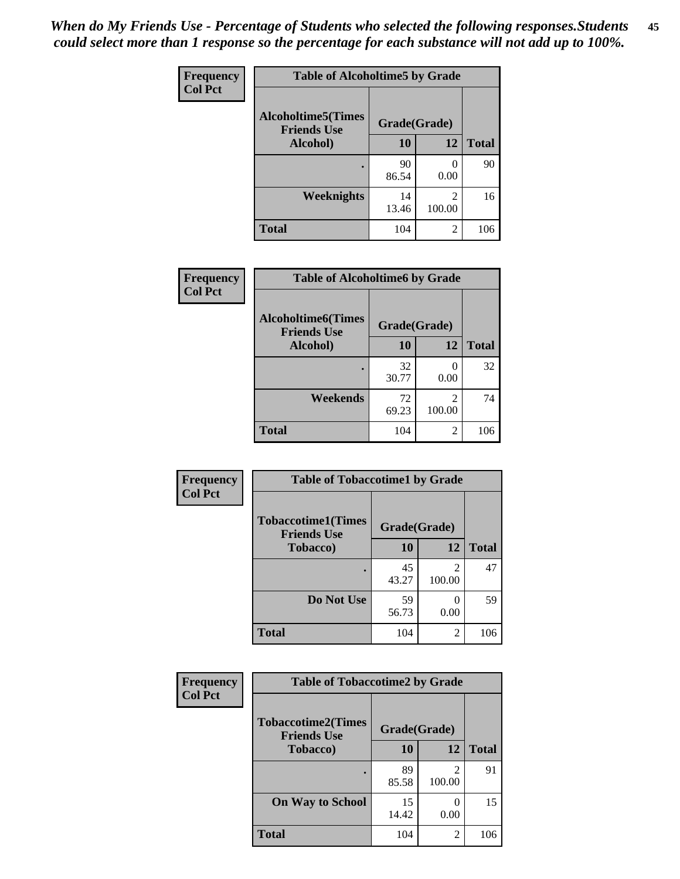*When do My Friends Use - Percentage of Students who selected the following responses.Students could select more than 1 response so the percentage for each substance will not add up to 100%.*

**Frequency**
**Col Pct**

| Table of Alcoholtime5 by Grade | | | |
|---|---|---|---|
| **Alcoholtime5(Times Friends Use Alcohol)** | **Grade(Grade)** | | **Total** |
| | **10** | **12** | |
| **.** | 90<br>86.54 | 0<br>0.00 | 90 |
| **Weeknights** | 14<br>13.46 | 2<br>100.00 | 16 |
| **Total** | 104 | 2 | 106 |

**Frequency**
**Col Pct**

| Table of Alcoholtime6 by Grade | | | |
|---|---|---|---|
| **Alcoholtime6(Times Friends Use Alcohol)** | **Grade(Grade)** | | **Total** |
| | **10** | **12** | |
| **.** | 32<br>30.77 | 0<br>0.00 | 32 |
| **Weekends** | 72<br>69.23 | 2<br>100.00 | 74 |
| **Total** | 104 | 2 | 106 |

**Frequency**
**Col Pct**

| Table of Tobaccotime1 by Grade | | | |
|---|---|---|---|
| **Tobaccotime1(Times Friends Use Tobacco)** | **Grade(Grade)** | | **Total** |
| | **10** | **12** | |
| **.** | 45<br>43.27 | 2<br>100.00 | 47 |
| **Do Not Use** | 59<br>56.73 | 0<br>0.00 | 59 |
| **Total** | 104 | 2 | 106 |

**Frequency**
**Col Pct**

| Table of Tobaccotime2 by Grade | | | |
|---|---|---|---|
| **Tobaccotime2(Times Friends Use Tobacco)** | **Grade(Grade)** | | **Total** |
| | **10** | **12** | |
| **.** | 89<br>85.58 | 2<br>100.00 | 91 |
| **On Way to School** | 15<br>14.42 | 0<br>0.00 | 15 |
| **Total** | 104 | 2 | 106 |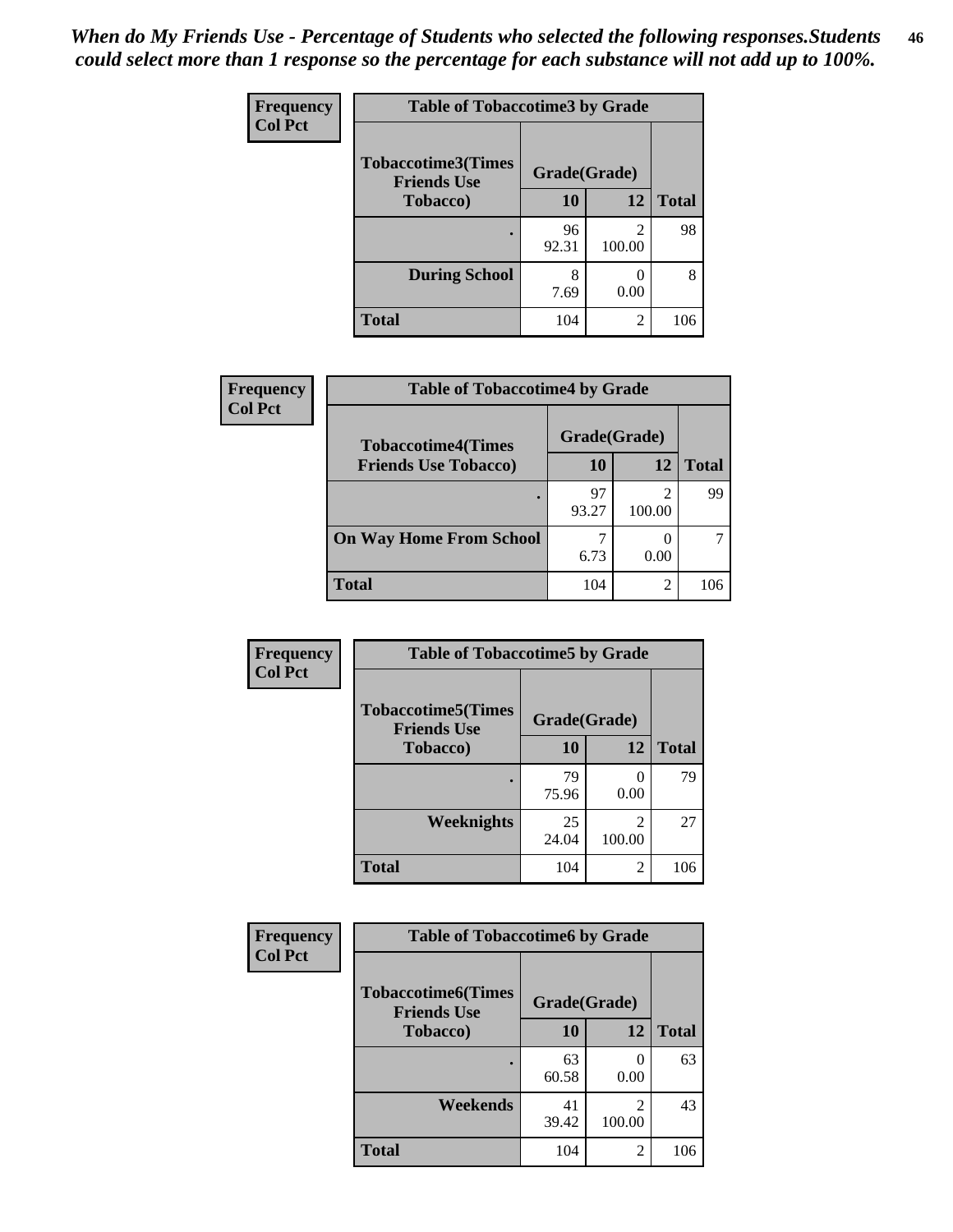*When do My Friends Use - Percentage of Students who selected the following responses.Students could select more than 1 response so the percentage for each substance will not add up to 100%.*

**Frequency**
**Col Pct**

| Table of Tobaccotime3 by Grade | | | |
|---|---|---|---|
| **Tobaccotime3(Times Friends Use Tobacco)** | **Grade(Grade)** | | **Total** |
| | **10** | **12** | |
| **.** | 96<br>92.31 | 2<br>100.00 | 98 |
| **During School** | 8<br>7.69 | 0<br>0.00 | 8 |
| **Total** | 104 | 2 | 106 |

**Frequency**
**Col Pct**

| Table of Tobaccotime4 by Grade | | | |
|---|---|---|---|
| **Tobaccotime4(Times Friends Use Tobacco)** | **Grade(Grade)** | | **Total** |
| | **10** | **12** | |
| **.** | 97<br>93.27 | 2<br>100.00 | 99 |
| **On Way Home From School** | 7<br>6.73 | 0<br>0.00 | 7 |
| **Total** | 104 | 2 | 106 |

**Frequency**
**Col Pct**

| Table of Tobaccotime5 by Grade | | | |
|---|---|---|---|
| **Tobaccotime5(Times Friends Use Tobacco)** | **Grade(Grade)** | | **Total** |
| | **10** | **12** | |
| **.** | 79<br>75.96 | 0<br>0.00 | 79 |
| **Weeknights** | 25<br>24.04 | 2<br>100.00 | 27 |
| **Total** | 104 | 2 | 106 |

**Frequency**
**Col Pct**

| Table of Tobaccotime6 by Grade | | | |
|---|---|---|---|
| **Tobaccotime6(Times Friends Use Tobacco)** | **Grade(Grade)** | | **Total** |
| | **10** | **12** | |
| **.** | 63<br>60.58 | 0<br>0.00 | 63 |
| **Weekends** | 41<br>39.42 | 2<br>100.00 | 43 |
| **Total** | 104 | 2 | 106 |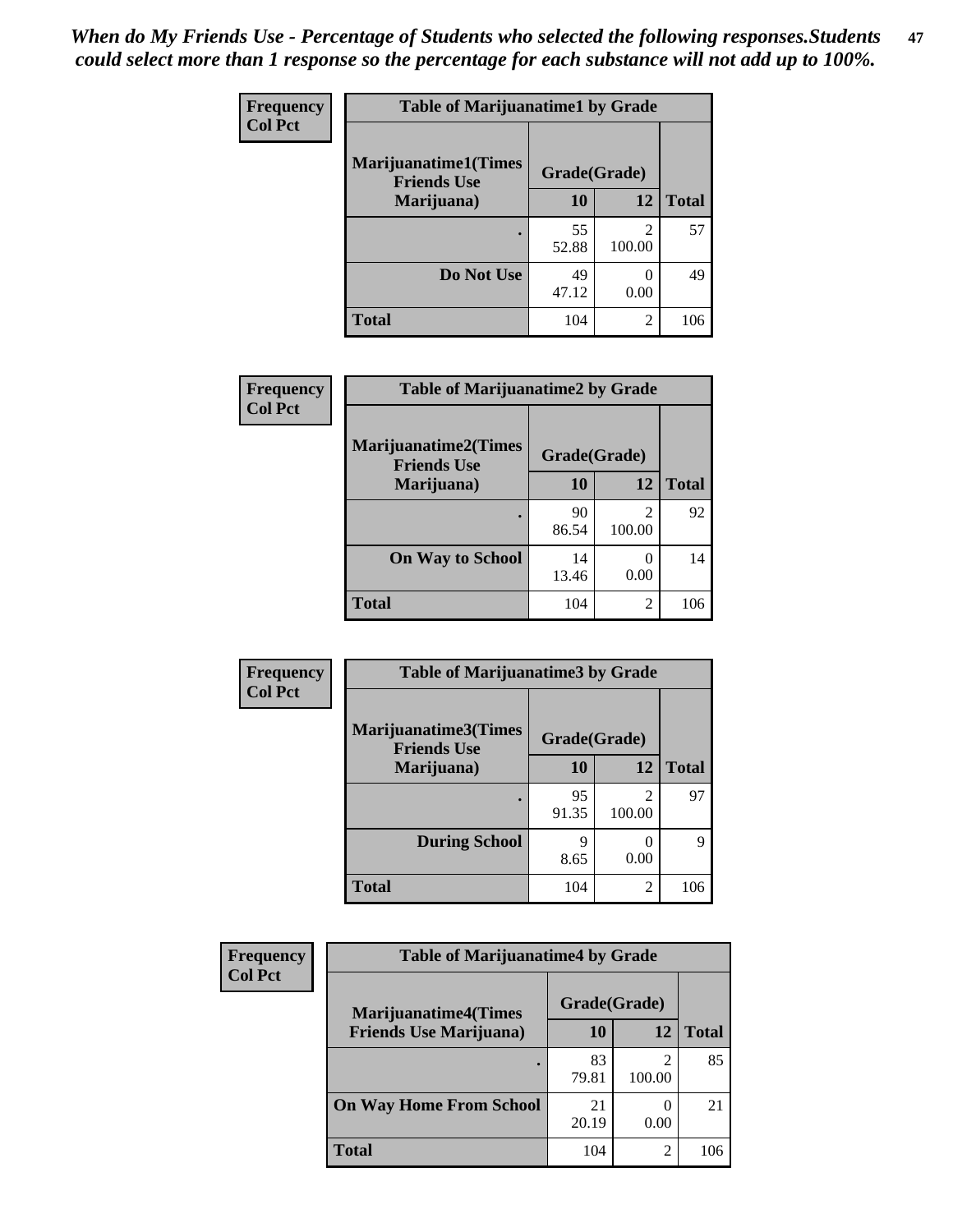*When do My Friends Use - Percentage of Students who selected the following responses.Students could select more than 1 response so the percentage for each substance will not add up to 100%.*

**Frequency**
**Col Pct**

| Table of Marijuanatime1 by Grade | | | |
|---|---|---|---|
| **Marijuanatime1(Times Friends Use Marijuana)** | **Grade(Grade)** | | |
| | **10** | **12** | **Total** |
| **.** | 55<br>52.88 | 2<br>100.00 | 57 |
| **Do Not Use** | 49<br>47.12 | 0<br>0.00 | 49 |
| **Total** | 104 | 2 | 106 |

**Frequency**
**Col Pct**

| Table of Marijuanatime2 by Grade | | | |
|---|---|---|---|
| **Marijuanatime2(Times Friends Use Marijuana)** | **Grade(Grade)** | | |
| | **10** | **12** | **Total** |
| **.** | 90<br>86.54 | 2<br>100.00 | 92 |
| **On Way to School** | 14<br>13.46 | 0<br>0.00 | 14 |
| **Total** | 104 | 2 | 106 |

**Frequency**
**Col Pct**

| Table of Marijuanatime3 by Grade | | | |
|---|---|---|---|
| **Marijuanatime3(Times Friends Use Marijuana)** | **Grade(Grade)** | | |
| | **10** | **12** | **Total** |
| **.** | 95<br>91.35 | 2<br>100.00 | 97 |
| **During School** | 9<br>8.65 | 0<br>0.00 | 9 |
| **Total** | 104 | 2 | 106 |

**Frequency**
**Col Pct**

| Table of Marijuanatime4 by Grade | | | |
|---|---|---|---|
| **Marijuanatime4(Times Friends Use Marijuana)** | **Grade(Grade)** | | |
| | **10** | **12** | **Total** |
| **.** | 83<br>79.81 | 2<br>100.00 | 85 |
| **On Way Home From School** | 21<br>20.19 | 0<br>0.00 | 21 |
| **Total** | 104 | 2 | 106 |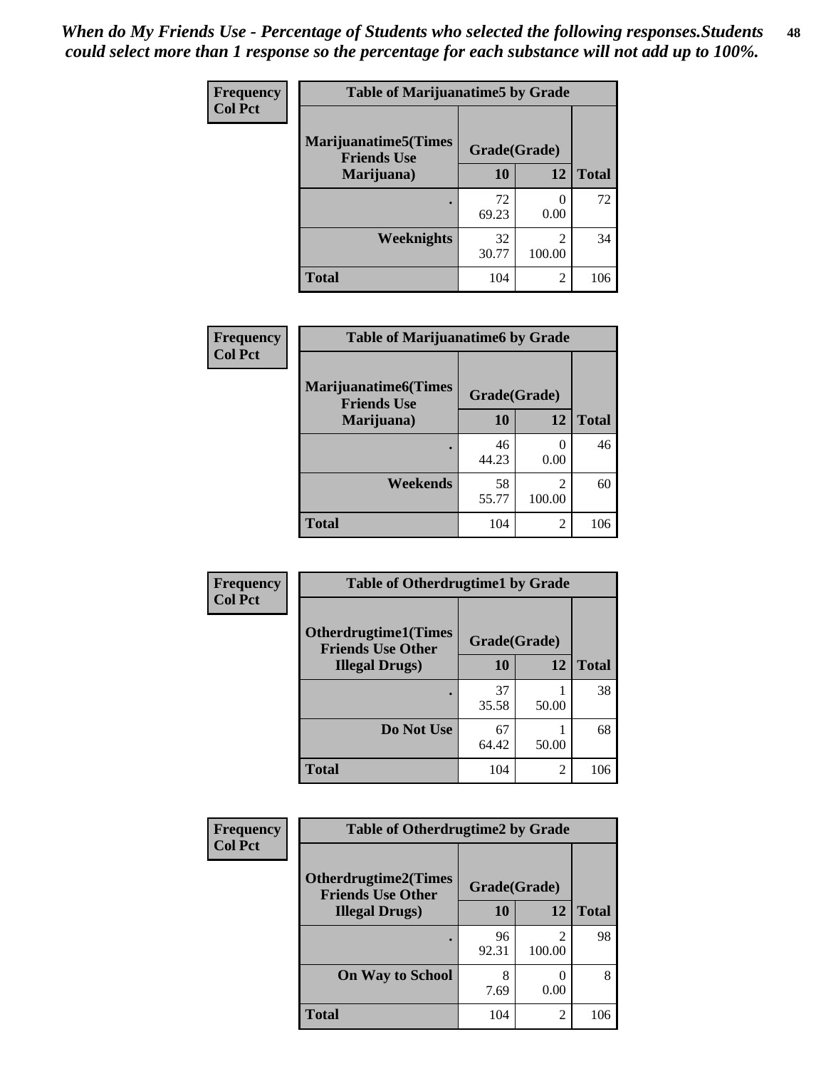*When do My Friends Use - Percentage of Students who selected the following responses.Students could select more than 1 response so the percentage for each substance will not add up to 100%.*

**Frequency**
**Col Pct**

| Table of Marijuanatime5 by Grade | | | |
|---|---|---|---|
| Marijuanatime5(Times Friends Use Marijuana) | Grade(Grade) | | |
| | 10 | 12 | Total |
| . | 72<br>69.23 | 0<br>0.00 | 72 |
| Weeknights | 32<br>30.77 | 2<br>100.00 | 34 |
| Total | 104 | 2 | 106 |

**Frequency**
**Col Pct**

| Table of Marijuanatime6 by Grade | | | |
|---|---|---|---|
| Marijuanatime6(Times Friends Use Marijuana) | Grade(Grade) | | |
| | 10 | 12 | Total |
| . | 46<br>44.23 | 0<br>0.00 | 46 |
| Weekends | 58<br>55.77 | 2<br>100.00 | 60 |
| Total | 104 | 2 | 106 |

**Frequency**
**Col Pct**

| Table of Otherdrugtime1 by Grade | | | |
|---|---|---|---|
| Otherdrugtime1(Times Friends Use Other Illegal Drugs) | Grade(Grade) | | |
| | 10 | 12 | Total |
| . | 37<br>35.58 | 1<br>50.00 | 38 |
| Do Not Use | 67<br>64.42 | 1<br>50.00 | 68 |
| Total | 104 | 2 | 106 |

**Frequency**
**Col Pct**

| Table of Otherdrugtime2 by Grade | | | |
|---|---|---|---|
| Otherdrugtime2(Times Friends Use Other Illegal Drugs) | Grade(Grade) | | |
| | 10 | 12 | Total |
| . | 96<br>92.31 | 2<br>100.00 | 98 |
| On Way to School | 8<br>7.69 | 0<br>0.00 | 8 |
| Total | 104 | 2 | 106 |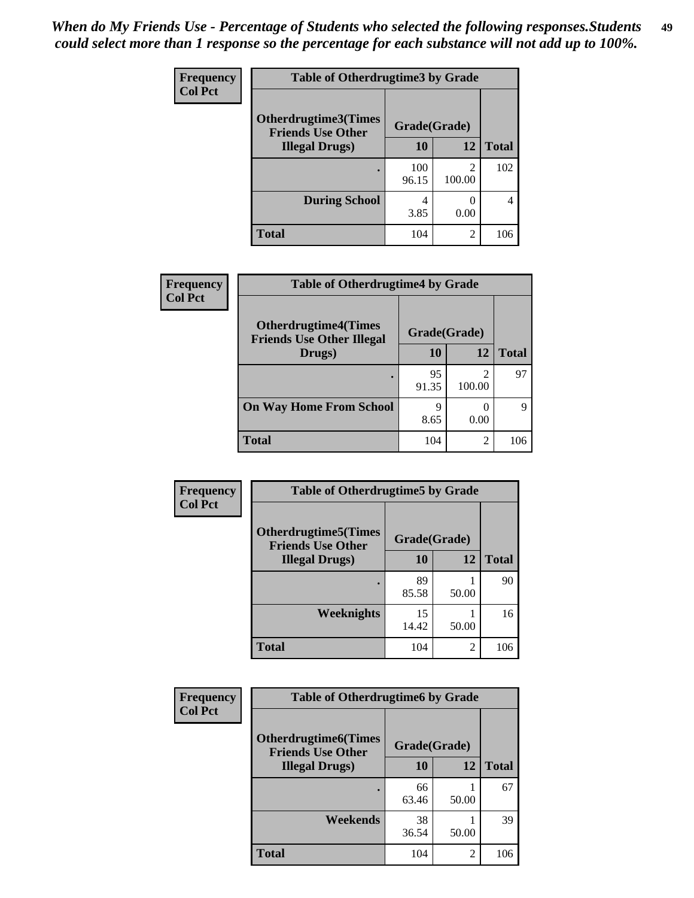*When do My Friends Use - Percentage of Students who selected the following responses.Students could select more than 1 response so the percentage for each substance will not add up to 100%.*

**Frequency**
**Col Pct**

| Table of Otherdrugtime3 by Grade | | | |
|---|---|---|---|
| **Otherdrugtime3(Times Friends Use Other Illegal Drugs)** | **Grade(Grade)** | | |
| | **10** | **12** | **Total** |
| **.** | 100<br>96.15 | 2<br>100.00 | 102 |
| **During School** | 4<br>3.85 | 0<br>0.00 | 4 |
| **Total** | 104 | 2 | 106 |

**Frequency**
**Col Pct**

| Table of Otherdrugtime4 by Grade | | | |
|---|---|---|---|
| **Otherdrugtime4(Times Friends Use Other Illegal Drugs)** | **Grade(Grade)** | | |
| | **10** | **12** | **Total** |
| **.** | 95<br>91.35 | 2<br>100.00 | 97 |
| **On Way Home From School** | 9<br>8.65 | 0<br>0.00 | 9 |
| **Total** | 104 | 2 | 106 |

**Frequency**
**Col Pct**

| Table of Otherdrugtime5 by Grade | | | |
|---|---|---|---|
| **Otherdrugtime5(Times Friends Use Other Illegal Drugs)** | **Grade(Grade)** | | |
| | **10** | **12** | **Total** |
| **.** | 89<br>85.58 | 1<br>50.00 | 90 |
| **Weeknights** | 15<br>14.42 | 1<br>50.00 | 16 |
| **Total** | 104 | 2 | 106 |

**Frequency**
**Col Pct**

| Table of Otherdrugtime6 by Grade | | | |
|---|---|---|---|
| **Otherdrugtime6(Times Friends Use Other Illegal Drugs)** | **Grade(Grade)** | | |
| | **10** | **12** | **Total** |
| **.** | 66<br>63.46 | 1<br>50.00 | 67 |
| **Weekends** | 38<br>36.54 | 1<br>50.00 | 39 |
| **Total** | 104 | 2 | 106 |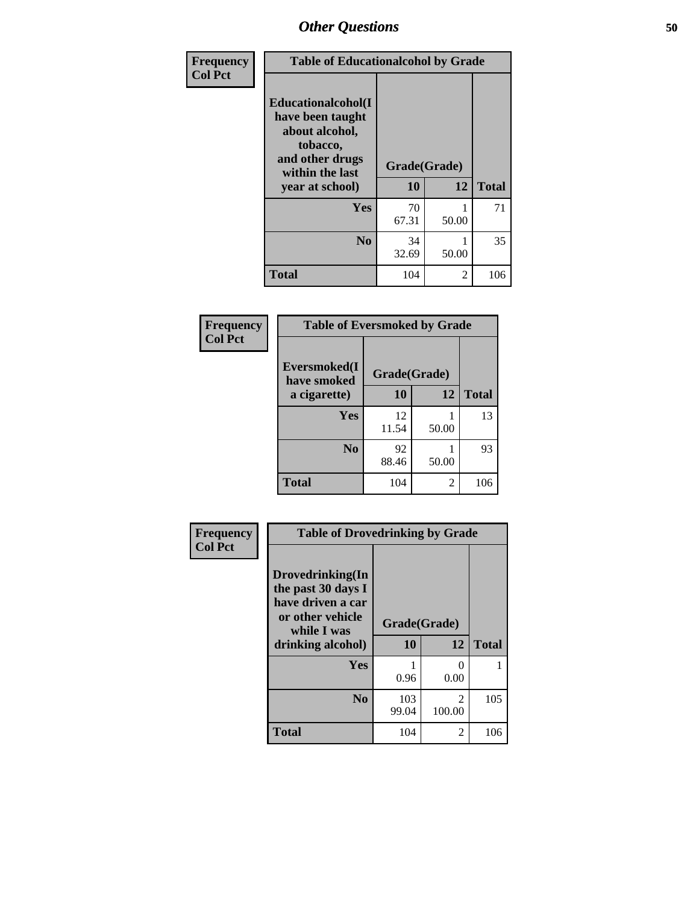## Other Questions

| Frequency<br>Col Pct | Table of Educationalcohol by Grade | | |
|---|---|---|---|
| Educationalcohol(I have been taught about alcohol, tobacco, and other drugs within the last year at school) | Grade(Grade) | | |
| | 10 | 12 | Total |
| Yes | 70<br>67.31 | 1<br>50.00 | 71 |
| No | 34<br>32.69 | 1<br>50.00 | 35 |
| Total | 104 | 2 | 106 |

| Frequency<br>Col Pct | Table of Eversmoked by Grade | | |
|---|---|---|---|
| Eversmoked(I have smoked a cigarette) | Grade(Grade) | | |
| | 10 | 12 | Total |
| Yes | 12<br>11.54 | 1<br>50.00 | 13 |
| No | 92<br>88.46 | 1<br>50.00 | 93 |
| Total | 104 | 2 | 106 |

| Frequency<br>Col Pct | Table of Drovedrinking by Grade | | |
|---|---|---|---|
| Drovedrinking(In the past 30 days I have driven a car or other vehicle while I was drinking alcohol) | Grade(Grade) | | |
| | 10 | 12 | Total |
| Yes | 1<br>0.96 | 0<br>0.00 | 1 |
| No | 103<br>99.04 | 2<br>100.00 | 105 |
| Total | 104 | 2 | 106 |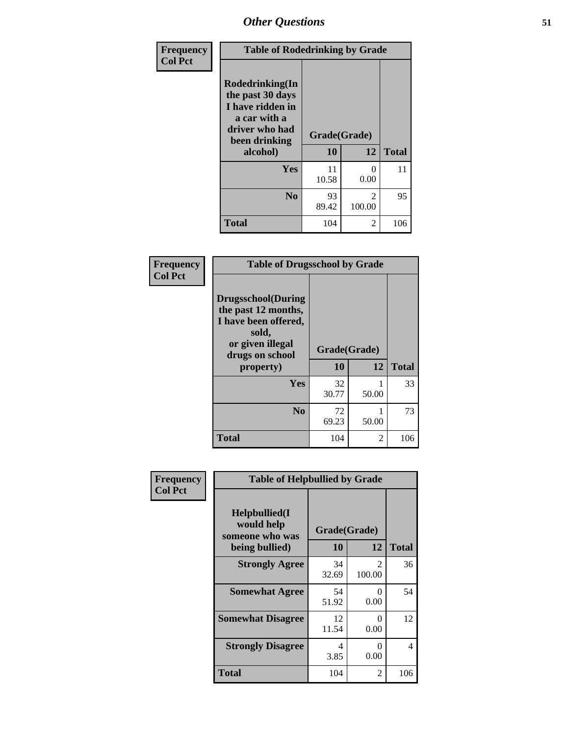# Other Questions

**Frequency**
**Col Pct**

| Table of Rodedrinking by Grade | | | |
|---|---|---|---|
| **Rodedrinking(In the past 30 days I have ridden in a car with a driver who had been drinking alcohol)** | **Grade(Grade)** | | |
| | **10** | **12** | **Total** |
| **Yes** | 11<br>10.58 | 0<br>0.00 | 11 |
| **No** | 93<br>89.42 | 2<br>100.00 | 95 |
| **Total** | 104 | 2 | 106 |

**Frequency**
**Col Pct**

| Table of Drugsschool by Grade | | | |
|---|---|---|---|
| **Drugsschool(During the past 12 months, I have been offered, sold, or given illegal drugs on school property)** | **Grade(Grade)** | | |
| | **10** | **12** | **Total** |
| **Yes** | 32<br>30.77 | 1<br>50.00 | 33 |
| **No** | 72<br>69.23 | 1<br>50.00 | 73 |
| **Total** | 104 | 2 | 106 |

**Frequency**
**Col Pct**

| Table of Helpbullied by Grade | | | |
|---|---|---|---|
| **Helpbullied(I would help someone who was being bullied)** | **Grade(Grade)** | | |
| | **10** | **12** | **Total** |
| **Strongly Agree** | 34<br>32.69 | 2<br>100.00 | 36 |
| **Somewhat Agree** | 54<br>51.92 | 0<br>0.00 | 54 |
| **Somewhat Disagree** | 12<br>11.54 | 0<br>0.00 | 12 |
| **Strongly Disagree** | 4<br>3.85 | 0<br>0.00 | 4 |
| **Total** | 104 | 2 | 106 |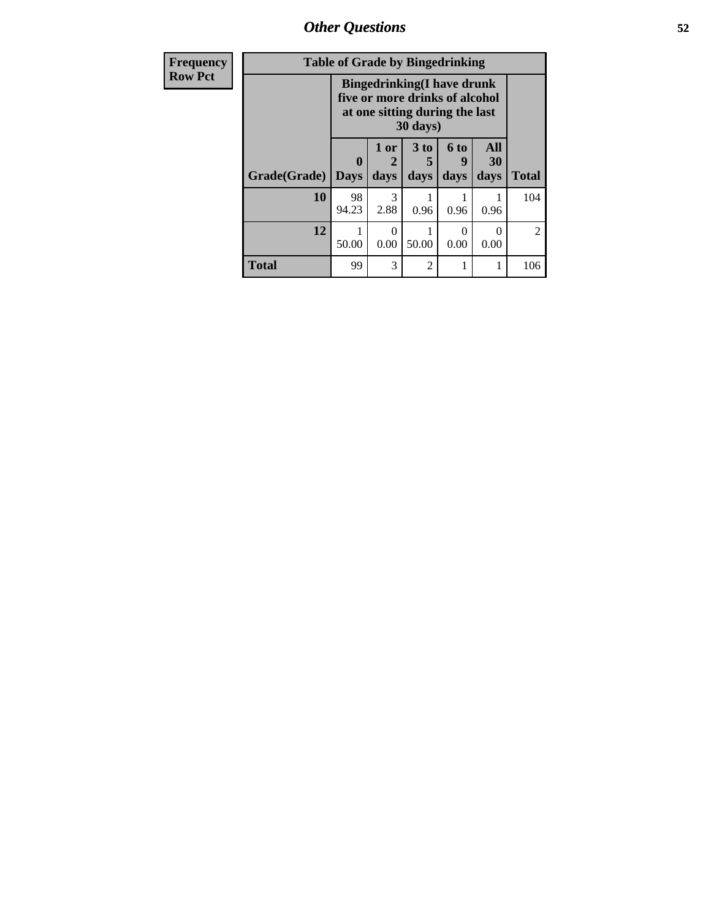## Other Questions

| Frequency<br>Row Pct |
|---|

**Table of Grade by Bingedrinking**

| | Bingedrinking(I have drunk five or more drinks of alcohol at one sitting during the last 30 days) | | | | | |
|---|---|---|---|---|---|---|
| **Grade(Grade)** | **0 Days** | **1 or 2 days** | **3 to 5 days** | **6 to 9 days** | **All 30 days** | **Total** |
| **10** | 98<br>94.23 | 3<br>2.88 | 1<br>0.96 | 1<br>0.96 | 1<br>0.96 | 104 |
| **12** | 1<br>50.00 | 0<br>0.00 | 1<br>50.00 | 0<br>0.00 | 0<br>0.00 | 2 |
| **Total** | 99 | 3 | 2 | 1 | 1 | 106 |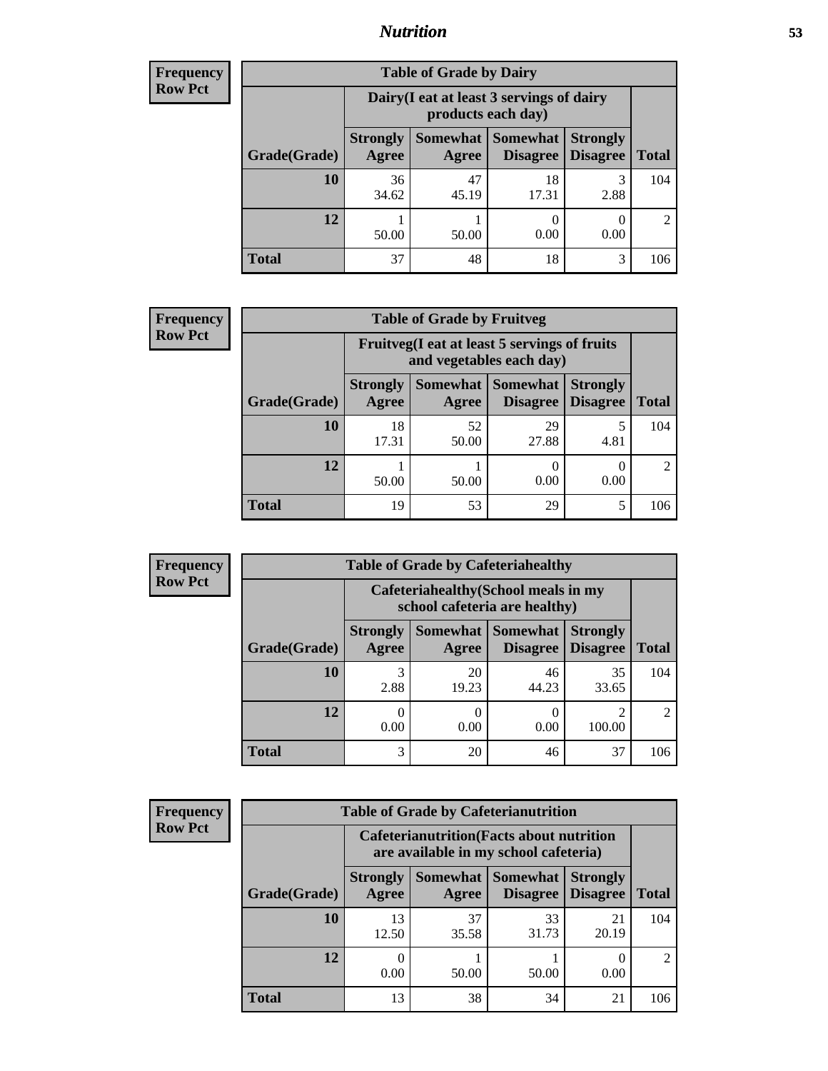# Nutrition

**Frequency**
**Row Pct**

| Table of Grade by Dairy | | | | | |
|---|---|---|---|---|---|
| | Dairy(I eat at least 3 servings of dairy products each day) | | | | |
| Grade(Grade) | Strongly Agree | Somewhat Agree | Somewhat Disagree | Strongly Disagree | Total |
| 10 | 36<br>34.62 | 47<br>45.19 | 18<br>17.31 | 3<br>2.88 | 104 |
| 12 | 1<br>50.00 | 1<br>50.00 | 0<br>0.00 | 0<br>0.00 | 2 |
| Total | 37 | 48 | 18 | 3 | 106 |

**Frequency**
**Row Pct**

| Table of Grade by Fruitveg | | | | | |
|---|---|---|---|---|---|
| | Fruitveg(I eat at least 5 servings of fruits and vegetables each day) | | | | |
| Grade(Grade) | Strongly Agree | Somewhat Agree | Somewhat Disagree | Strongly Disagree | Total |
| 10 | 18<br>17.31 | 52<br>50.00 | 29<br>27.88 | 5<br>4.81 | 104 |
| 12 | 1<br>50.00 | 1<br>50.00 | 0<br>0.00 | 0<br>0.00 | 2 |
| Total | 19 | 53 | 29 | 5 | 106 |

**Frequency**
**Row Pct**

| Table of Grade by Cafeteriahealthy | | | | | |
|---|---|---|---|---|---|
| | Cafeteriahealthy(School meals in my school cafeteria are healthy) | | | | |
| Grade(Grade) | Strongly Agree | Somewhat Agree | Somewhat Disagree | Strongly Disagree | Total |
| 10 | 3<br>2.88 | 20<br>19.23 | 46<br>44.23 | 35<br>33.65 | 104 |
| 12 | 0<br>0.00 | 0<br>0.00 | 0<br>0.00 | 2<br>100.00 | 2 |
| Total | 3 | 20 | 46 | 37 | 106 |

**Frequency**
**Row Pct**

| Table of Grade by Cafeterianutrition | | | | | |
|---|---|---|---|---|---|
| | Cafeterianutrition(Facts about nutrition are available in my school cafeteria) | | | | |
| Grade(Grade) | Strongly Agree | Somewhat Agree | Somewhat Disagree | Strongly Disagree | Total |
| 10 | 13<br>12.50 | 37<br>35.58 | 33<br>31.73 | 21<br>20.19 | 104 |
| 12 | 0<br>0.00 | 1<br>50.00 | 1<br>50.00 | 0<br>0.00 | 2 |
| Total | 13 | 38 | 34 | 21 | 106 |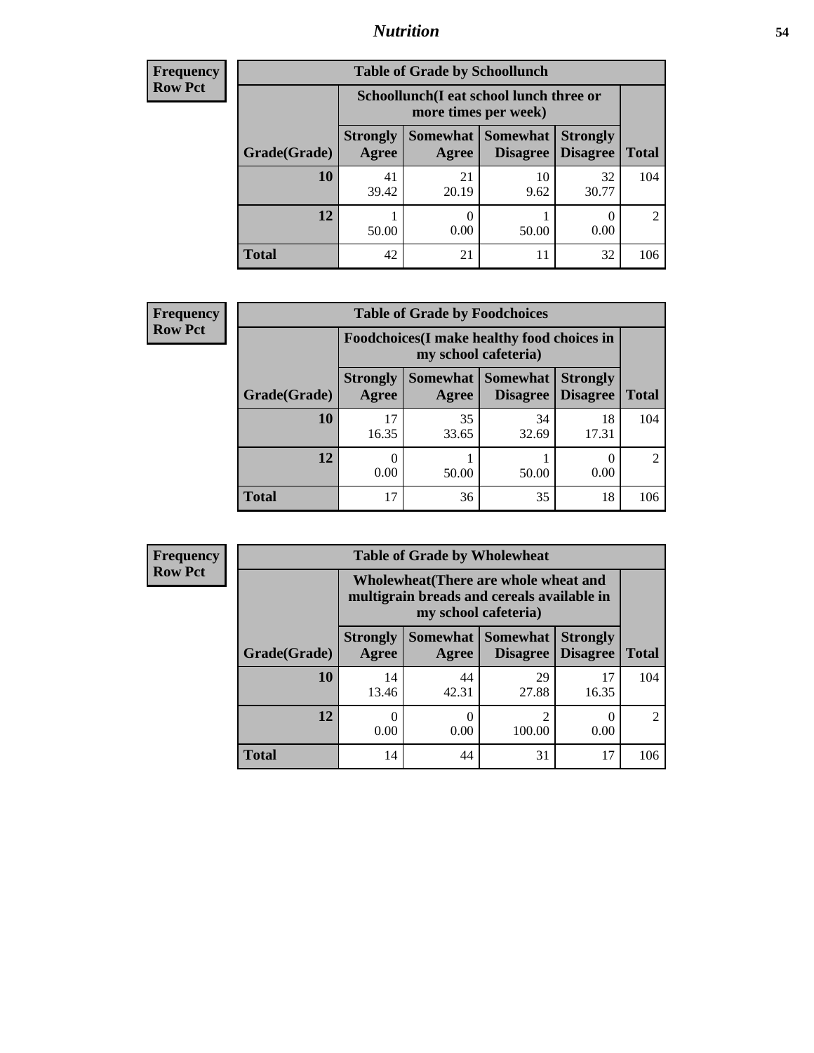# Nutrition

**Frequency**
**Row Pct**

| Table of Grade by Schoollunch | | | | | |
|---|---|---|---|---|---|
| | Schoollunch(I eat school lunch three or more times per week) | | | | |
| Grade(Grade) | Strongly Agree | Somewhat Agree | Somewhat Disagree | Strongly Disagree | Total |
| 10 | 41<br>39.42 | 21<br>20.19 | 10<br>9.62 | 32<br>30.77 | 104 |
| 12 | 1<br>50.00 | 0<br>0.00 | 1<br>50.00 | 0<br>0.00 | 2 |
| Total | 42 | 21 | 11 | 32 | 106 |

**Frequency**
**Row Pct**

| Table of Grade by Foodchoices | | | | | |
|---|---|---|---|---|---|
| | Foodchoices(I make healthy food choices in my school cafeteria) | | | | |
| Grade(Grade) | Strongly Agree | Somewhat Agree | Somewhat Disagree | Strongly Disagree | Total |
| 10 | 17<br>16.35 | 35<br>33.65 | 34<br>32.69 | 18<br>17.31 | 104 |
| 12 | 0<br>0.00 | 1<br>50.00 | 1<br>50.00 | 0<br>0.00 | 2 |
| Total | 17 | 36 | 35 | 18 | 106 |

**Frequency**
**Row Pct**

| Table of Grade by Wholewheat | | | | | |
|---|---|---|---|---|---|
| | Wholewheat(There are whole wheat and multigrain breads and cereals available in my school cafeteria) | | | | |
| Grade(Grade) | Strongly Agree | Somewhat Agree | Somewhat Disagree | Strongly Disagree | Total |
| 10 | 14<br>13.46 | 44<br>42.31 | 29<br>27.88 | 17<br>16.35 | 104 |
| 12 | 0<br>0.00 | 0<br>0.00 | 2<br>100.00 | 0<br>0.00 | 2 |
| Total | 14 | 44 | 31 | 17 | 106 |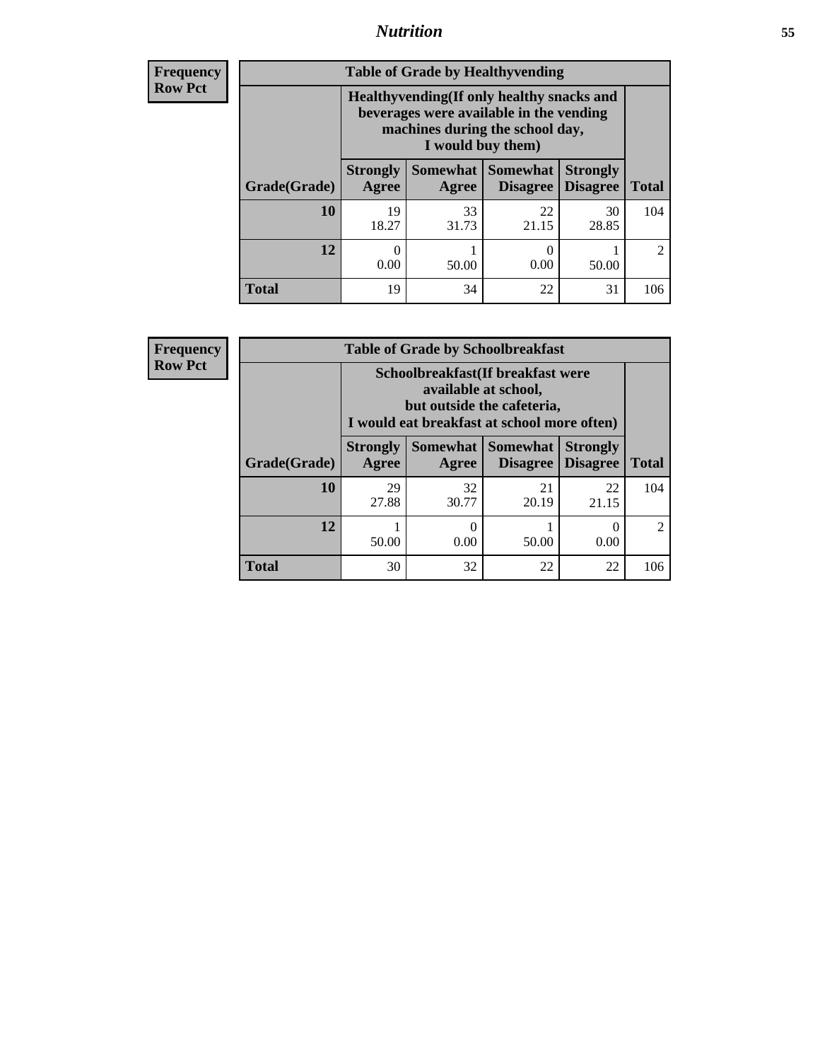| Frequency<br>Row Pct | Table of Grade by Healthyvending | | | | |
|---|---|---|---|---|---|
| | Healthyvending(If only healthy snacks and beverages were available in the vending machines during the school day, I would buy them) | | | | |
| Grade(Grade) | Strongly Agree | Somewhat Agree | Somewhat Disagree | Strongly Disagree | Total |
| 10 | 19<br>18.27 | 33<br>31.73 | 22<br>21.15 | 30<br>28.85 | 104 |
| 12 | 0<br>0.00 | 1<br>50.00 | 0<br>0.00 | 1<br>50.00 | 2 |
| Total | 19 | 34 | 22 | 31 | 106 |

| Frequency<br>Row Pct | Table of Grade by Schoolbreakfast | | | | |
|---|---|---|---|---|---|
| | Schoolbreakfast(If breakfast were available at school, but outside the cafeteria, I would eat breakfast at school more often) | | | | |
| Grade(Grade) | Strongly Agree | Somewhat Agree | Somewhat Disagree | Strongly Disagree | Total |
| 10 | 29<br>27.88 | 32<br>30.77 | 21<br>20.19 | 22<br>21.15 | 104 |
| 12 | 1<br>50.00 | 0<br>0.00 | 1<br>50.00 | 0<br>0.00 | 2 |
| Total | 30 | 32 | 22 | 22 | 106 |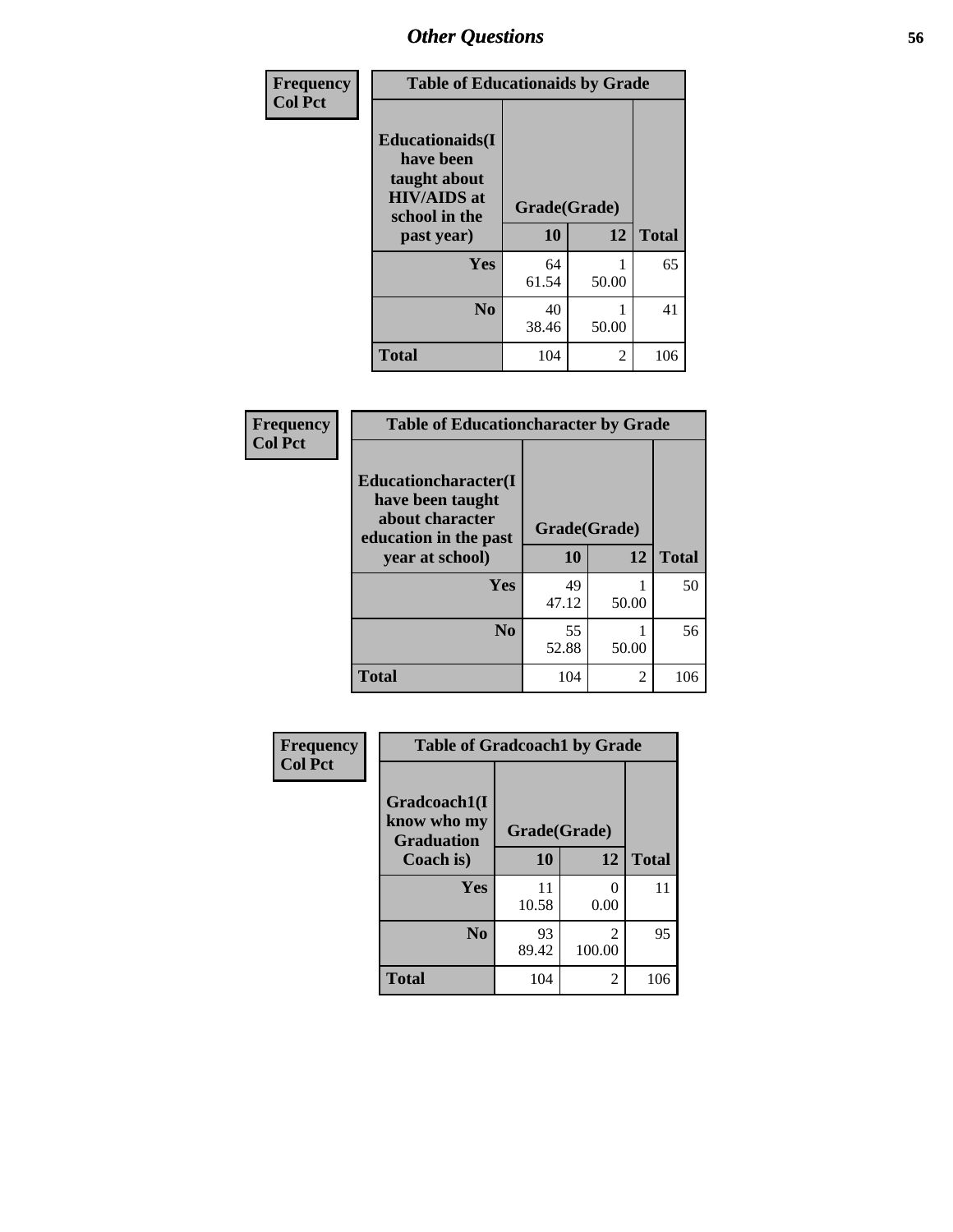## Other Questions

Frequency
Col Pct

| Table of Educationaids by Grade | | | |
|---|---|---|---|
| Educationaids(I have been taught about HIV/AIDS at school in the past year) | Grade(Grade) | | |
| | 10 | 12 | Total |
| Yes | 64<br>61.54 | 1<br>50.00 | 65 |
| No | 40<br>38.46 | 1<br>50.00 | 41 |
| Total | 104 | 2 | 106 |

Frequency
Col Pct

| Table of Educationcharacter by Grade | | | |
|---|---|---|---|
| Educationcharacter(I have been taught about character education in the past year at school) | Grade(Grade) | | |
| | 10 | 12 | Total |
| Yes | 49<br>47.12 | 1<br>50.00 | 50 |
| No | 55<br>52.88 | 1<br>50.00 | 56 |
| Total | 104 | 2 | 106 |

Frequency
Col Pct

| Table of Gradcoach1 by Grade | | | |
|---|---|---|---|
| Gradcoach1(I know who my Graduation Coach is) | Grade(Grade) | | |
| | 10 | 12 | Total |
| Yes | 11<br>10.58 | 0<br>0.00 | 11 |
| No | 93<br>89.42 | 2<br>100.00 | 95 |
| Total | 104 | 2 | 106 |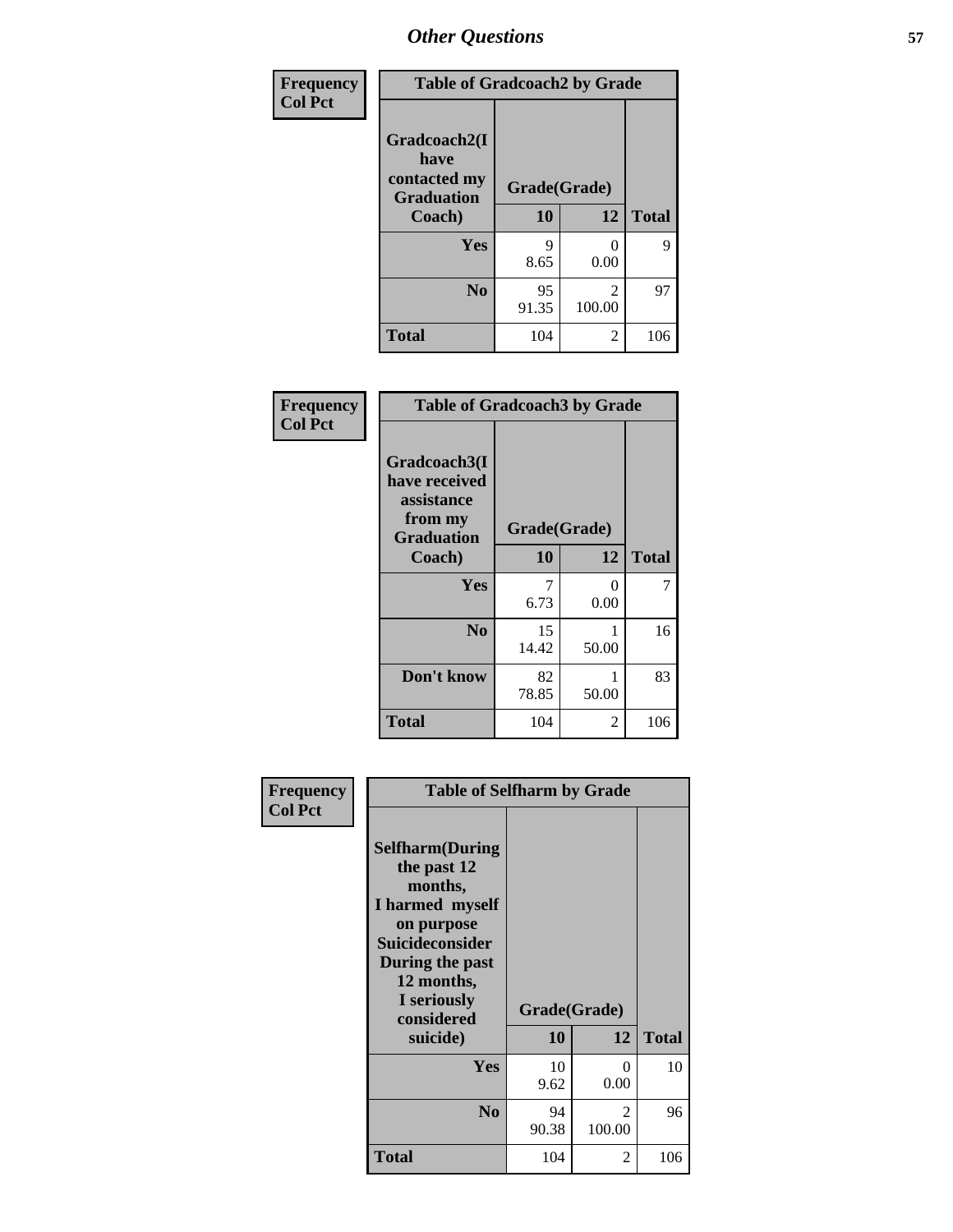| Frequency Col Pct | Table of Gradcoach2 by Grade | | |
|---|---|---|---|
| Gradcoach2(I have contacted my Graduation Coach) | Grade(Grade) | | |
| | 10 | 12 | Total |
| Yes | 9<br>8.65 | 0<br>0.00 | 9 |
| No | 95<br>91.35 | 2<br>100.00 | 97 |
| Total | 104 | 2 | 106 |

| Frequency Col Pct | Table of Gradcoach3 by Grade | | |
|---|---|---|---|
| Gradcoach3(I have received assistance from my Graduation Coach) | Grade(Grade) | | |
| | 10 | 12 | Total |
| Yes | 7<br>6.73 | 0<br>0.00 | 7 |
| No | 15<br>14.42 | 1<br>50.00 | 16 |
| Don't know | 82<br>78.85 | 1<br>50.00 | 83 |
| Total | 104 | 2 | 106 |

| Frequency Col Pct | Table of Selfharm by Grade | | |
|---|---|---|---|
| Selfharm(During the past 12 months, I harmed myself on purpose Suicideconsider During the past 12 months, I seriously considered suicide) | Grade(Grade) | | |
| | 10 | 12 | Total |
| Yes | 10<br>9.62 | 0<br>0.00 | 10 |
| No | 94<br>90.38 | 2<br>100.00 | 96 |
| Total | 104 | 2 | 106 |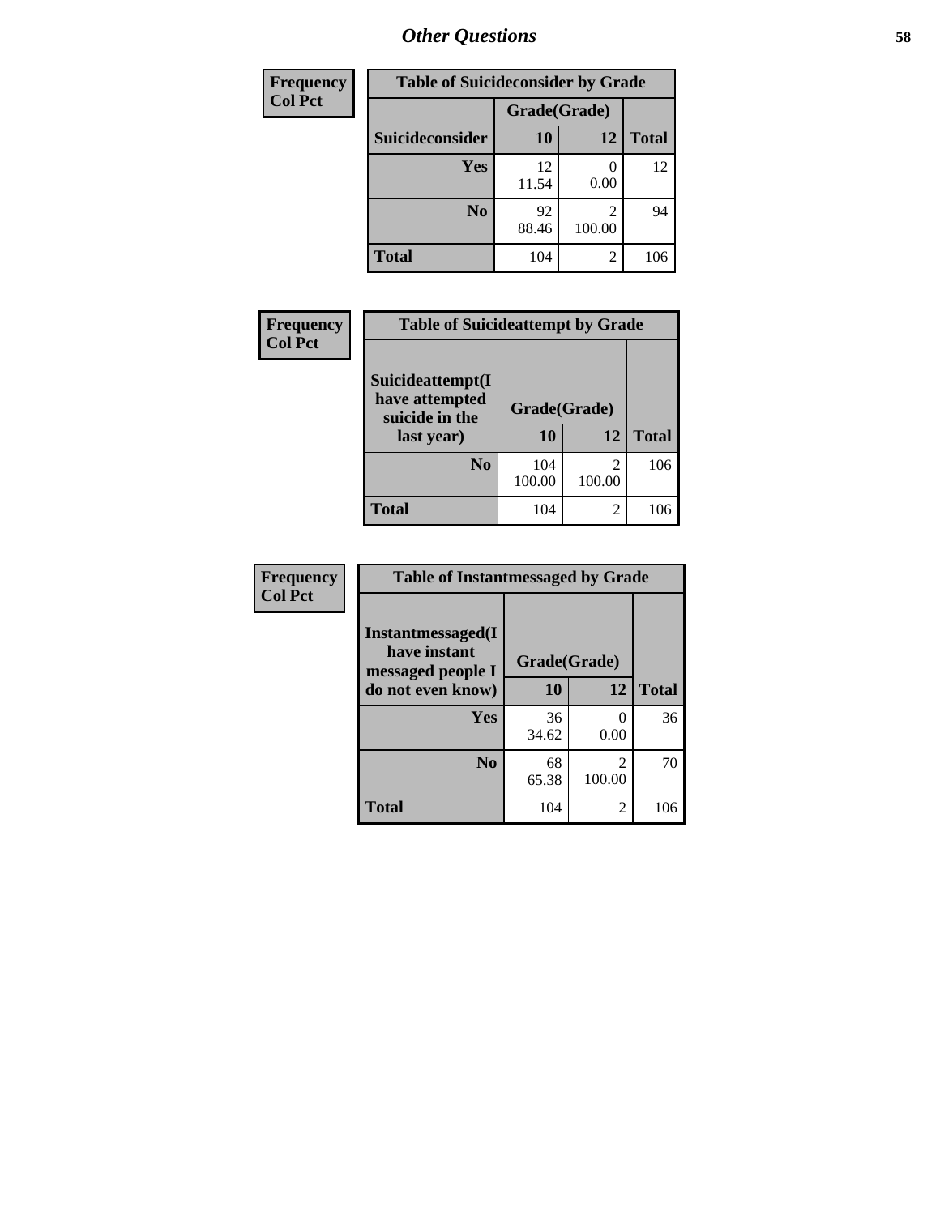## Other Questions

| Frequency<br>Col Pct |
|---|

**Table of Suicideconsider by Grade**

| Suicideconsider | Grade(Grade) 10 | 12 | Total |
|---|---|---|---|
| Yes | 12<br>11.54 | 0<br>0.00 | 12 |
| No | 92<br>88.46 | 2<br>100.00 | 94 |
| Total | 104 | 2 | 106 |

| Frequency<br>Col Pct |
|---|

**Table of Suicideattempt by Grade**

| Suicideattempt(I have attempted suicide in the last year) | Grade(Grade) 10 | 12 | Total |
|---|---|---|---|
| No | 104<br>100.00 | 2<br>100.00 | 106 |
| Total | 104 | 2 | 106 |

| Frequency<br>Col Pct |
|---|

**Table of Instantmessaged by Grade**

| Instantmessaged(I have instant messaged people I do not even know) | Grade(Grade) 10 | 12 | Total |
|---|---|---|---|
| Yes | 36<br>34.62 | 0<br>0.00 | 36 |
| No | 68<br>65.38 | 2<br>100.00 | 70 |
| Total | 104 | 2 | 106 |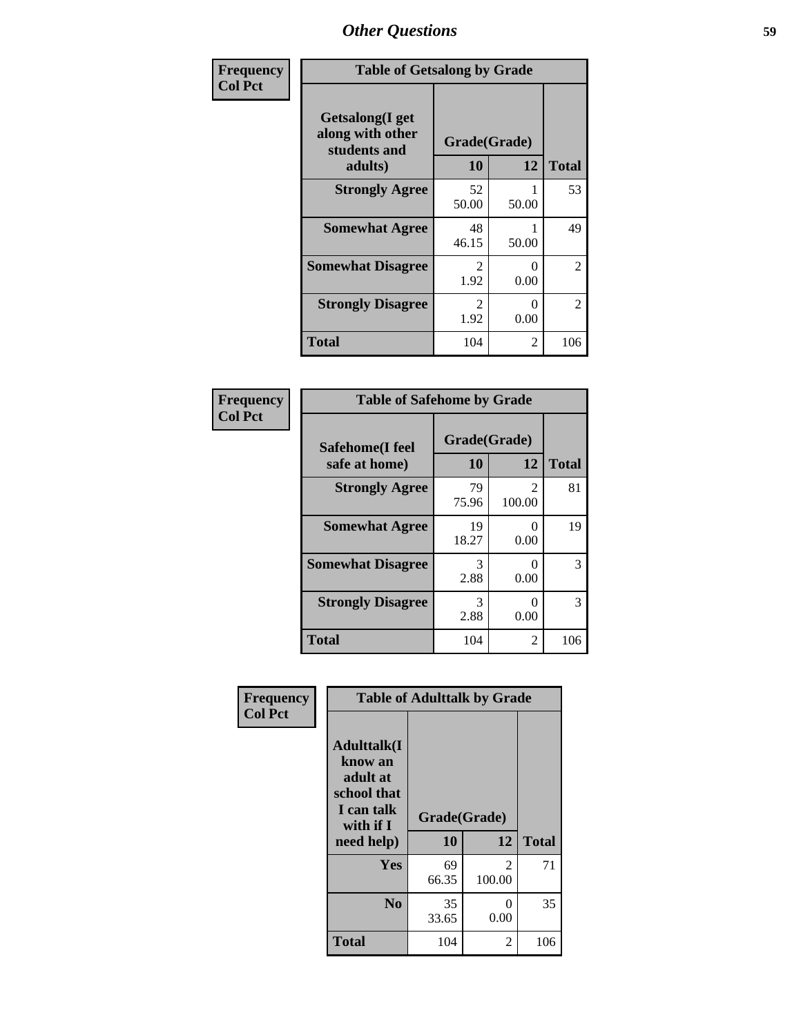## Other Questions

| Frequency<br>Col Pct | | | |
|---|---|---|---|

**Table of Getsalong by Grade**

| Getsalong(I get along with other students and adults) | Grade(Grade) 10 | 12 | Total |
|---|---|---|---|
| **Strongly Agree** | 52<br>50.00 | 1<br>50.00 | 53 |
| **Somewhat Agree** | 48<br>46.15 | 1<br>50.00 | 49 |
| **Somewhat Disagree** | 2<br>1.92 | 0<br>0.00 | 2 |
| **Strongly Disagree** | 2<br>1.92 | 0<br>0.00 | 2 |
| **Total** | 104 | 2 | 106 |

| Frequency<br>Col Pct | | | |
|---|---|---|---|

**Table of Safehome by Grade**

| Safehome(I feel safe at home) | Grade(Grade) 10 | 12 | Total |
|---|---|---|---|
| **Strongly Agree** | 79<br>75.96 | 2<br>100.00 | 81 |
| **Somewhat Agree** | 19<br>18.27 | 0<br>0.00 | 19 |
| **Somewhat Disagree** | 3<br>2.88 | 0<br>0.00 | 3 |
| **Strongly Disagree** | 3<br>2.88 | 0<br>0.00 | 3 |
| **Total** | 104 | 2 | 106 |

| Frequency<br>Col Pct | | | |
|---|---|---|---|

**Table of Adulttalk by Grade**

| Adulttalk(I know an adult at school that I can talk with if I need help) | Grade(Grade) 10 | 12 | Total |
|---|---|---|---|
| **Yes** | 69<br>66.35 | 2<br>100.00 | 71 |
| **No** | 35<br>33.65 | 0<br>0.00 | 35 |
| **Total** | 104 | 2 | 106 |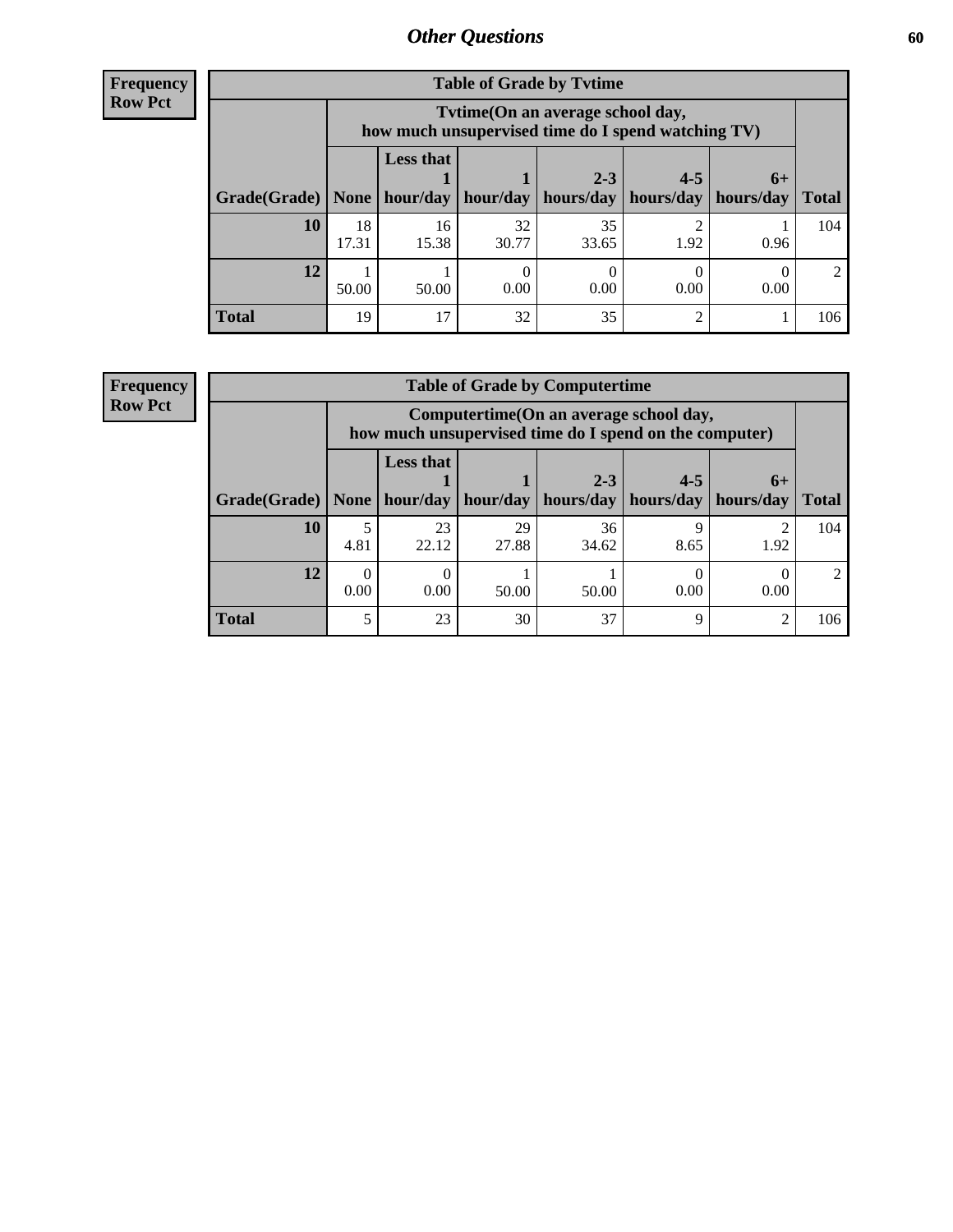## Other Questions

**Frequency**
**Row Pct**

**Table of Grade by Tvtime**

| Grade(Grade) | Tvtime(On an average school day, how much unsupervised time do I spend watching TV) None | Less that 1 hour/day | 1 hour/day | 2-3 hours/day | 4-5 hours/day | 6+ hours/day | Total |
|---|---|---|---|---|---|---|---|
| **10** | 18<br>17.31 | 16<br>15.38 | 32<br>30.77 | 35<br>33.65 | 2<br>1.92 | 1<br>0.96 | 104 |
| **12** | 1<br>50.00 | 1<br>50.00 | 0<br>0.00 | 0<br>0.00 | 0<br>0.00 | 0<br>0.00 | 2 |
| **Total** | 19 | 17 | 32 | 35 | 2 | 1 | 106 |

**Frequency**
**Row Pct**

**Table of Grade by Computertime**

| Grade(Grade) | Computertime(On an average school day, how much unsupervised time do I spend on the computer) None | Less that 1 hour/day | 1 hour/day | 2-3 hours/day | 4-5 hours/day | 6+ hours/day | Total |
|---|---|---|---|---|---|---|---|
| **10** | 5<br>4.81 | 23<br>22.12 | 29<br>27.88 | 36<br>34.62 | 9<br>8.65 | 2<br>1.92 | 104 |
| **12** | 0<br>0.00 | 0<br>0.00 | 1<br>50.00 | 1<br>50.00 | 0<br>0.00 | 0<br>0.00 | 2 |
| **Total** | 5 | 23 | 30 | 37 | 9 | 2 | 106 |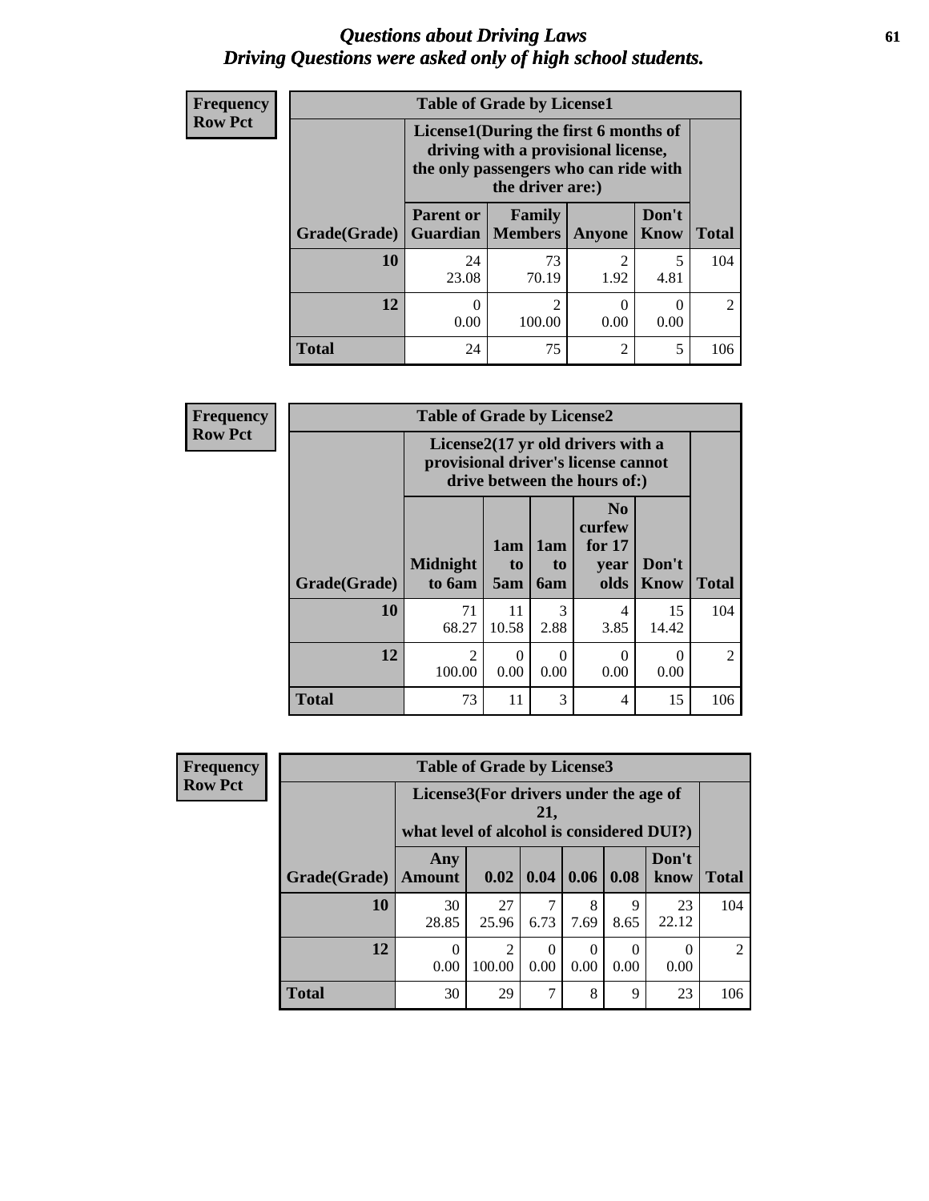# Questions about Driving Laws
## Driving Questions were asked only of high school students.

**Frequency**
**Row Pct**

| Table of Grade by License1 | | | | | |
|---|---|---|---|---|---|
| | License1(During the first 6 months of driving with a provisional license, the only passengers who can ride with the driver are:) | | | | |
| Grade(Grade) | Parent or Guardian | Family Members | Anyone | Don't Know | Total |
| 10 | 24<br>23.08 | 73<br>70.19 | 2<br>1.92 | 5<br>4.81 | 104 |
| 12 | 0<br>0.00 | 2<br>100.00 | 0<br>0.00 | 0<br>0.00 | 2 |
| Total | 24 | 75 | 2 | 5 | 106 |

**Frequency**
**Row Pct**

| Table of Grade by License2 | | | | | | |
|---|---|---|---|---|---|---|
| | License2(17 yr old drivers with a provisional driver's license cannot drive between the hours of:) | | | | | |
| Grade(Grade) | Midnight to 6am | 1am to 5am | 1am to 6am | No curfew for 17 year olds | Don't Know | Total |
| 10 | 71<br>68.27 | 11<br>10.58 | 3<br>2.88 | 4<br>3.85 | 15<br>14.42 | 104 |
| 12 | 2<br>100.00 | 0<br>0.00 | 0<br>0.00 | 0<br>0.00 | 0<br>0.00 | 2 |
| Total | 73 | 11 | 3 | 4 | 15 | 106 |

**Frequency**
**Row Pct**

| Table of Grade by License3 | | | | | | | |
|---|---|---|---|---|---|---|---|
| | License3(For drivers under the age of 21, what level of alcohol is considered DUI?) | | | | | | |
| Grade(Grade) | Any Amount | 0.02 | 0.04 | 0.06 | 0.08 | Don't know | Total |
| 10 | 30<br>28.85 | 27<br>25.96 | 7<br>6.73 | 8<br>7.69 | 9<br>8.65 | 23<br>22.12 | 104 |
| 12 | 0<br>0.00 | 2<br>100.00 | 0<br>0.00 | 0<br>0.00 | 0<br>0.00 | 0<br>0.00 | 2 |
| Total | 30 | 29 | 7 | 8 | 9 | 23 | 106 |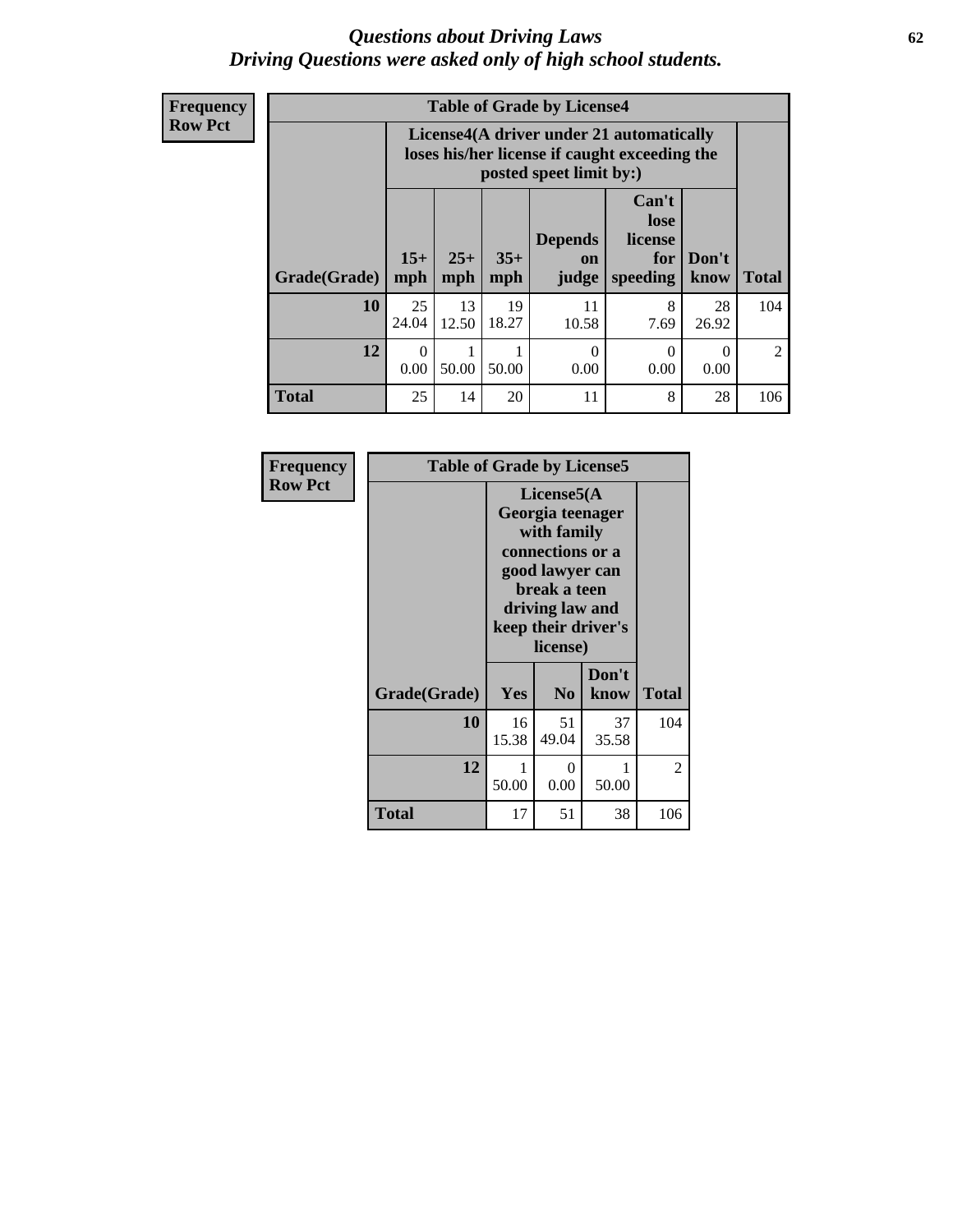# *Questions about Driving Laws*
## *Driving Questions were asked only of high school students.*

**Frequency**
**Row Pct**

**Table of Grade by License4**

| Grade(Grade) | License4(A driver under 21 automatically loses his/her license if caught exceeding the posted speet limit by:) | | | | | | Total |
|---|---|---|---|---|---|---|---|
| | 15+ mph | 25+ mph | 35+ mph | Depends on judge | Can't lose license for speeding | Don't know | |
| **10** | 25<br>24.04 | 13<br>12.50 | 19<br>18.27 | 11<br>10.58 | 8<br>7.69 | 28<br>26.92 | 104 |
| **12** | 0<br>0.00 | 1<br>50.00 | 1<br>50.00 | 0<br>0.00 | 0<br>0.00 | 0<br>0.00 | 2 |
| **Total** | 25 | 14 | 20 | 11 | 8 | 28 | 106 |

**Frequency**
**Row Pct**

**Table of Grade by License5**

| Grade(Grade) | License5(A Georgia teenager with family connections or a good lawyer can break a teen driving law and keep their driver's license) | | | Total |
|---|---|---|---|---|
| | Yes | No | Don't know | |
| **10** | 16<br>15.38 | 51<br>49.04 | 37<br>35.58 | 104 |
| **12** | 1<br>50.00 | 0<br>0.00 | 1<br>50.00 | 2 |
| **Total** | 17 | 51 | 38 | 106 |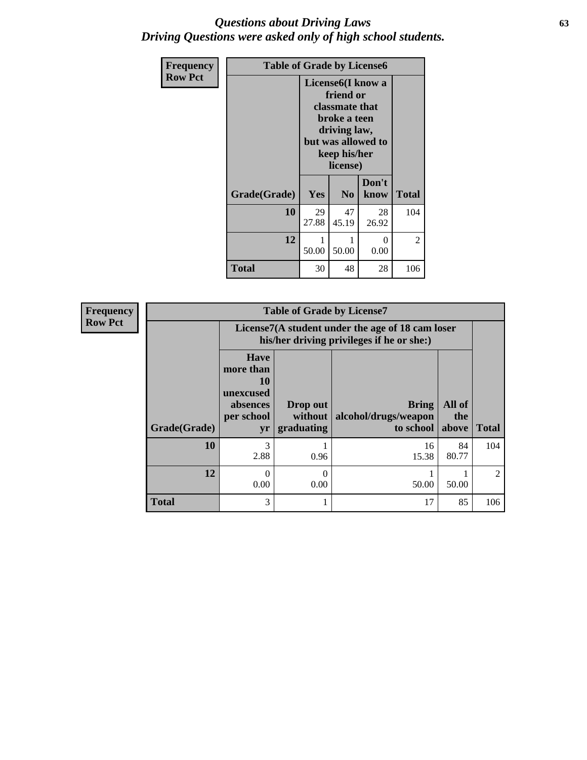# *Questions about Driving Laws*
## *Driving Questions were asked only of high school students.*

**Frequency**
**Row Pct**

| Table of Grade by License6 | | | | |
|---|---|---|---|---|
| | License6(I know a friend or classmate that broke a teen driving law, but was allowed to keep his/her license) | | | |
| Grade(Grade) | Yes | No | Don't know | Total |
| 10 | 29<br>27.88 | 47<br>45.19 | 28<br>26.92 | 104 |
| 12 | 1<br>50.00 | 1<br>50.00 | 0<br>0.00 | 2 |
| Total | 30 | 48 | 28 | 106 |

**Frequency**
**Row Pct**

| Table of Grade by License7 | | | | | |
|---|---|---|---|---|---|
| | License7(A student under the age of 18 cam loser his/her driving privileges if he or she:) | | | | |
| Grade(Grade) | Have more than 10 unexcused absences per school yr | Drop out without graduating | Bring alcohol/drugs/weapon to school | All of the above | Total |
| 10 | 3<br>2.88 | 1<br>0.96 | 16<br>15.38 | 84<br>80.77 | 104 |
| 12 | 0<br>0.00 | 0<br>0.00 | 1<br>50.00 | 1<br>50.00 | 2 |
| Total | 3 | 1 | 17 | 85 | 106 |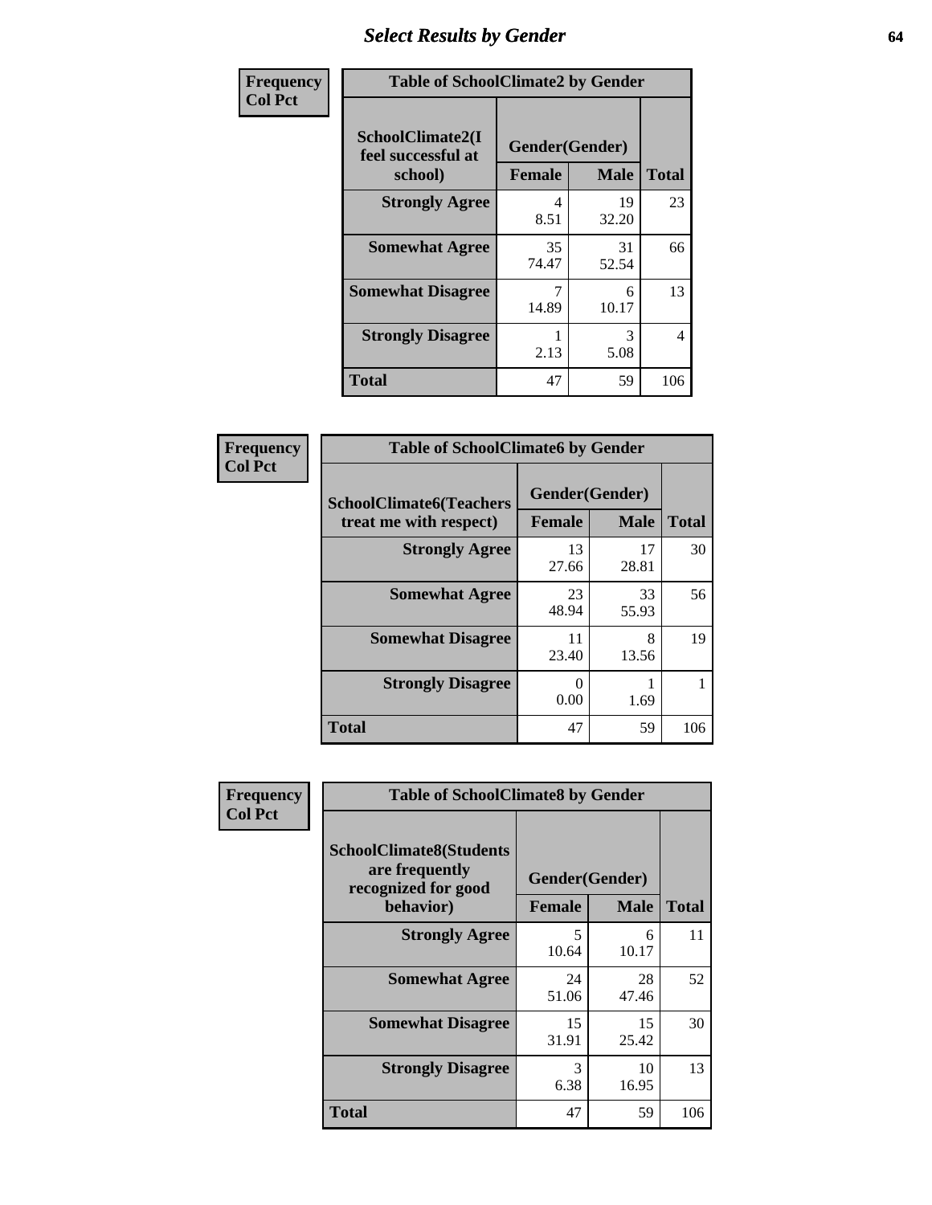# Select Results by Gender

**Frequency / Col Pct**

**Table of SchoolClimate2 by Gender**

| SchoolClimate2(I feel successful at school) | Gender(Gender) | | Total |
|---|---|---|---|
| | Female | Male | |
| Strongly Agree | 4<br>8.51 | 19<br>32.20 | 23 |
| Somewhat Agree | 35<br>74.47 | 31<br>52.54 | 66 |
| Somewhat Disagree | 7<br>14.89 | 6<br>10.17 | 13 |
| Strongly Disagree | 1<br>2.13 | 3<br>5.08 | 4 |
| Total | 47 | 59 | 106 |

**Frequency / Col Pct**

**Table of SchoolClimate6 by Gender**

| SchoolClimate6(Teachers treat me with respect) | Gender(Gender) | | Total |
|---|---|---|---|
| | Female | Male | |
| Strongly Agree | 13<br>27.66 | 17<br>28.81 | 30 |
| Somewhat Agree | 23<br>48.94 | 33<br>55.93 | 56 |
| Somewhat Disagree | 11<br>23.40 | 8<br>13.56 | 19 |
| Strongly Disagree | 0<br>0.00 | 1<br>1.69 | 1 |
| Total | 47 | 59 | 106 |

**Frequency / Col Pct**

**Table of SchoolClimate8 by Gender**

| SchoolClimate8(Students are frequently recognized for good behavior) | Gender(Gender) | | Total |
|---|---|---|---|
| | Female | Male | |
| Strongly Agree | 5<br>10.64 | 6<br>10.17 | 11 |
| Somewhat Agree | 24<br>51.06 | 28<br>47.46 | 52 |
| Somewhat Disagree | 15<br>31.91 | 15<br>25.42 | 30 |
| Strongly Disagree | 3<br>6.38 | 10<br>16.95 | 13 |
| Total | 47 | 59 | 106 |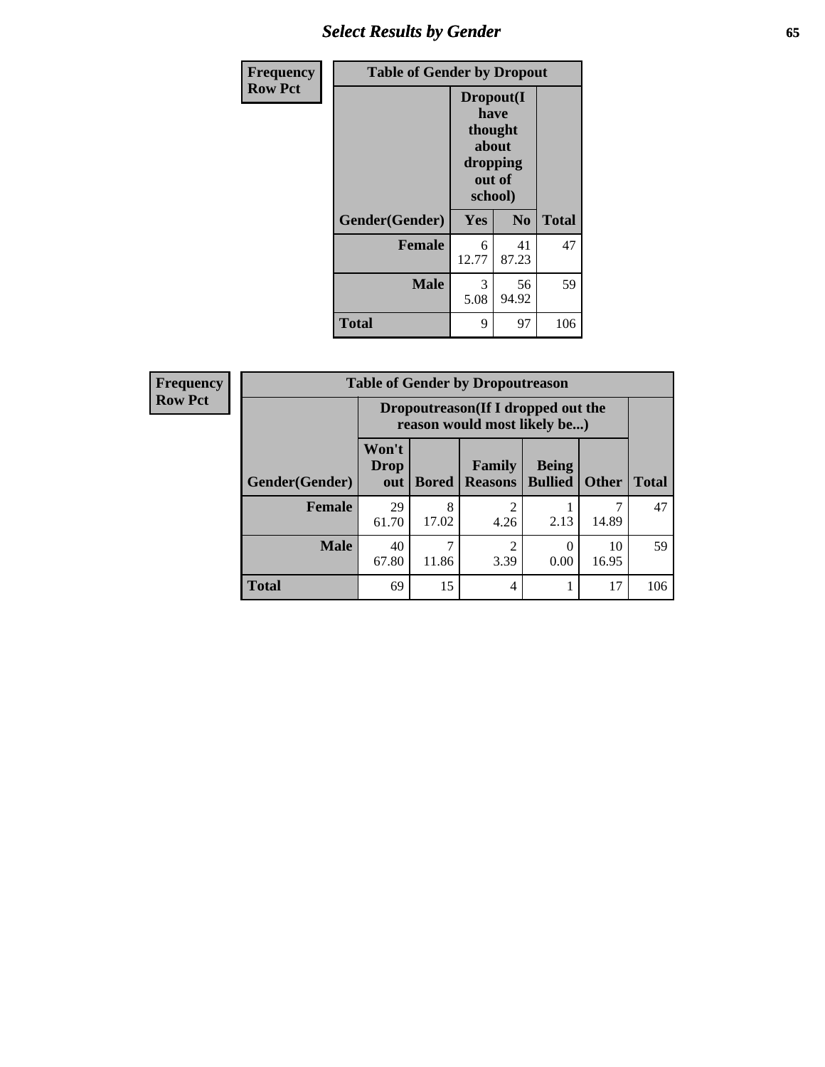| Frequency Row Pct | Table of Gender by Dropout | | |
|---|---|---|---|
| | Dropout(I have thought about dropping out of school) | | |
| Gender(Gender) | Yes | No | Total |
| Female | 6<br>12.77 | 41<br>87.23 | 47 |
| Male | 3<br>5.08 | 56<br>94.92 | 59 |
| Total | 9 | 97 | 106 |

| Frequency Row Pct | Table of Gender by Dropoutreason | | | | | |
|---|---|---|---|---|---|---|
| | Dropoutreason(If I dropped out the reason would most likely be...) | | | | | |
| Gender(Gender) | Won't Drop out | Bored | Family Reasons | Being Bullied | Other | Total |
| Female | 29<br>61.70 | 8<br>17.02 | 2<br>4.26 | 1<br>2.13 | 7<br>14.89 | 47 |
| Male | 40<br>67.80 | 7<br>11.86 | 2<br>3.39 | 0<br>0.00 | 10<br>16.95 | 59 |
| Total | 69 | 15 | 4 | 1 | 17 | 106 |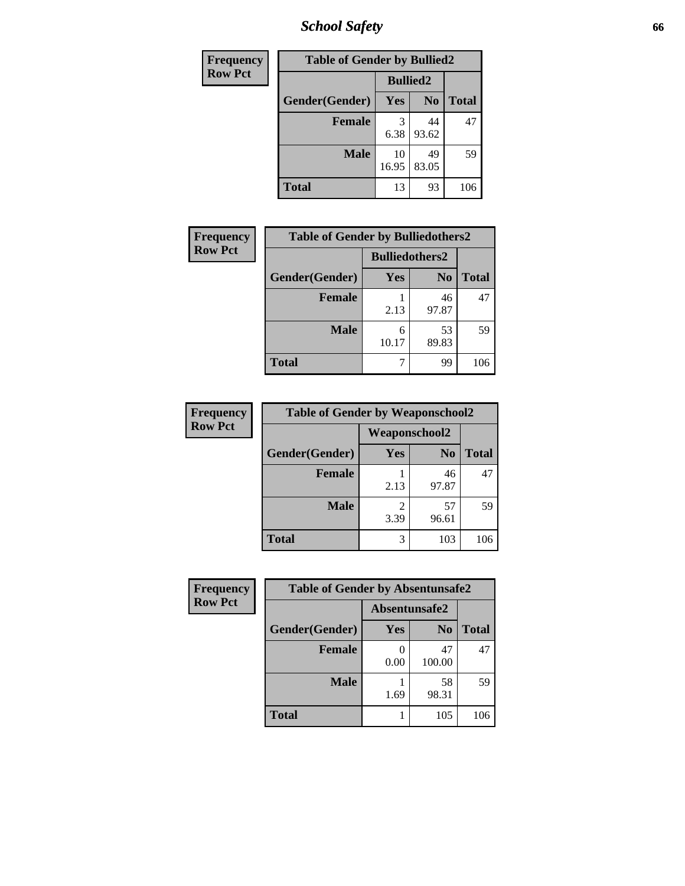# School Safety

| Frequency Row Pct |
|---|

| Table of Gender by Bullied2 | | | |
|---|---|---|---|
| | Bullied2 | | |
| Gender(Gender) | Yes | No | Total |
| Female | 3<br>6.38 | 44<br>93.62 | 47 |
| Male | 10<br>16.95 | 49<br>83.05 | 59 |
| Total | 13 | 93 | 106 |

| Frequency Row Pct |
|---|

| Table of Gender by Bulliedothers2 | | | |
|---|---|---|---|
| | Bulliedothers2 | | |
| Gender(Gender) | Yes | No | Total |
| Female | 1<br>2.13 | 46<br>97.87 | 47 |
| Male | 6<br>10.17 | 53<br>89.83 | 59 |
| Total | 7 | 99 | 106 |

| Frequency Row Pct |
|---|

| Table of Gender by Weaponschool2 | | | |
|---|---|---|---|
| | Weaponschool2 | | |
| Gender(Gender) | Yes | No | Total |
| Female | 1<br>2.13 | 46<br>97.87 | 47 |
| Male | 2<br>3.39 | 57<br>96.61 | 59 |
| Total | 3 | 103 | 106 |

| Frequency Row Pct |
|---|

| Table of Gender by Absentunsafe2 | | | |
|---|---|---|---|
| | Absentunsafe2 | | |
| Gender(Gender) | Yes | No | Total |
| Female | 0<br>0.00 | 47<br>100.00 | 47 |
| Male | 1<br>1.69 | 58<br>98.31 | 59 |
| Total | 1 | 105 | 106 |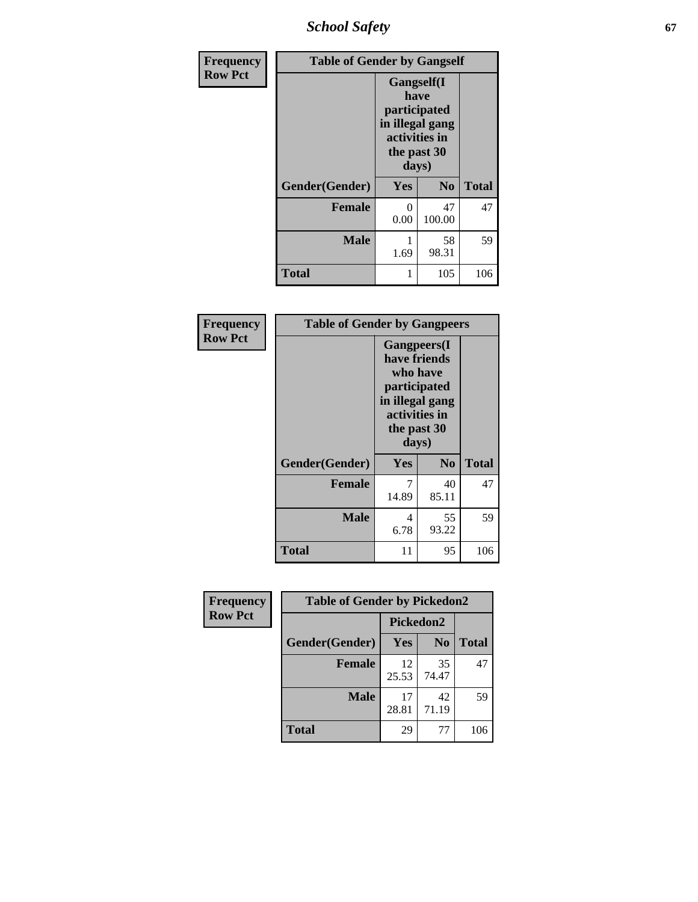| Frequency Row Pct | Table of Gender by Gangself | | |
|---|---|---|---|
| | Gangself(I have participated in illegal gang activities in the past 30 days) | | |
| Gender(Gender) | Yes | No | Total |
| Female | 0<br>0.00 | 47<br>100.00 | 47 |
| Male | 1<br>1.69 | 58<br>98.31 | 59 |
| Total | 1 | 105 | 106 |

| Frequency Row Pct | Table of Gender by Gangpeers | | |
|---|---|---|---|
| | Gangpeers(I have friends who have participated in illegal gang activities in the past 30 days) | | |
| Gender(Gender) | Yes | No | Total |
| Female | 7<br>14.89 | 40<br>85.11 | 47 |
| Male | 4<br>6.78 | 55<br>93.22 | 59 |
| Total | 11 | 95 | 106 |

| Frequency Row Pct | Table of Gender by Pickedon2 | | |
|---|---|---|---|
| | Pickedon2 | | |
| Gender(Gender) | Yes | No | Total |
| Female | 12<br>25.53 | 35<br>74.47 | 47 |
| Male | 17<br>28.81 | 42<br>71.19 | 59 |
| Total | 29 | 77 | 106 |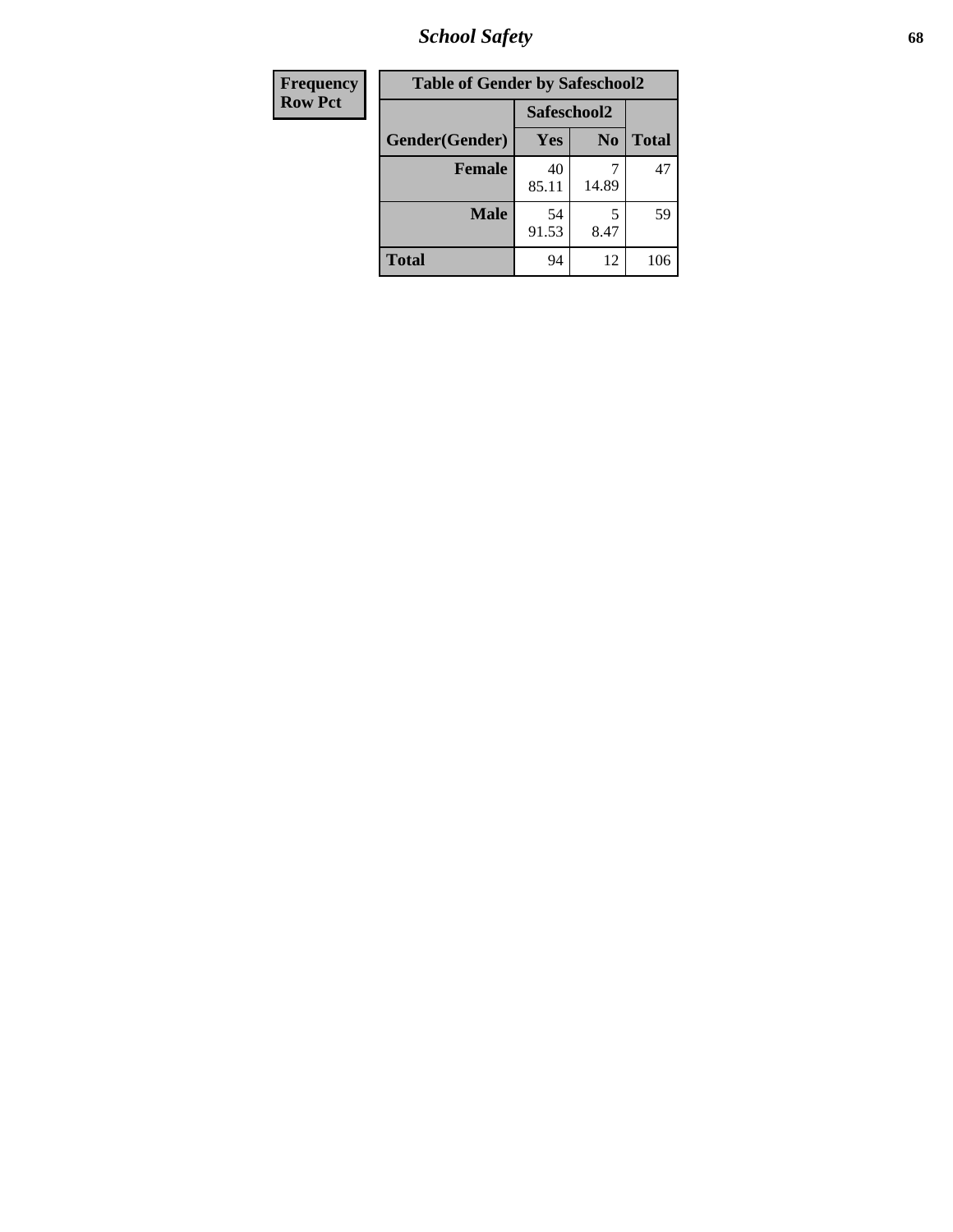| Frequency |
|---|
| Row Pct |

| Table of Gender by Safeschool2 | | | |
|---|---|---|---|
| | Safeschool2 | | |
| Gender(Gender) | Yes | No | Total |
| **Female** | 40<br>85.11 | 7<br>14.89 | 47 |
| **Male** | 54<br>91.53 | 5<br>8.47 | 59 |
| **Total** | 94 | 12 | 106 |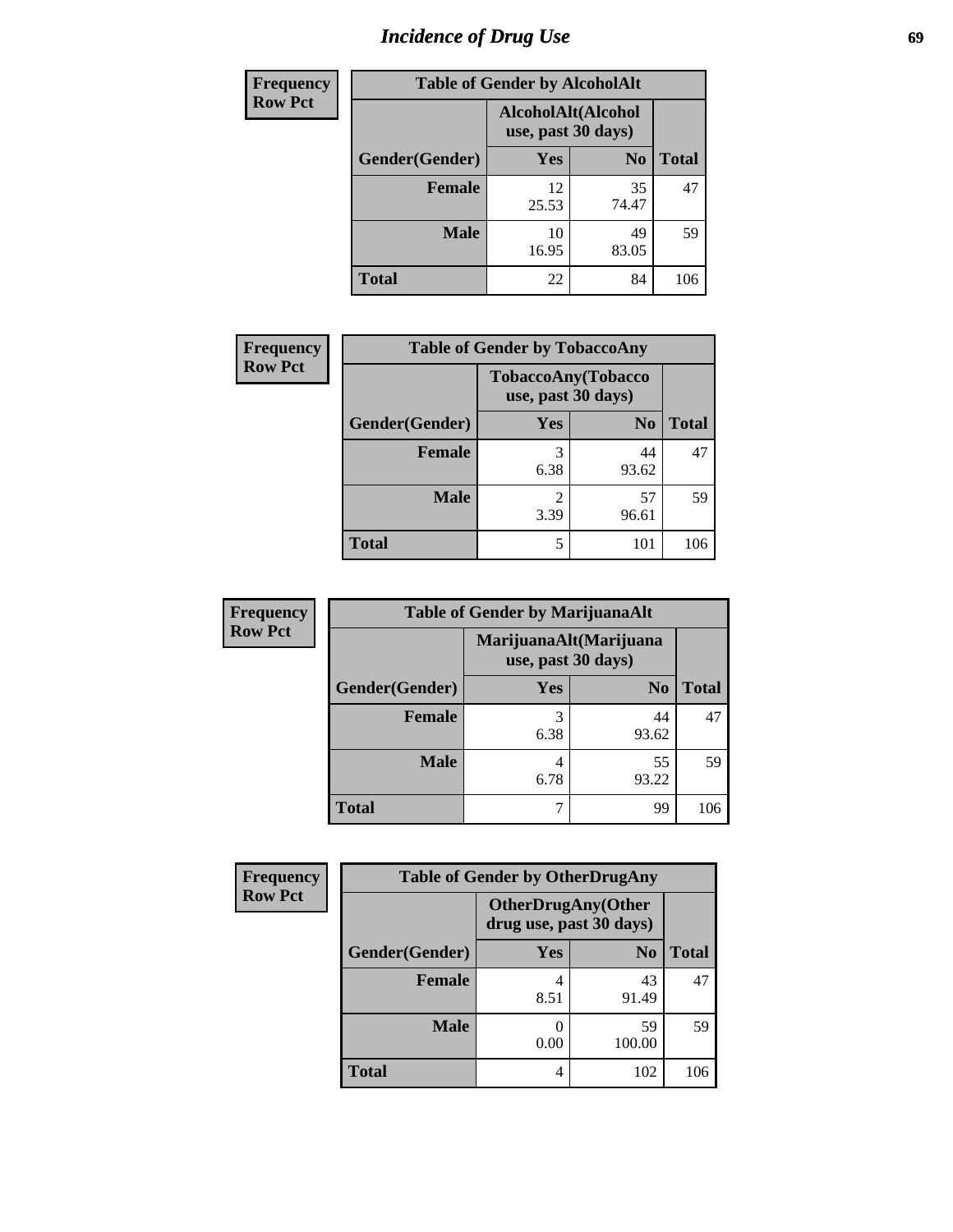# Incidence of Drug Use

| Frequency Row Pct | Table of Gender by AlcoholAlt | | |
|---|---|---|---|
| | AlcoholAlt(Alcohol use, past 30 days) | | |
| Gender(Gender) | Yes | No | Total |
| Female | 12<br>25.53 | 35<br>74.47 | 47 |
| Male | 10<br>16.95 | 49<br>83.05 | 59 |
| Total | 22 | 84 | 106 |

| Frequency Row Pct | Table of Gender by TobaccoAny | | |
|---|---|---|---|
| | TobaccoAny(Tobacco use, past 30 days) | | |
| Gender(Gender) | Yes | No | Total |
| Female | 3<br>6.38 | 44<br>93.62 | 47 |
| Male | 2<br>3.39 | 57<br>96.61 | 59 |
| Total | 5 | 101 | 106 |

| Frequency Row Pct | Table of Gender by MarijuanaAlt | | |
|---|---|---|---|
| | MarijuanaAlt(Marijuana use, past 30 days) | | |
| Gender(Gender) | Yes | No | Total |
| Female | 3<br>6.38 | 44<br>93.62 | 47 |
| Male | 4<br>6.78 | 55<br>93.22 | 59 |
| Total | 7 | 99 | 106 |

| Frequency Row Pct | Table of Gender by OtherDrugAny | | |
|---|---|---|---|
| | OtherDrugAny(Other drug use, past 30 days) | | |
| Gender(Gender) | Yes | No | Total |
| Female | 4<br>8.51 | 43<br>91.49 | 47 |
| Male | 0<br>0.00 | 59<br>100.00 | 59 |
| Total | 4 | 102 | 106 |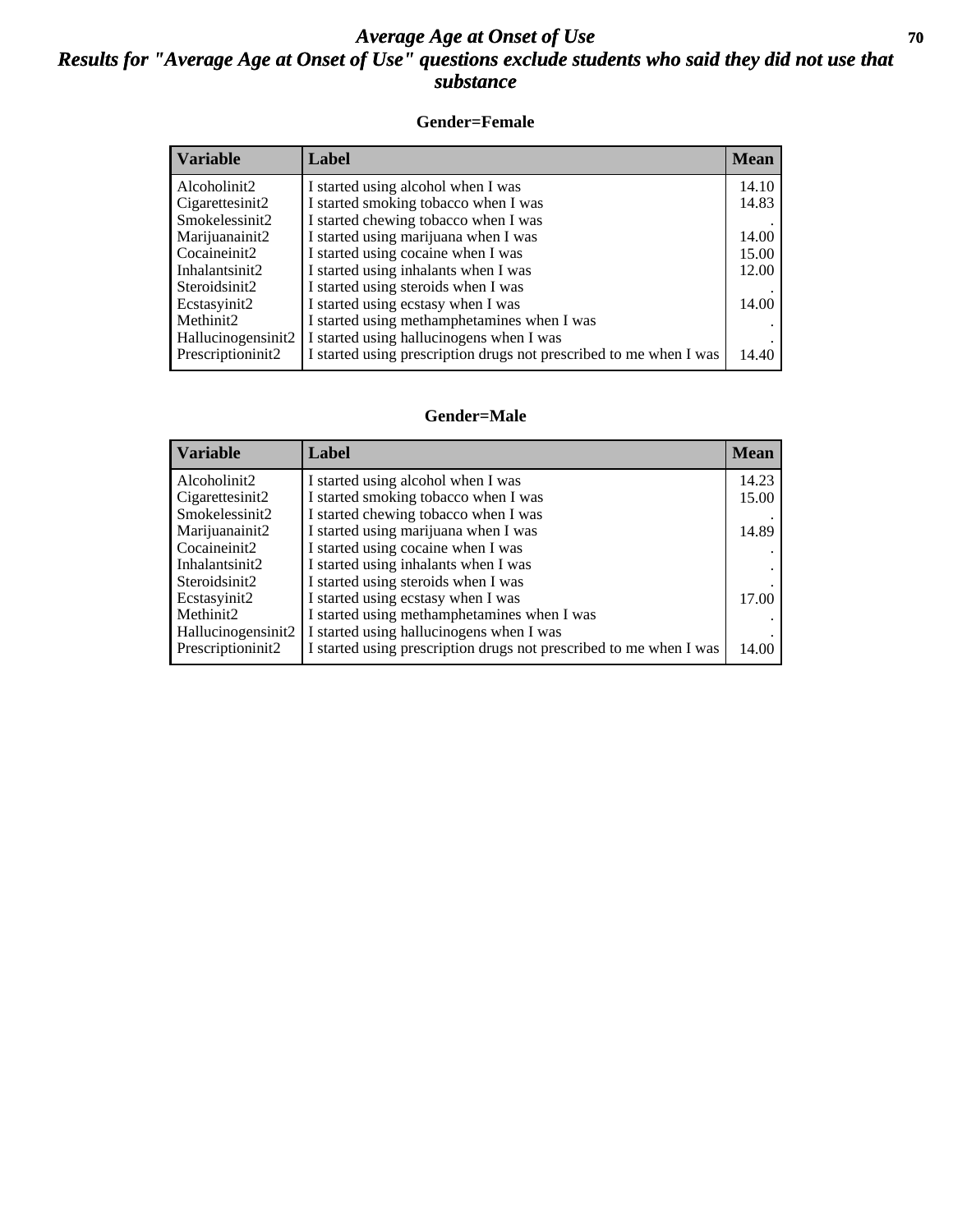# *Average Age at Onset of Use*

## *Results for "Average Age at Onset of Use" questions exclude students who said they did not use that substance*

### Gender=Female

| Variable | Label | Mean |
|---|---|---|
| Alcoholinit2 | I started using alcohol when I was | 14.10 |
| Cigarettesinit2 | I started smoking tobacco when I was | 14.83 |
| Smokelessinit2 | I started chewing tobacco when I was | . |
| Marijuanainit2 | I started using marijuana when I was | 14.00 |
| Cocaineinit2 | I started using cocaine when I was | 15.00 |
| Inhalantsinit2 | I started using inhalants when I was | 12.00 |
| Steroidsinit2 | I started using steroids when I was | . |
| Ecstasyinit2 | I started using ecstasy when I was | 14.00 |
| Methinit2 | I started using methamphetamines when I was | . |
| Hallucinogensinit2 | I started using hallucinogens when I was | . |
| Prescriptioninit2 | I started using prescription drugs not prescribed to me when I was | 14.40 |

### Gender=Male

| Variable | Label | Mean |
|---|---|---|
| Alcoholinit2 | I started using alcohol when I was | 14.23 |
| Cigarettesinit2 | I started smoking tobacco when I was | 15.00 |
| Smokelessinit2 | I started chewing tobacco when I was | . |
| Marijuanainit2 | I started using marijuana when I was | 14.89 |
| Cocaineinit2 | I started using cocaine when I was | . |
| Inhalantsinit2 | I started using inhalants when I was | . |
| Steroidsinit2 | I started using steroids when I was | . |
| Ecstasyinit2 | I started using ecstasy when I was | 17.00 |
| Methinit2 | I started using methamphetamines when I was | . |
| Hallucinogensinit2 | I started using hallucinogens when I was | . |
| Prescriptioninit2 | I started using prescription drugs not prescribed to me when I was | 14.00 |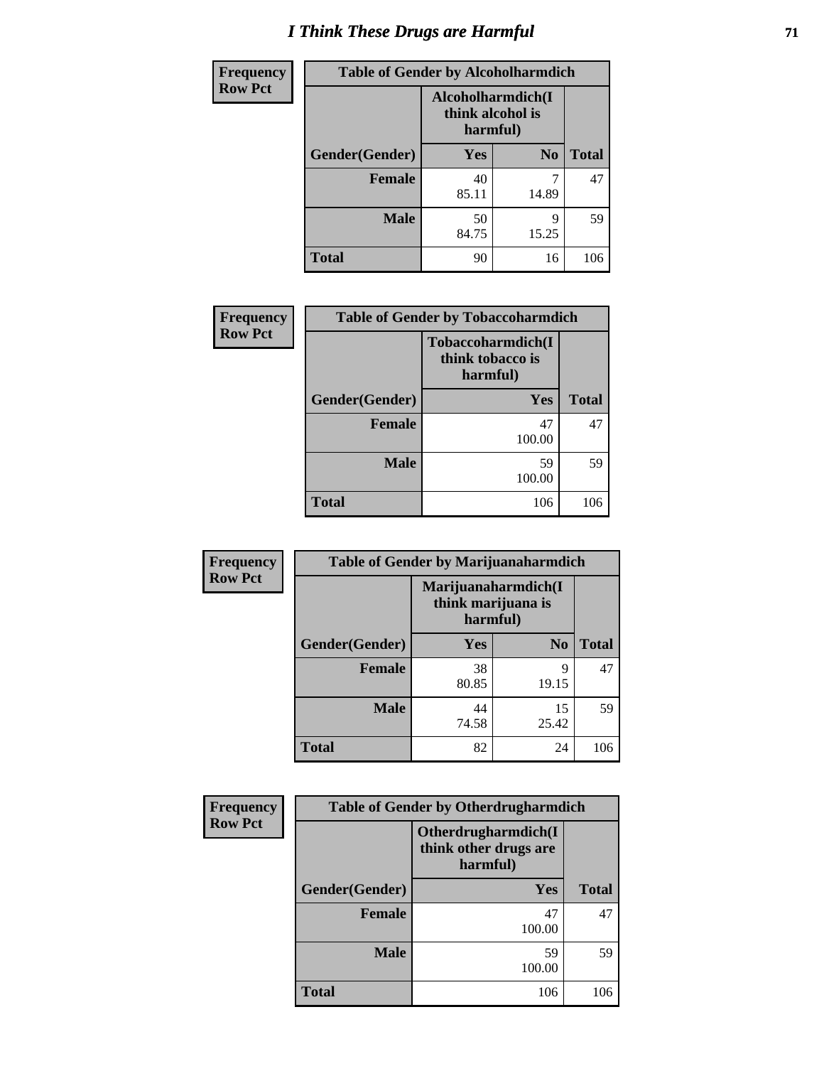# I Think These Drugs are Harmful

| Frequency Row Pct | Table of Gender by Alcoholharmdich | | |
|---|---|---|---|
| | Alcoholharmdich(I think alcohol is harmful) | | |
| Gender(Gender) | Yes | No | Total |
| Female | 40 85.11 | 7 14.89 | 47 |
| Male | 50 84.75 | 9 15.25 | 59 |
| Total | 90 | 16 | 106 |

| Frequency Row Pct | Table of Gender by Tobaccoharmdich | |
|---|---|---|
| | Tobaccoharmdich(I think tobacco is harmful) | |
| Gender(Gender) | Yes | Total |
| Female | 47 100.00 | 47 |
| Male | 59 100.00 | 59 |
| Total | 106 | 106 |

| Frequency Row Pct | Table of Gender by Marijuanaharmdich | | |
|---|---|---|---|
| | Marijuanaharmdich(I think marijuana is harmful) | | |
| Gender(Gender) | Yes | No | Total |
| Female | 38 80.85 | 9 19.15 | 47 |
| Male | 44 74.58 | 15 25.42 | 59 |
| Total | 82 | 24 | 106 |

| Frequency Row Pct | Table of Gender by Otherdrugharmdich | |
|---|---|---|
| | Otherdrugharmdich(I think other drugs are harmful) | |
| Gender(Gender) | Yes | Total |
| Female | 47 100.00 | 47 |
| Male | 59 100.00 | 59 |
| Total | 106 | 106 |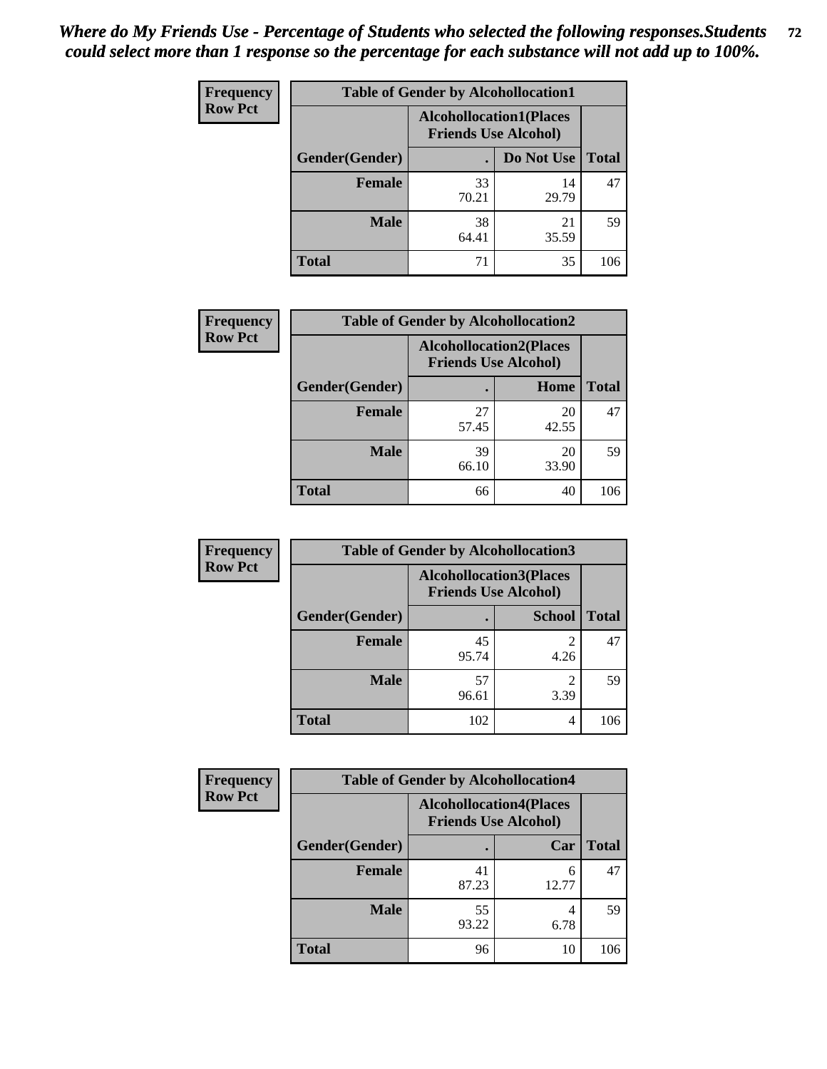*Where do My Friends Use - Percentage of Students who selected the following responses.Students could select more than 1 response so the percentage for each substance will not add up to 100%.*

**Frequency**
**Row Pct**

| Table of Gender by Alcohollocation1 | | | |
|---|---|---|---|
| | Alcohollocation1(Places Friends Use Alcohol) | | |
| Gender(Gender) | . | Do Not Use | Total |
| **Female** | 33<br>70.21 | 14<br>29.79 | 47 |
| **Male** | 38<br>64.41 | 21<br>35.59 | 59 |
| **Total** | 71 | 35 | 106 |

**Frequency**
**Row Pct**

| Table of Gender by Alcohollocation2 | | | |
|---|---|---|---|
| | Alcohollocation2(Places Friends Use Alcohol) | | |
| Gender(Gender) | . | Home | Total |
| **Female** | 27<br>57.45 | 20<br>42.55 | 47 |
| **Male** | 39<br>66.10 | 20<br>33.90 | 59 |
| **Total** | 66 | 40 | 106 |

**Frequency**
**Row Pct**

| Table of Gender by Alcohollocation3 | | | |
|---|---|---|---|
| | Alcohollocation3(Places Friends Use Alcohol) | | |
| Gender(Gender) | . | School | Total |
| **Female** | 45<br>95.74 | 2<br>4.26 | 47 |
| **Male** | 57<br>96.61 | 2<br>3.39 | 59 |
| **Total** | 102 | 4 | 106 |

**Frequency**
**Row Pct**

| Table of Gender by Alcohollocation4 | | | |
|---|---|---|---|
| | Alcohollocation4(Places Friends Use Alcohol) | | |
| Gender(Gender) | . | Car | Total |
| **Female** | 41<br>87.23 | 6<br>12.77 | 47 |
| **Male** | 55<br>93.22 | 4<br>6.78 | 59 |
| **Total** | 96 | 10 | 106 |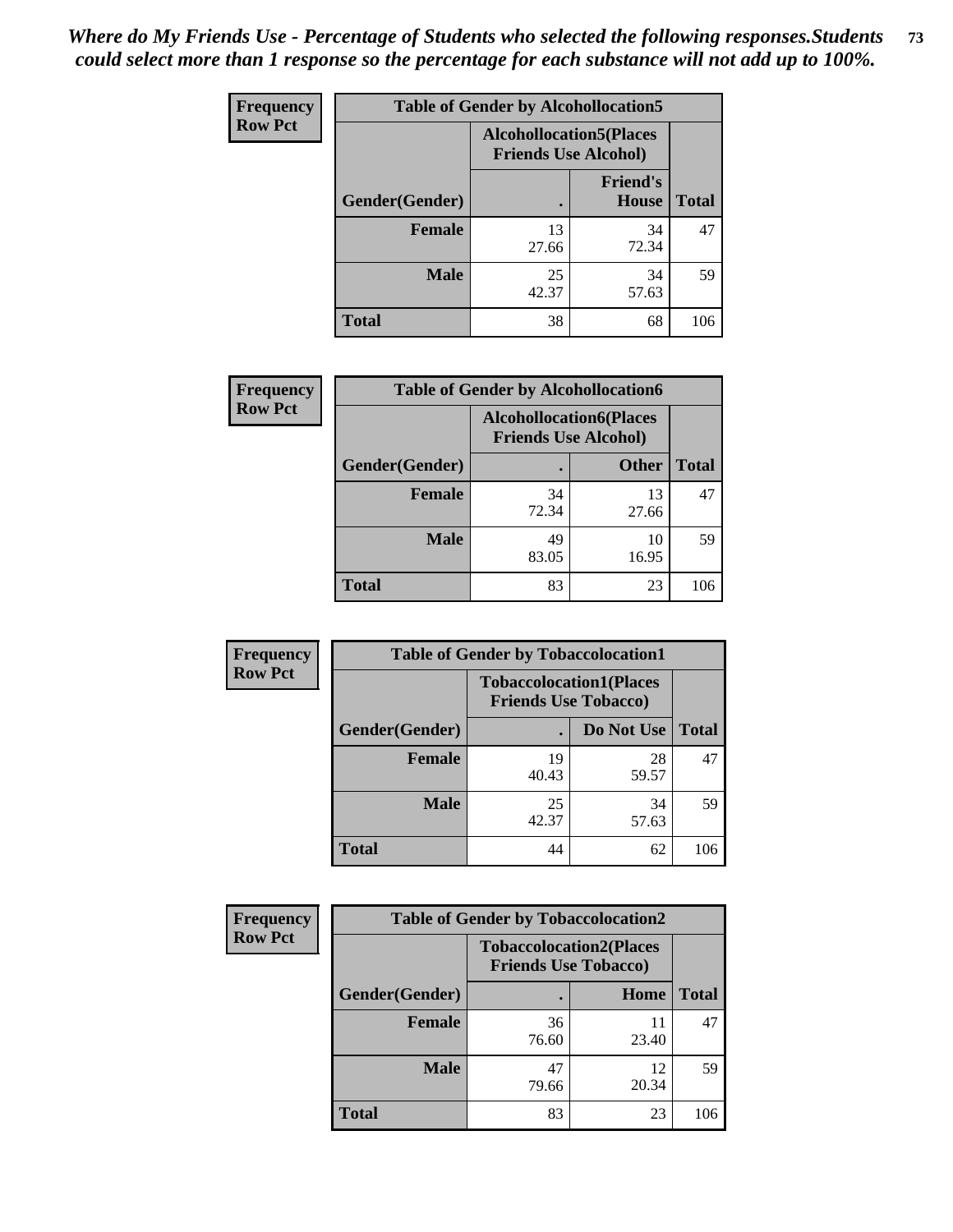*Where do My Friends Use - Percentage of Students who selected the following responses.Students could select more than 1 response so the percentage for each substance will not add up to 100%.*

**Frequency**
**Row Pct**

| Table of Gender by Alcohollocation5 | | | |
|---|---|---|---|
| | Alcohollocation5(Places Friends Use Alcohol) | | |
| Gender(Gender) | . | Friend's House | Total |
| **Female** | 13<br>27.66 | 34<br>72.34 | 47 |
| **Male** | 25<br>42.37 | 34<br>57.63 | 59 |
| **Total** | 38 | 68 | 106 |

**Frequency**
**Row Pct**

| Table of Gender by Alcohollocation6 | | | |
|---|---|---|---|
| | Alcohollocation6(Places Friends Use Alcohol) | | |
| Gender(Gender) | . | Other | Total |
| **Female** | 34<br>72.34 | 13<br>27.66 | 47 |
| **Male** | 49<br>83.05 | 10<br>16.95 | 59 |
| **Total** | 83 | 23 | 106 |

**Frequency**
**Row Pct**

| Table of Gender by Tobaccolocation1 | | | |
|---|---|---|---|
| | Tobaccolocation1(Places Friends Use Tobacco) | | |
| Gender(Gender) | . | Do Not Use | Total |
| **Female** | 19<br>40.43 | 28<br>59.57 | 47 |
| **Male** | 25<br>42.37 | 34<br>57.63 | 59 |
| **Total** | 44 | 62 | 106 |

**Frequency**
**Row Pct**

| Table of Gender by Tobaccolocation2 | | | |
|---|---|---|---|
| | Tobaccolocation2(Places Friends Use Tobacco) | | |
| Gender(Gender) | . | Home | Total |
| **Female** | 36<br>76.60 | 11<br>23.40 | 47 |
| **Male** | 47<br>79.66 | 12<br>20.34 | 59 |
| **Total** | 83 | 23 | 106 |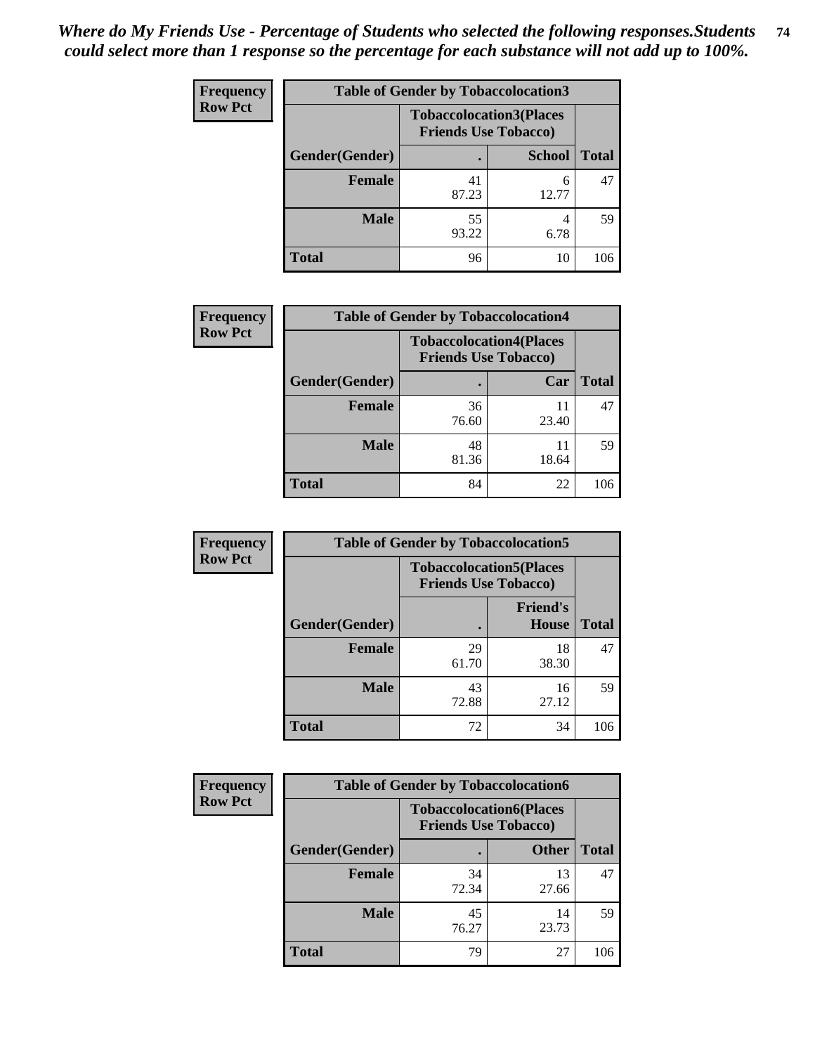*Where do My Friends Use - Percentage of Students who selected the following responses.Students could select more than 1 response so the percentage for each substance will not add up to 100%.*

**Frequency**
**Row Pct**

| Table of Gender by Tobaccolocation3 | | | |
|---|---|---|---|
| | Tobaccolocation3(Places Friends Use Tobacco) | | |
| Gender(Gender) | . | School | Total |
| Female | 41<br>87.23 | 6<br>12.77 | 47 |
| Male | 55<br>93.22 | 4<br>6.78 | 59 |
| Total | 96 | 10 | 106 |

**Frequency**
**Row Pct**

| Table of Gender by Tobaccolocation4 | | | |
|---|---|---|---|
| | Tobaccolocation4(Places Friends Use Tobacco) | | |
| Gender(Gender) | . | Car | Total |
| Female | 36<br>76.60 | 11<br>23.40 | 47 |
| Male | 48<br>81.36 | 11<br>18.64 | 59 |
| Total | 84 | 22 | 106 |

**Frequency**
**Row Pct**

| Table of Gender by Tobaccolocation5 | | | |
|---|---|---|---|
| | Tobaccolocation5(Places Friends Use Tobacco) | | |
| Gender(Gender) | . | Friend's House | Total |
| Female | 29<br>61.70 | 18<br>38.30 | 47 |
| Male | 43<br>72.88 | 16<br>27.12 | 59 |
| Total | 72 | 34 | 106 |

**Frequency**
**Row Pct**

| Table of Gender by Tobaccolocation6 | | | |
|---|---|---|---|
| | Tobaccolocation6(Places Friends Use Tobacco) | | |
| Gender(Gender) | . | Other | Total |
| Female | 34<br>72.34 | 13<br>27.66 | 47 |
| Male | 45<br>76.27 | 14<br>23.73 | 59 |
| Total | 79 | 27 | 106 |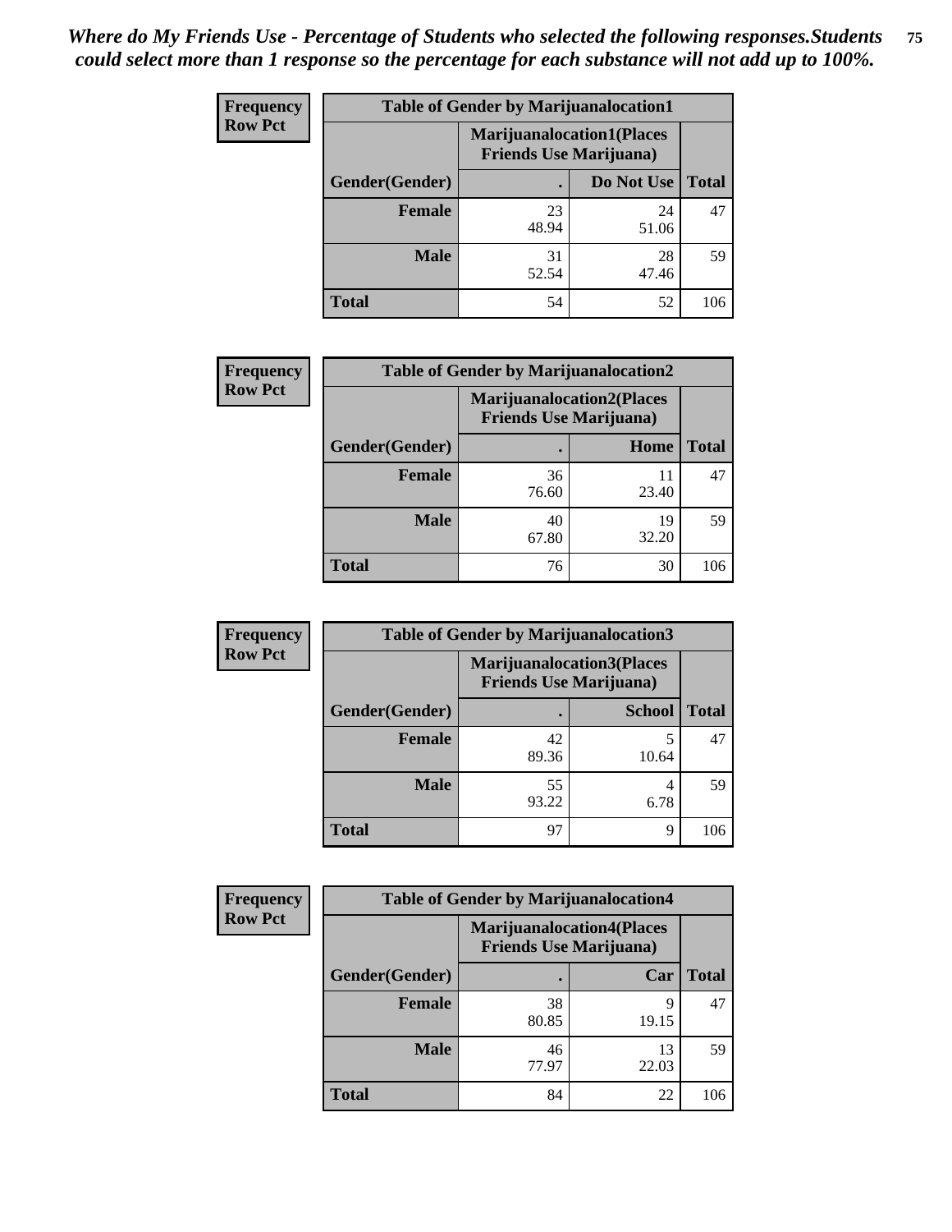*Where do My Friends Use - Percentage of Students who selected the following responses.Students could select more than 1 response so the percentage for each substance will not add up to 100%.*

**Frequency**
**Row Pct**

| Table of Gender by Marijuanalocation1 | | | |
|---|---|---|---|
| | Marijuanalocation1(Places Friends Use Marijuana) | | |
| Gender(Gender) | . | Do Not Use | Total |
| **Female** | 23<br>48.94 | 24<br>51.06 | 47 |
| **Male** | 31<br>52.54 | 28<br>47.46 | 59 |
| **Total** | 54 | 52 | 106 |

**Frequency**
**Row Pct**

| Table of Gender by Marijuanalocation2 | | | |
|---|---|---|---|
| | Marijuanalocation2(Places Friends Use Marijuana) | | |
| Gender(Gender) | . | Home | Total |
| **Female** | 36<br>76.60 | 11<br>23.40 | 47 |
| **Male** | 40<br>67.80 | 19<br>32.20 | 59 |
| **Total** | 76 | 30 | 106 |

**Frequency**
**Row Pct**

| Table of Gender by Marijuanalocation3 | | | |
|---|---|---|---|
| | Marijuanalocation3(Places Friends Use Marijuana) | | |
| Gender(Gender) | . | School | Total |
| **Female** | 42<br>89.36 | 5<br>10.64 | 47 |
| **Male** | 55<br>93.22 | 4<br>6.78 | 59 |
| **Total** | 97 | 9 | 106 |

**Frequency**
**Row Pct**

| Table of Gender by Marijuanalocation4 | | | |
|---|---|---|---|
| | Marijuanalocation4(Places Friends Use Marijuana) | | |
| Gender(Gender) | . | Car | Total |
| **Female** | 38<br>80.85 | 9<br>19.15 | 47 |
| **Male** | 46<br>77.97 | 13<br>22.03 | 59 |
| **Total** | 84 | 22 | 106 |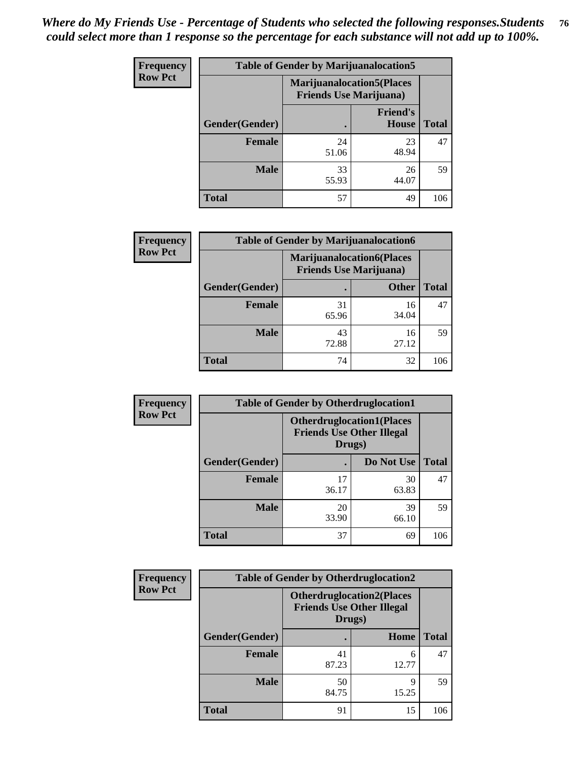*Where do My Friends Use - Percentage of Students who selected the following responses.Students could select more than 1 response so the percentage for each substance will not add up to 100%.*

**Frequency Row Pct**

| Table of Gender by Marijuanalocation5 | | | |
|---|---|---|---|
| | Marijuanalocation5(Places Friends Use Marijuana) | | |
| Gender(Gender) | . | Friend's House | Total |
| Female | 24<br>51.06 | 23<br>48.94 | 47 |
| Male | 33<br>55.93 | 26<br>44.07 | 59 |
| Total | 57 | 49 | 106 |

**Frequency Row Pct**

| Table of Gender by Marijuanalocation6 | | | |
|---|---|---|---|
| | Marijuanalocation6(Places Friends Use Marijuana) | | |
| Gender(Gender) | . | Other | Total |
| Female | 31<br>65.96 | 16<br>34.04 | 47 |
| Male | 43<br>72.88 | 16<br>27.12 | 59 |
| Total | 74 | 32 | 106 |

**Frequency Row Pct**

| Table of Gender by Otherdruglocation1 | | | |
|---|---|---|---|
| | Otherdruglocation1(Places Friends Use Other Illegal Drugs) | | |
| Gender(Gender) | . | Do Not Use | Total |
| Female | 17<br>36.17 | 30<br>63.83 | 47 |
| Male | 20<br>33.90 | 39<br>66.10 | 59 |
| Total | 37 | 69 | 106 |

**Frequency Row Pct**

| Table of Gender by Otherdruglocation2 | | | |
|---|---|---|---|
| | Otherdruglocation2(Places Friends Use Other Illegal Drugs) | | |
| Gender(Gender) | . | Home | Total |
| Female | 41<br>87.23 | 6<br>12.77 | 47 |
| Male | 50<br>84.75 | 9<br>15.25 | 59 |
| Total | 91 | 15 | 106 |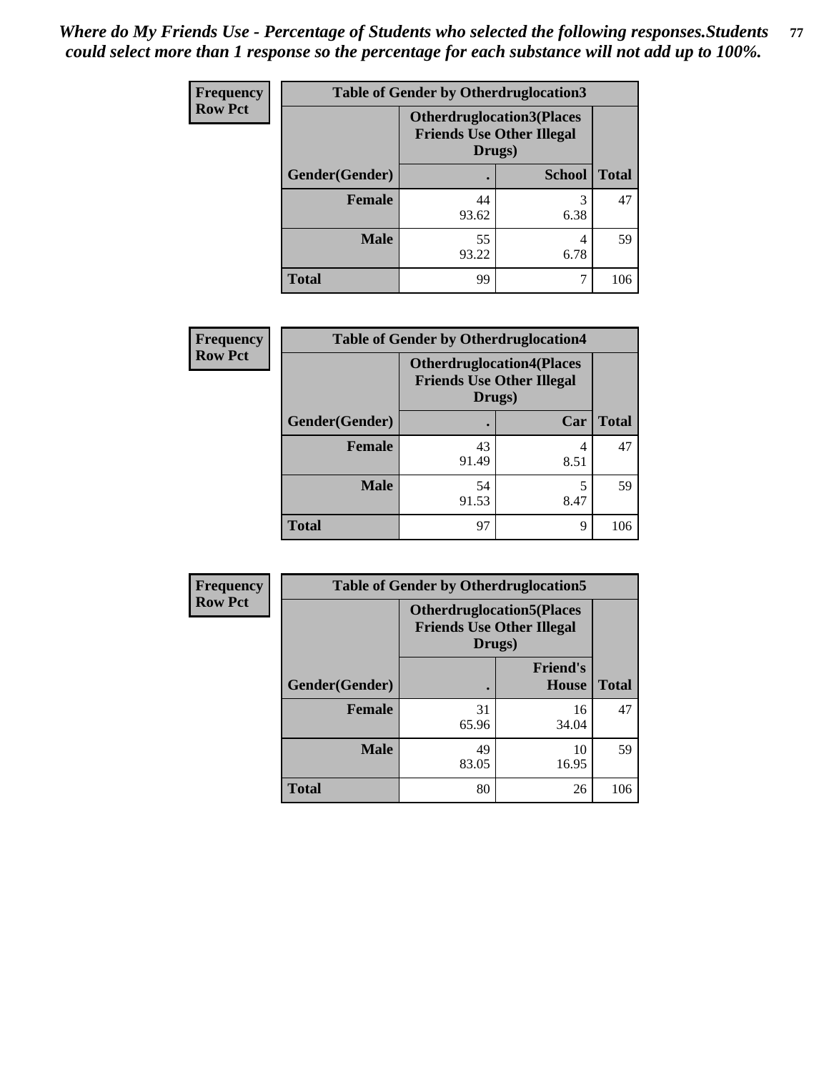*Where do My Friends Use - Percentage of Students who selected the following responses.Students could select more than 1 response so the percentage for each substance will not add up to 100%.*

**Frequency**
**Row Pct**

| Table of Gender by Otherdruglocation3 | | | |
|---|---|---|---|
| | Otherdruglocation3(Places Friends Use Other Illegal Drugs) | | |
| Gender(Gender) | . | School | Total |
| Female | 44<br>93.62 | 3<br>6.38 | 47 |
| Male | 55<br>93.22 | 4<br>6.78 | 59 |
| Total | 99 | 7 | 106 |

**Frequency**
**Row Pct**

| Table of Gender by Otherdruglocation4 | | | |
|---|---|---|---|
| | Otherdruglocation4(Places Friends Use Other Illegal Drugs) | | |
| Gender(Gender) | . | Car | Total |
| Female | 43<br>91.49 | 4<br>8.51 | 47 |
| Male | 54<br>91.53 | 5<br>8.47 | 59 |
| Total | 97 | 9 | 106 |

**Frequency**
**Row Pct**

| Table of Gender by Otherdruglocation5 | | | |
|---|---|---|---|
| | Otherdruglocation5(Places Friends Use Other Illegal Drugs) | | |
| Gender(Gender) | . | Friend's House | Total |
| Female | 31<br>65.96 | 16<br>34.04 | 47 |
| Male | 49<br>83.05 | 10<br>16.95 | 59 |
| Total | 80 | 26 | 106 |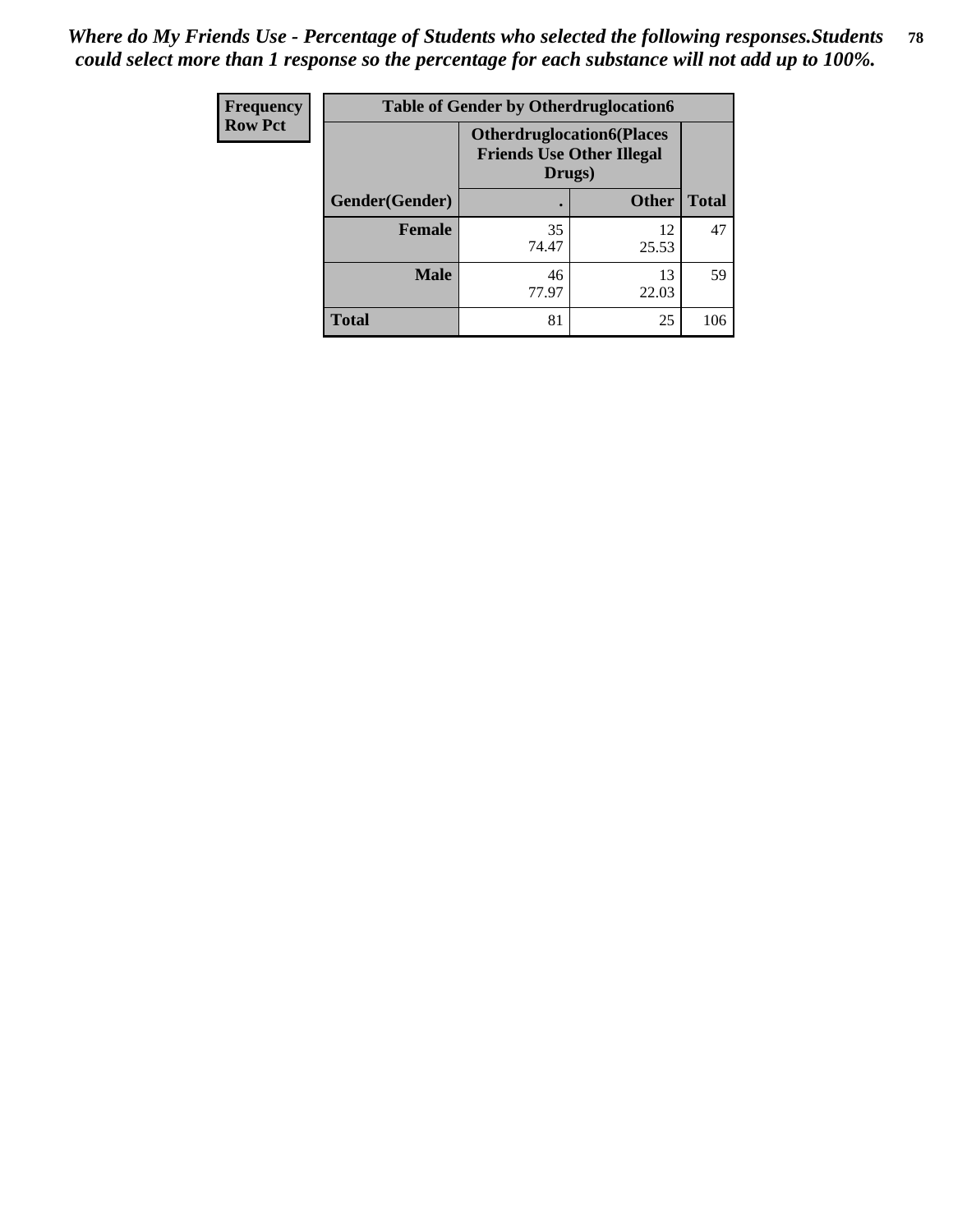*Where do My Friends Use - Percentage of Students who selected the following responses.Students could select more than 1 response so the percentage for each substance will not add up to 100%.*

| Frequency Row Pct | Table of Gender by Otherdruglocation6 | | |
|---|---|---|---|
| | Otherdruglocation6(Places Friends Use Other Illegal Drugs) | | |
| Gender(Gender) | . | Other | Total |
| Female | 35<br>74.47 | 12<br>25.53 | 47 |
| Male | 46<br>77.97 | 13<br>22.03 | 59 |
| Total | 81 | 25 | 106 |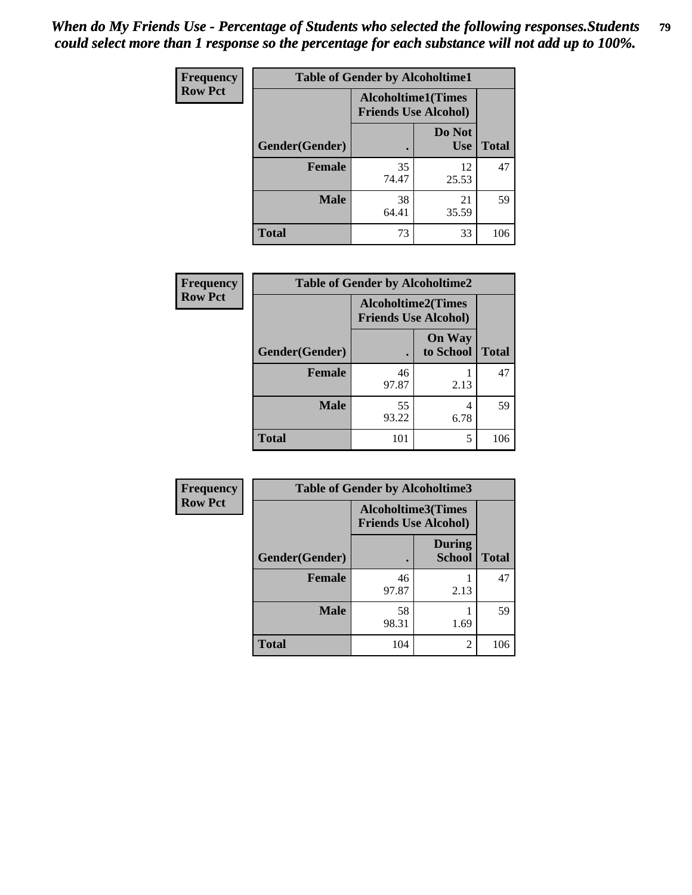*When do My Friends Use - Percentage of Students who selected the following responses.Students could select more than 1 response so the percentage for each substance will not add up to 100%.*

| Frequency Row Pct | Table of Gender by Alcoholtime1 | | |
|---|---|---|---|
| | Alcoholtime1(Times Friends Use Alcohol) | | |
| Gender(Gender) | . | Do Not Use | Total |
| Female | 35<br>74.47 | 12<br>25.53 | 47 |
| Male | 38<br>64.41 | 21<br>35.59 | 59 |
| Total | 73 | 33 | 106 |

| Frequency Row Pct | Table of Gender by Alcoholtime2 | | |
|---|---|---|---|
| | Alcoholtime2(Times Friends Use Alcohol) | | |
| Gender(Gender) | . | On Way to School | Total |
| Female | 46<br>97.87 | 1<br>2.13 | 47 |
| Male | 55<br>93.22 | 4<br>6.78 | 59 |
| Total | 101 | 5 | 106 |

| Frequency Row Pct | Table of Gender by Alcoholtime3 | | |
|---|---|---|---|
| | Alcoholtime3(Times Friends Use Alcohol) | | |
| Gender(Gender) | . | During School | Total |
| Female | 46<br>97.87 | 1<br>2.13 | 47 |
| Male | 58<br>98.31 | 1<br>1.69 | 59 |
| Total | 104 | 2 | 106 |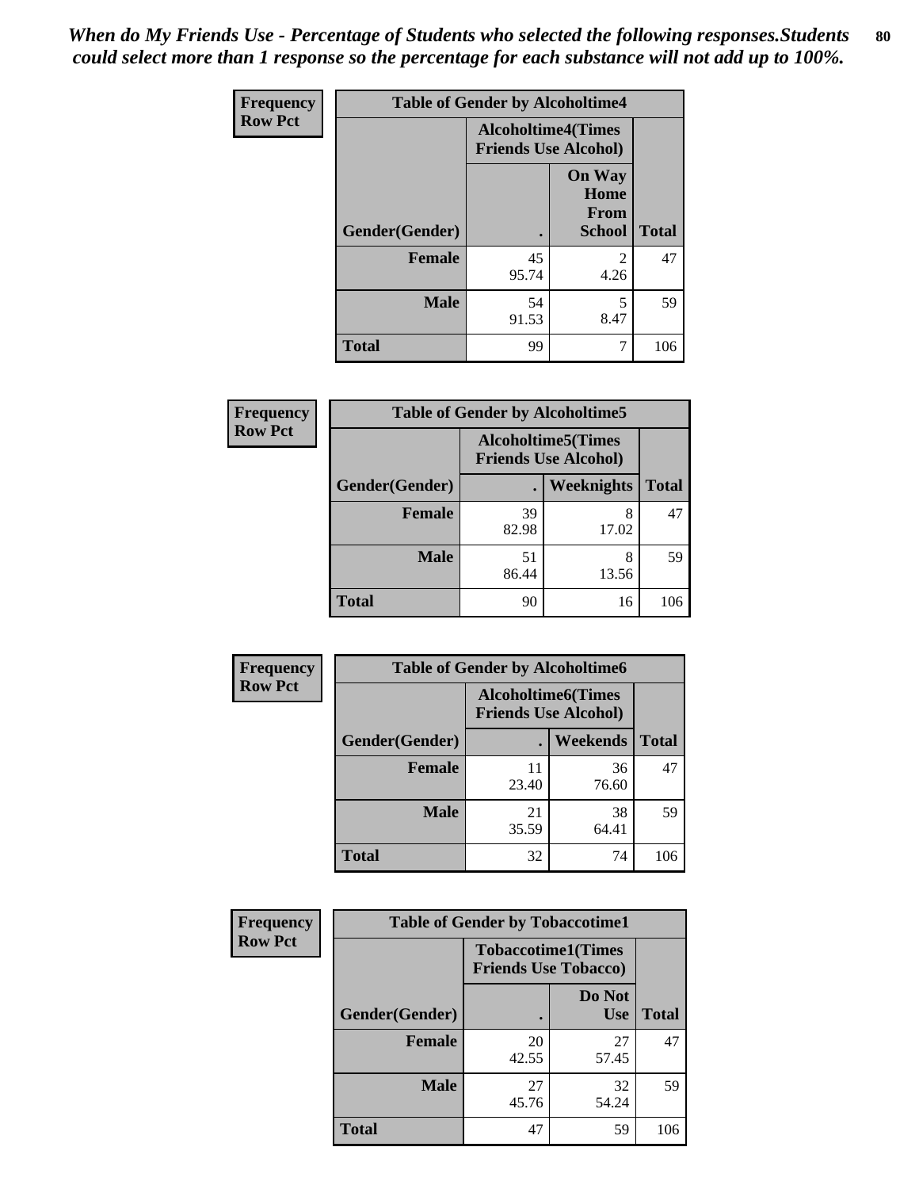*When do My Friends Use - Percentage of Students who selected the following responses.Students could select more than 1 response so the percentage for each substance will not add up to 100%.*

| Frequency Row Pct | Table of Gender by Alcoholtime4 | | |
|---|---|---|---|
| | Alcoholtime4(Times Friends Use Alcohol) | | |
| Gender(Gender) | . | On Way Home From School | Total |
| **Female** | 45<br>95.74 | 2<br>4.26 | 47 |
| **Male** | 54<br>91.53 | 5<br>8.47 | 59 |
| **Total** | 99 | 7 | 106 |

| Frequency Row Pct | Table of Gender by Alcoholtime5 | | |
|---|---|---|---|
| | Alcoholtime5(Times Friends Use Alcohol) | | |
| Gender(Gender) | . | Weeknights | Total |
| **Female** | 39<br>82.98 | 8<br>17.02 | 47 |
| **Male** | 51<br>86.44 | 8<br>13.56 | 59 |
| **Total** | 90 | 16 | 106 |

| Frequency Row Pct | Table of Gender by Alcoholtime6 | | |
|---|---|---|---|
| | Alcoholtime6(Times Friends Use Alcohol) | | |
| Gender(Gender) | . | Weekends | Total |
| **Female** | 11<br>23.40 | 36<br>76.60 | 47 |
| **Male** | 21<br>35.59 | 38<br>64.41 | 59 |
| **Total** | 32 | 74 | 106 |

| Frequency Row Pct | Table of Gender by Tobaccotime1 | | |
|---|---|---|---|
| | Tobaccotime1(Times Friends Use Tobacco) | | |
| Gender(Gender) | . | Do Not Use | Total |
| **Female** | 20<br>42.55 | 27<br>57.45 | 47 |
| **Male** | 27<br>45.76 | 32<br>54.24 | 59 |
| **Total** | 47 | 59 | 106 |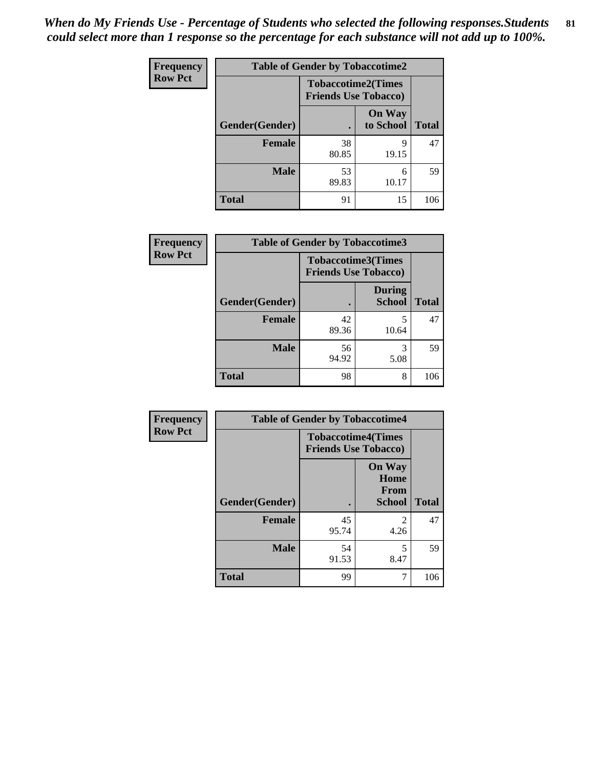*When do My Friends Use - Percentage of Students who selected the following responses.Students could select more than 1 response so the percentage for each substance will not add up to 100%.*

**Frequency**
**Row Pct**

| Table of Gender by Tobaccotime2 | | | |
|---|---|---|---|
| | Tobaccotime2(Times Friends Use Tobacco) | | |
| Gender(Gender) | . | On Way to School | Total |
| **Female** | 38<br>80.85 | 9<br>19.15 | 47 |
| **Male** | 53<br>89.83 | 6<br>10.17 | 59 |
| **Total** | 91 | 15 | 106 |

**Frequency**
**Row Pct**

| Table of Gender by Tobaccotime3 | | | |
|---|---|---|---|
| | Tobaccotime3(Times Friends Use Tobacco) | | |
| Gender(Gender) | . | During School | Total |
| **Female** | 42<br>89.36 | 5<br>10.64 | 47 |
| **Male** | 56<br>94.92 | 3<br>5.08 | 59 |
| **Total** | 98 | 8 | 106 |

**Frequency**
**Row Pct**

| Table of Gender by Tobaccotime4 | | | |
|---|---|---|---|
| | Tobaccotime4(Times Friends Use Tobacco) | | |
| Gender(Gender) | . | On Way Home From School | Total |
| **Female** | 45<br>95.74 | 2<br>4.26 | 47 |
| **Male** | 54<br>91.53 | 5<br>8.47 | 59 |
| **Total** | 99 | 7 | 106 |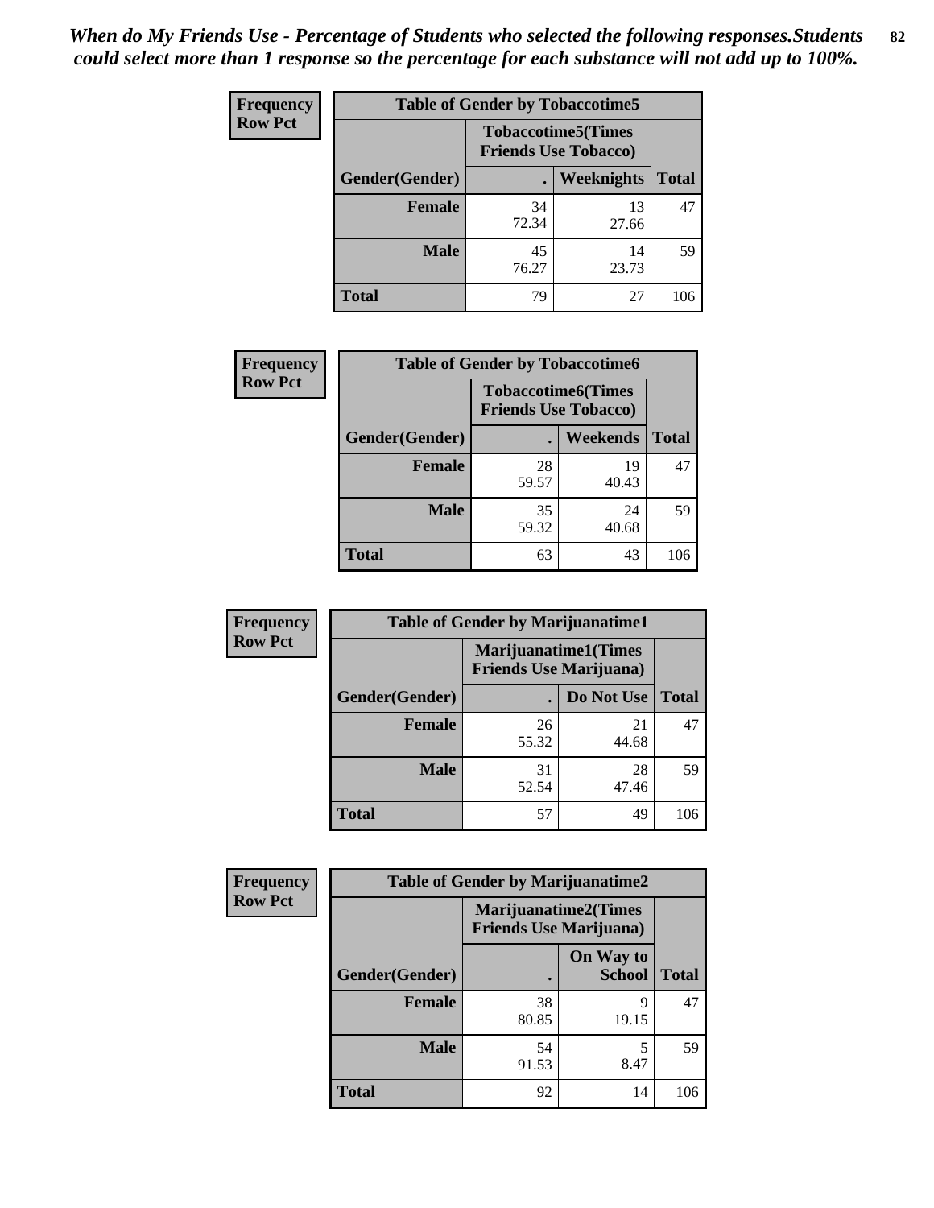*When do My Friends Use - Percentage of Students who selected the following responses.Students could select more than 1 response so the percentage for each substance will not add up to 100%.*

**Frequency**
**Row Pct**

| Table of Gender by Tobaccotime5 | | | |
|---|---|---|---|
| | Tobaccotime5(Times Friends Use Tobacco) | | |
| Gender(Gender) | . | Weeknights | Total |
| **Female** | 34<br>72.34 | 13<br>27.66 | 47 |
| **Male** | 45<br>76.27 | 14<br>23.73 | 59 |
| **Total** | 79 | 27 | 106 |

**Frequency**
**Row Pct**

| Table of Gender by Tobaccotime6 | | | |
|---|---|---|---|
| | Tobaccotime6(Times Friends Use Tobacco) | | |
| Gender(Gender) | . | Weekends | Total |
| **Female** | 28<br>59.57 | 19<br>40.43 | 47 |
| **Male** | 35<br>59.32 | 24<br>40.68 | 59 |
| **Total** | 63 | 43 | 106 |

**Frequency**
**Row Pct**

| Table of Gender by Marijuanatime1 | | | |
|---|---|---|---|
| | Marijuanatime1(Times Friends Use Marijuana) | | |
| Gender(Gender) | . | Do Not Use | Total |
| **Female** | 26<br>55.32 | 21<br>44.68 | 47 |
| **Male** | 31<br>52.54 | 28<br>47.46 | 59 |
| **Total** | 57 | 49 | 106 |

**Frequency**
**Row Pct**

| Table of Gender by Marijuanatime2 | | | |
|---|---|---|---|
| | Marijuanatime2(Times Friends Use Marijuana) | | |
| Gender(Gender) | . | On Way to School | Total |
| **Female** | 38<br>80.85 | 9<br>19.15 | 47 |
| **Male** | 54<br>91.53 | 5<br>8.47 | 59 |
| **Total** | 92 | 14 | 106 |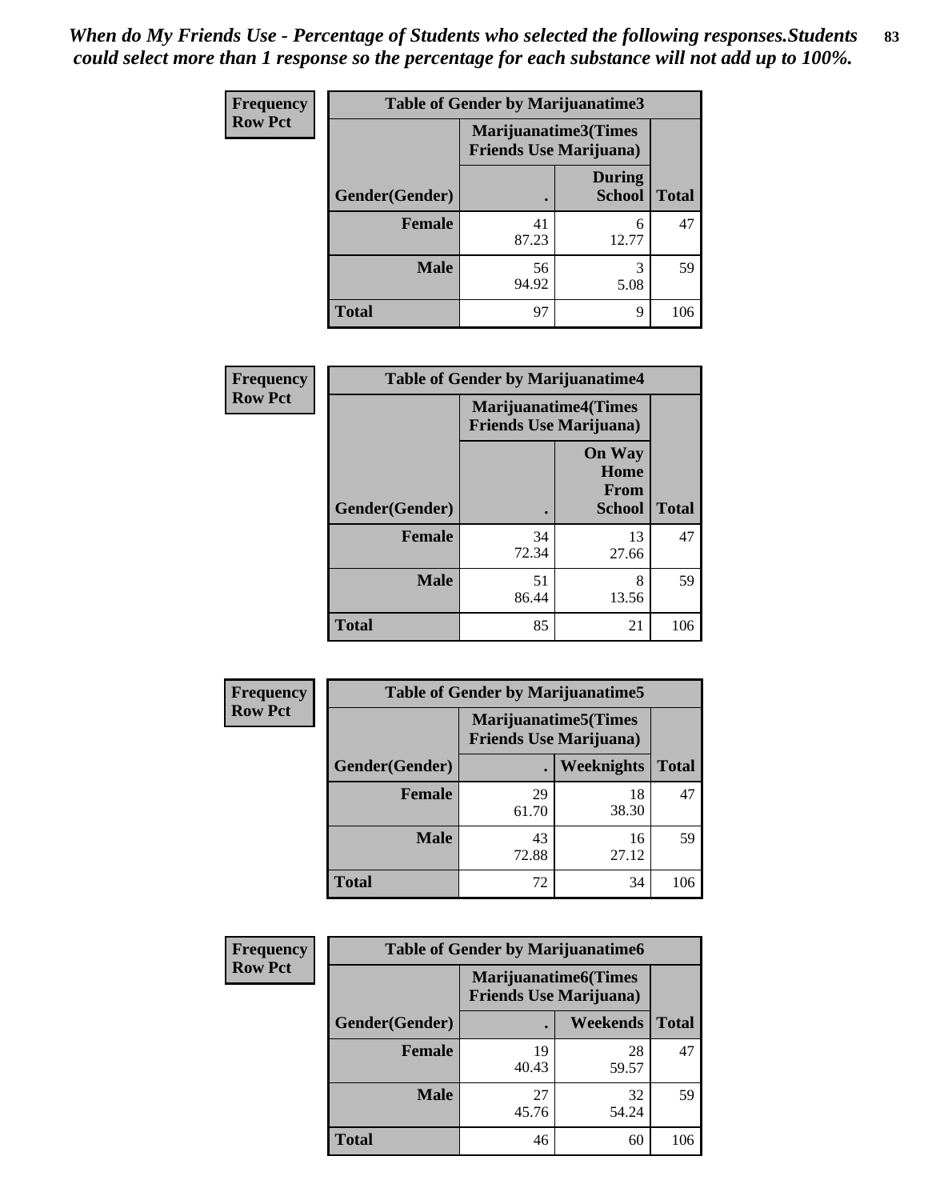*When do My Friends Use - Percentage of Students who selected the following responses.Students could select more than 1 response so the percentage for each substance will not add up to 100%.*

**Frequency**
**Row Pct**

| Table of Gender by Marijuanatime3 | | | |
|---|---|---|---|
| | Marijuanatime3(Times Friends Use Marijuana) | | |
| Gender(Gender) | . | During School | Total |
| Female | 41<br>87.23 | 6<br>12.77 | 47 |
| Male | 56<br>94.92 | 3<br>5.08 | 59 |
| Total | 97 | 9 | 106 |

**Frequency**
**Row Pct**

| Table of Gender by Marijuanatime4 | | | |
|---|---|---|---|
| | Marijuanatime4(Times Friends Use Marijuana) | | |
| Gender(Gender) | . | On Way Home From School | Total |
| Female | 34<br>72.34 | 13<br>27.66 | 47 |
| Male | 51<br>86.44 | 8<br>13.56 | 59 |
| Total | 85 | 21 | 106 |

**Frequency**
**Row Pct**

| Table of Gender by Marijuanatime5 | | | |
|---|---|---|---|
| | Marijuanatime5(Times Friends Use Marijuana) | | |
| Gender(Gender) | . | Weeknights | Total |
| Female | 29<br>61.70 | 18<br>38.30 | 47 |
| Male | 43<br>72.88 | 16<br>27.12 | 59 |
| Total | 72 | 34 | 106 |

**Frequency**
**Row Pct**

| Table of Gender by Marijuanatime6 | | | |
|---|---|---|---|
| | Marijuanatime6(Times Friends Use Marijuana) | | |
| Gender(Gender) | . | Weekends | Total |
| Female | 19<br>40.43 | 28<br>59.57 | 47 |
| Male | 27<br>45.76 | 32<br>54.24 | 59 |
| Total | 46 | 60 | 106 |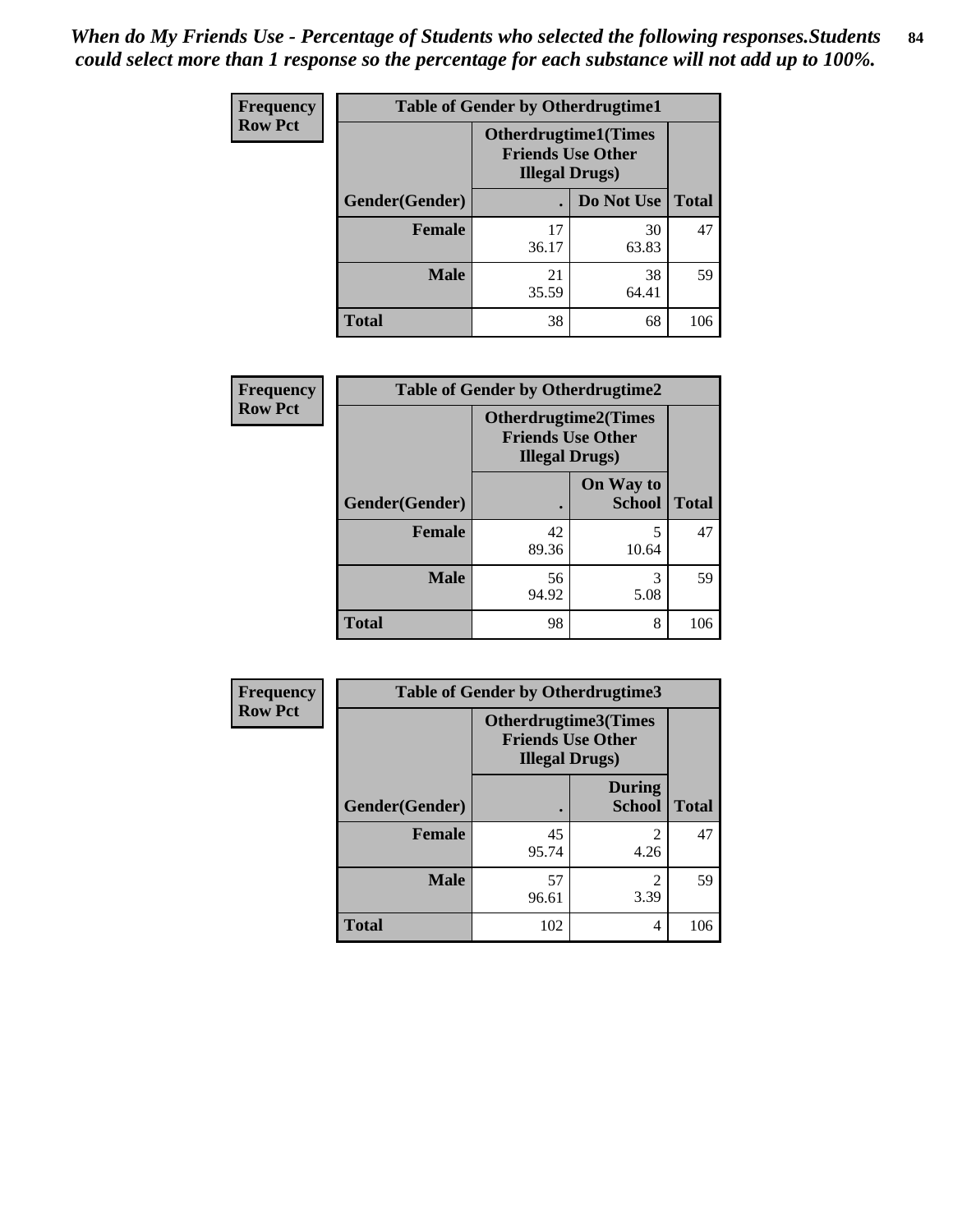*When do My Friends Use - Percentage of Students who selected the following responses.Students could select more than 1 response so the percentage for each substance will not add up to 100%.*

**Frequency**
**Row Pct**

| Table of Gender by Otherdrugtime1 | | | |
|---|---|---|---|
| | Otherdrugtime1(Times Friends Use Other Illegal Drugs) | | |
| Gender(Gender) | . | Do Not Use | Total |
| **Female** | 17<br>36.17 | 30<br>63.83 | 47 |
| **Male** | 21<br>35.59 | 38<br>64.41 | 59 |
| **Total** | 38 | 68 | 106 |

**Frequency**
**Row Pct**

| Table of Gender by Otherdrugtime2 | | | |
|---|---|---|---|
| | Otherdrugtime2(Times Friends Use Other Illegal Drugs) | | |
| Gender(Gender) | . | On Way to School | Total |
| **Female** | 42<br>89.36 | 5<br>10.64 | 47 |
| **Male** | 56<br>94.92 | 3<br>5.08 | 59 |
| **Total** | 98 | 8 | 106 |

**Frequency**
**Row Pct**

| Table of Gender by Otherdrugtime3 | | | |
|---|---|---|---|
| | Otherdrugtime3(Times Friends Use Other Illegal Drugs) | | |
| Gender(Gender) | . | During School | Total |
| **Female** | 45<br>95.74 | 2<br>4.26 | 47 |
| **Male** | 57<br>96.61 | 2<br>3.39 | 59 |
| **Total** | 102 | 4 | 106 |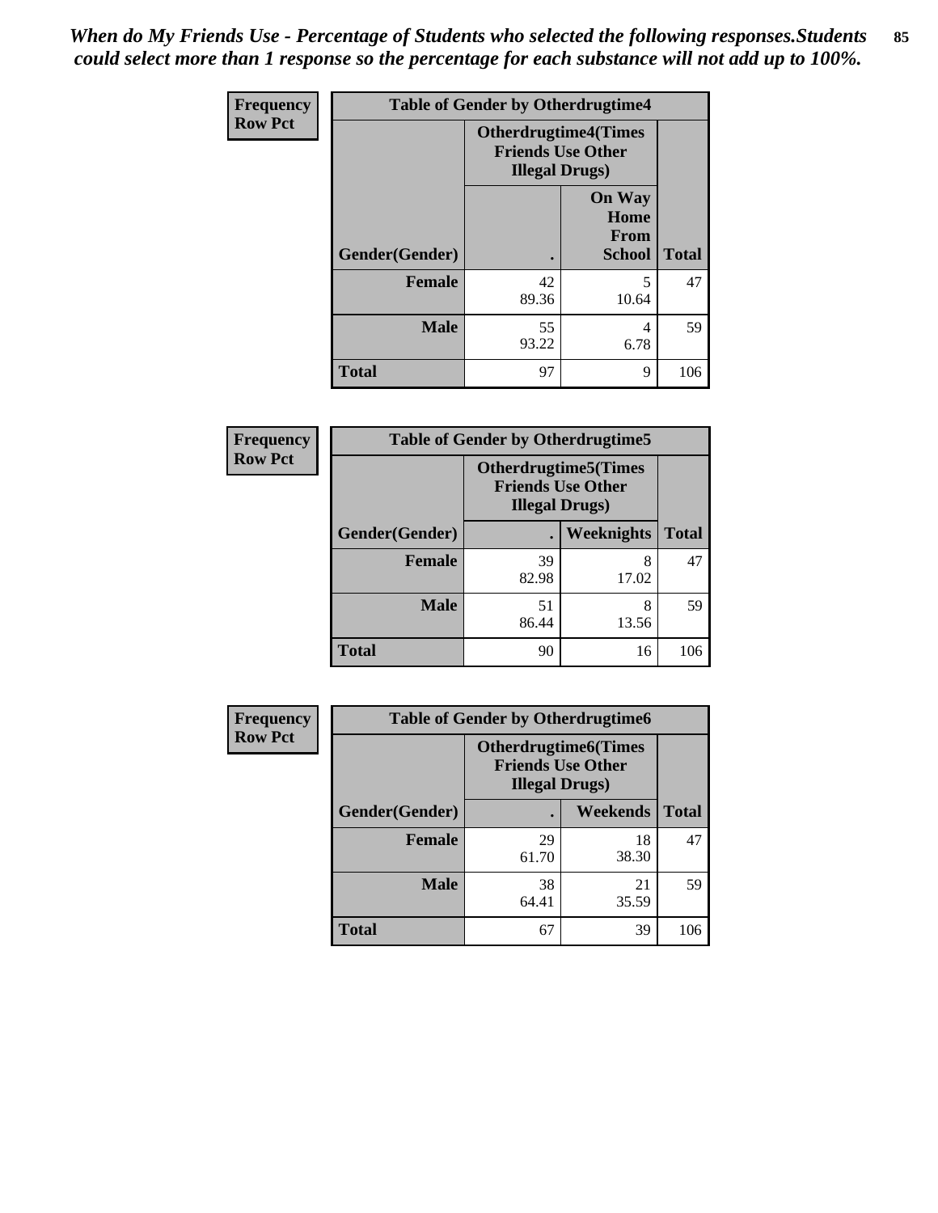*When do My Friends Use - Percentage of Students who selected the following responses.Students could select more than 1 response so the percentage for each substance will not add up to 100%.*

**Frequency Row Pct**

| Table of Gender by Otherdrugtime4 | | | |
|---|---|---|---|
| | Otherdrugtime4(Times Friends Use Other Illegal Drugs) | | |
| Gender(Gender) | . | On Way Home From School | Total |
| Female | 42<br>89.36 | 5<br>10.64 | 47 |
| Male | 55<br>93.22 | 4<br>6.78 | 59 |
| Total | 97 | 9 | 106 |

**Frequency Row Pct**

| Table of Gender by Otherdrugtime5 | | | |
|---|---|---|---|
| | Otherdrugtime5(Times Friends Use Other Illegal Drugs) | | |
| Gender(Gender) | . | Weeknights | Total |
| Female | 39<br>82.98 | 8<br>17.02 | 47 |
| Male | 51<br>86.44 | 8<br>13.56 | 59 |
| Total | 90 | 16 | 106 |

**Frequency Row Pct**

| Table of Gender by Otherdrugtime6 | | | |
|---|---|---|---|
| | Otherdrugtime6(Times Friends Use Other Illegal Drugs) | | |
| Gender(Gender) | . | Weekends | Total |
| Female | 29<br>61.70 | 18<br>38.30 | 47 |
| Male | 38<br>64.41 | 21<br>35.59 | 59 |
| Total | 67 | 39 | 106 |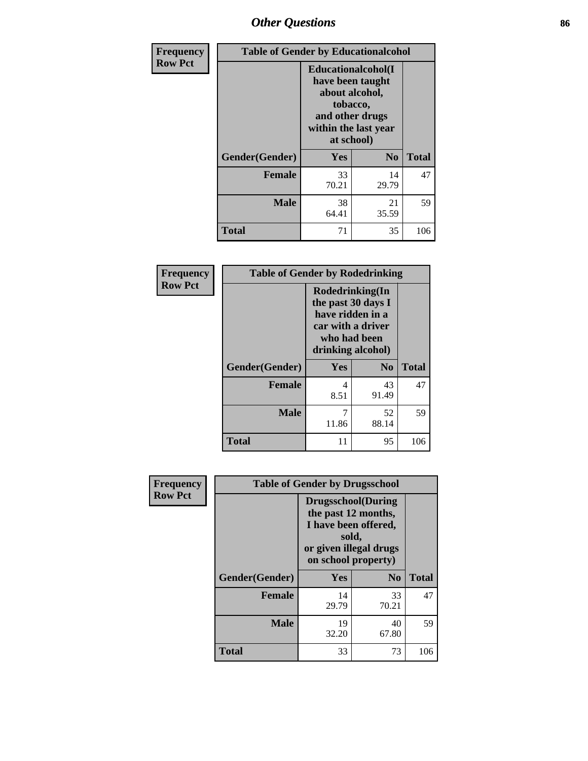# Other Questions

**Frequency**
**Row Pct**

| Table of Gender by Educationalcohol | | | |
|---|---|---|---|
| | Educationalcohol(I have been taught about alcohol, tobacco, and other drugs within the last year at school) | | |
| Gender(Gender) | Yes | No | Total |
| Female | 33<br>70.21 | 14<br>29.79 | 47 |
| Male | 38<br>64.41 | 21<br>35.59 | 59 |
| Total | 71 | 35 | 106 |

**Frequency**
**Row Pct**

| Table of Gender by Rodedrinking | | | |
|---|---|---|---|
| | Rodedrinking(In the past 30 days I have ridden in a car with a driver who had been drinking alcohol) | | |
| Gender(Gender) | Yes | No | Total |
| Female | 4<br>8.51 | 43<br>91.49 | 47 |
| Male | 7<br>11.86 | 52<br>88.14 | 59 |
| Total | 11 | 95 | 106 |

**Frequency**
**Row Pct**

| Table of Gender by Drugsschool | | | |
|---|---|---|---|
| | Drugsschool(During the past 12 months, I have been offered, sold, or given illegal drugs on school property) | | |
| Gender(Gender) | Yes | No | Total |
| Female | 14<br>29.79 | 33<br>70.21 | 47 |
| Male | 19<br>32.20 | 40<br>67.80 | 59 |
| Total | 33 | 73 | 106 |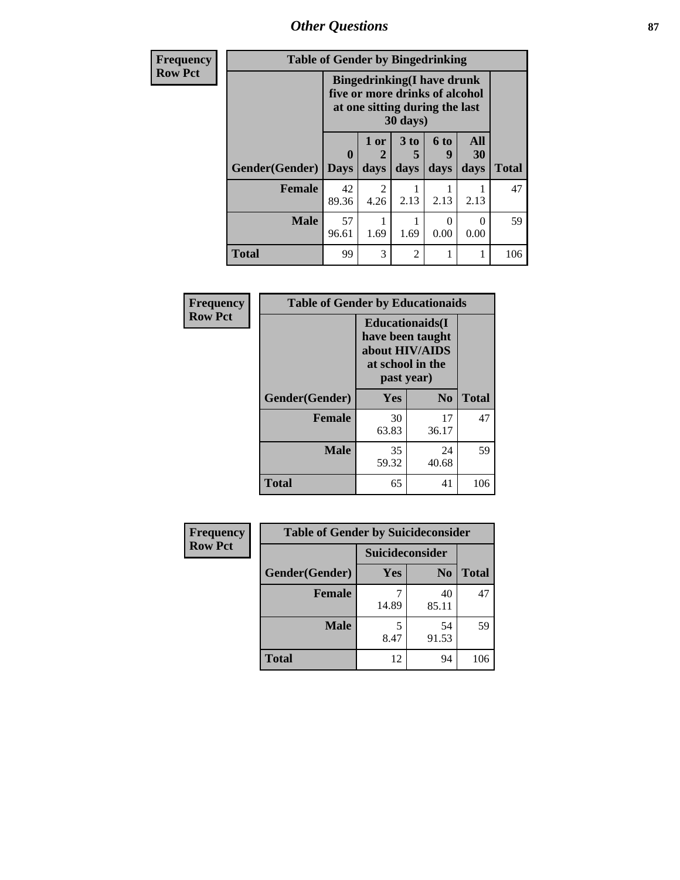## Other Questions

| Frequency Row Pct |
|---|

**Table of Gender by Bingedrinking**

| Gender(Gender) | Bingedrinking(I have drunk five or more drinks of alcohol at one sitting during the last 30 days) | | | | | Total |
|---|---|---|---|---|---|---|
| | 0 Days | 1 or 2 days | 3 to 5 days | 6 to 9 days | All 30 days | |
| **Female** | 42<br>89.36 | 2<br>4.26 | 1<br>2.13 | 1<br>2.13 | 1<br>2.13 | 47 |
| **Male** | 57<br>96.61 | 1<br>1.69 | 1<br>1.69 | 0<br>0.00 | 0<br>0.00 | 59 |
| **Total** | 99 | 3 | 2 | 1 | 1 | 106 |

| Frequency Row Pct |
|---|

**Table of Gender by Educationaids**

| Gender(Gender) | Educationaids(I have been taught about HIV/AIDS at school in the past year) | | Total |
|---|---|---|---|
| | Yes | No | |
| **Female** | 30<br>63.83 | 17<br>36.17 | 47 |
| **Male** | 35<br>59.32 | 24<br>40.68 | 59 |
| **Total** | 65 | 41 | 106 |

| Frequency Row Pct |
|---|

**Table of Gender by Suicideconsider**

| Gender(Gender) | Suicideconsider | | Total |
|---|---|---|---|
| | Yes | No | |
| **Female** | 7<br>14.89 | 40<br>85.11 | 47 |
| **Male** | 5<br>8.47 | 54<br>91.53 | 59 |
| **Total** | 12 | 94 | 106 |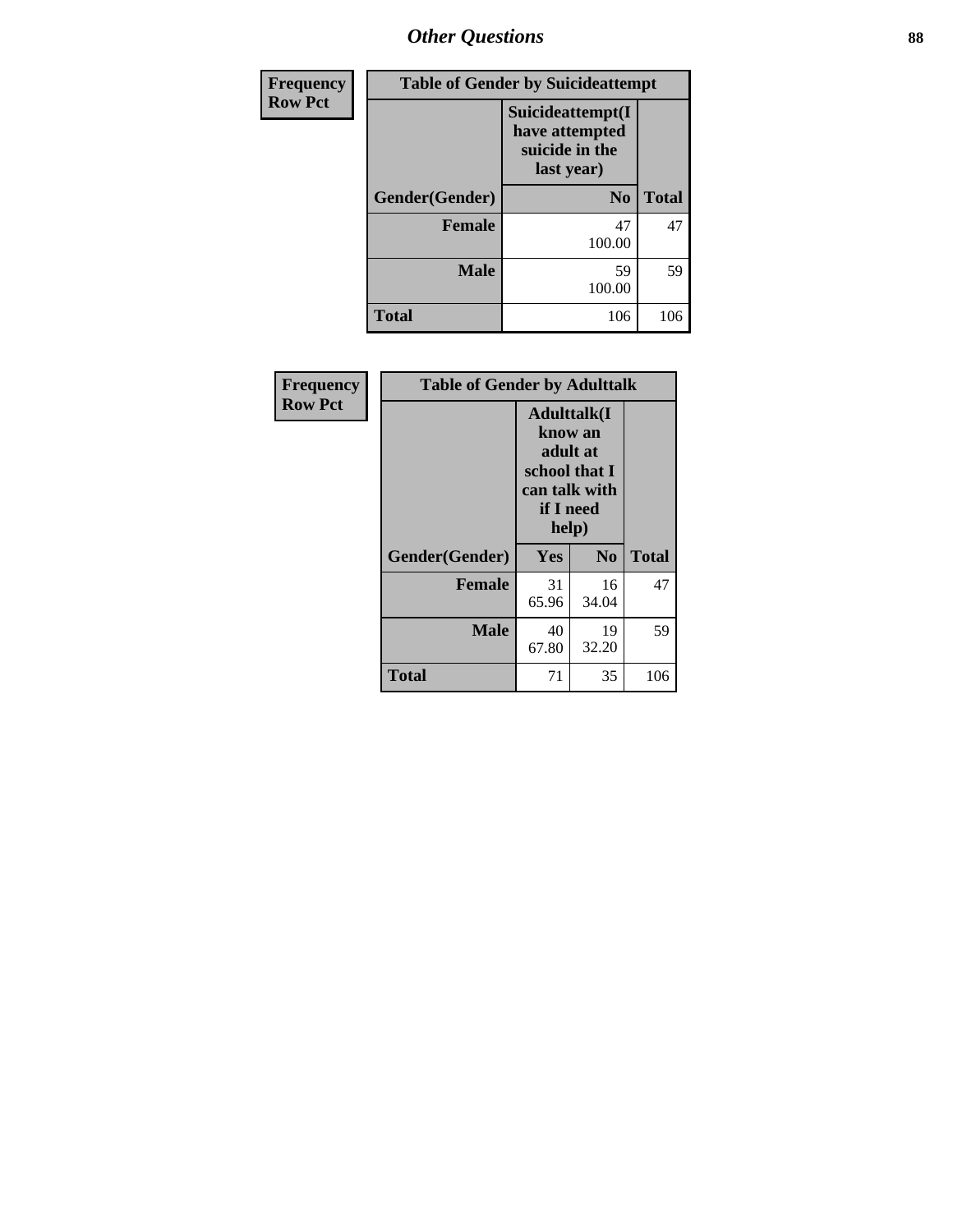## Other Questions

**Frequency**
**Row Pct**

| Table of Gender by Suicideattempt | | |
|---|---|---|
| | Suicideattempt(I have attempted suicide in the last year) | |
| Gender(Gender) | No | Total |
| Female | 47<br>100.00 | 47 |
| Male | 59<br>100.00 | 59 |
| Total | 106 | 106 |

**Frequency**
**Row Pct**

| Table of Gender by Adulttalk | | | |
|---|---|---|---|
| | Adulttalk(I know an adult at school that I can talk with if I need help) | | |
| Gender(Gender) | Yes | No | Total |
| Female | 31<br>65.96 | 16<br>34.04 | 47 |
| Male | 40<br>67.80 | 19<br>32.20 | 59 |
| Total | 71 | 35 | 106 |